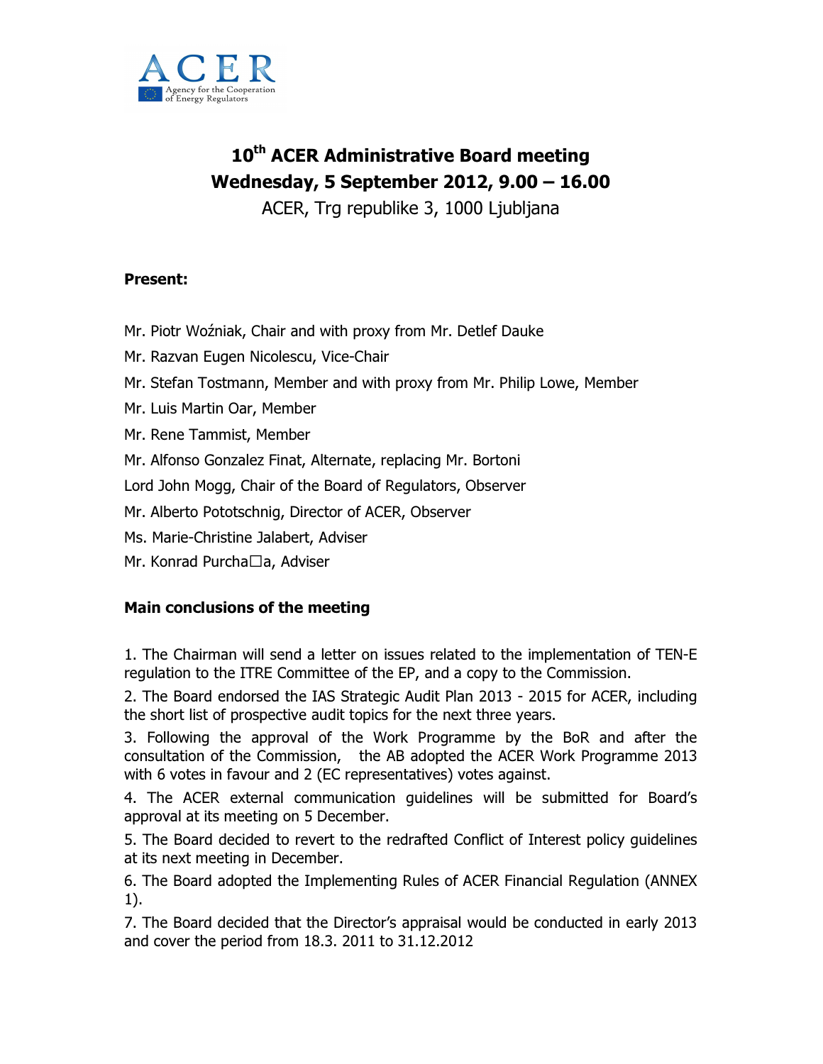ACER

Agency for the Cooperation of Energy Regulators

# 10th ACER Administrative Board meeting
# Wednesday, 5 September 2012, 9.00 – 16.00

ACER, Trg republike 3, 1000 Ljubljana

**Present:**

Mr. Piotr Woźniak, Chair and with proxy from Mr. Detlef Dauke

Mr. Razvan Eugen Nicolescu, Vice-Chair

Mr. Stefan Tostmann, Member and with proxy from Mr. Philip Lowe, Member

Mr. Luis Martin Oar, Member

Mr. Rene Tammist, Member

Mr. Alfonso Gonzalez Finat, Alternate, replacing Mr. Bortoni

Lord John Mogg, Chair of the Board of Regulators, Observer

Mr. Alberto Pototschnig, Director of ACER, Observer

Ms. Marie-Christine Jalabert, Adviser

Mr. Konrad Purcha□a, Adviser

**Main conclusions of the meeting**

1. The Chairman will send a letter on issues related to the implementation of TEN-E regulation to the ITRE Committee of the EP, and a copy to the Commission.

2. The Board endorsed the IAS Strategic Audit Plan 2013 - 2015 for ACER, including the short list of prospective audit topics for the next three years.

3. Following the approval of the Work Programme by the BoR and after the consultation of the Commission, the AB adopted the ACER Work Programme 2013 with 6 votes in favour and 2 (EC representatives) votes against.

4. The ACER external communication guidelines will be submitted for Board's approval at its meeting on 5 December.

5. The Board decided to revert to the redrafted Conflict of Interest policy guidelines at its next meeting in December.

6. The Board adopted the Implementing Rules of ACER Financial Regulation (ANNEX 1).

7. The Board decided that the Director's appraisal would be conducted in early 2013 and cover the period from 18.3. 2011 to 31.12.2012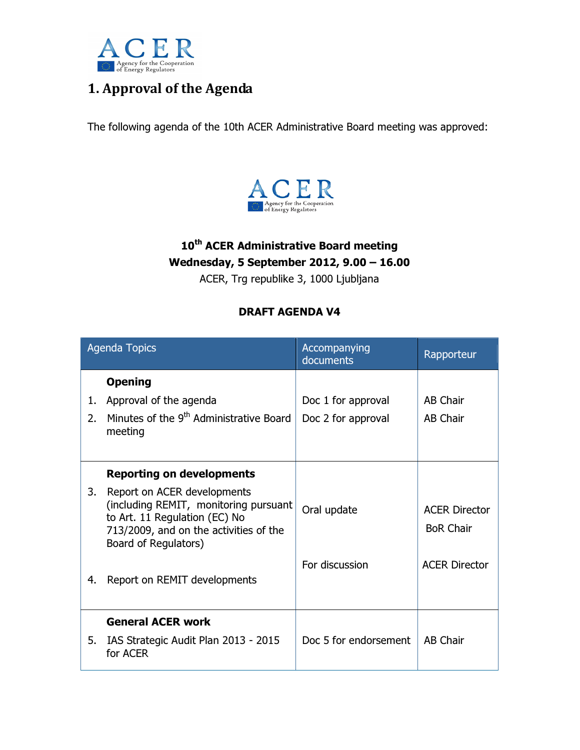## 1. Approval of the Agenda

The following agenda of the 10th ACER Administrative Board meeting was approved:

**10th ACER Administrative Board meeting**
**Wednesday, 5 September 2012, 9.00 – 16.00**
ACER, Trg republike 3, 1000 Ljubljana

**DRAFT AGENDA V4**

| Agenda Topics | Accompanying documents | Rapporteur |
|---|---|---|
| **Opening** | | |
| 1. Approval of the agenda | Doc 1 for approval | AB Chair |
| 2. Minutes of the 9th Administrative Board meeting | Doc 2 for approval | AB Chair |
| **Reporting on developments** | | |
| 3. Report on ACER developments (including REMIT, monitoring pursuant to Art. 11 Regulation (EC) No 713/2009, and on the activities of the Board of Regulators) | Oral update | ACER Director<br>BoR Chair |
| 4. Report on REMIT developments | For discussion | ACER Director |
| **General ACER work** | | |
| 5. IAS Strategic Audit Plan 2013 - 2015 for ACER | Doc 5 for endorsement | AB Chair |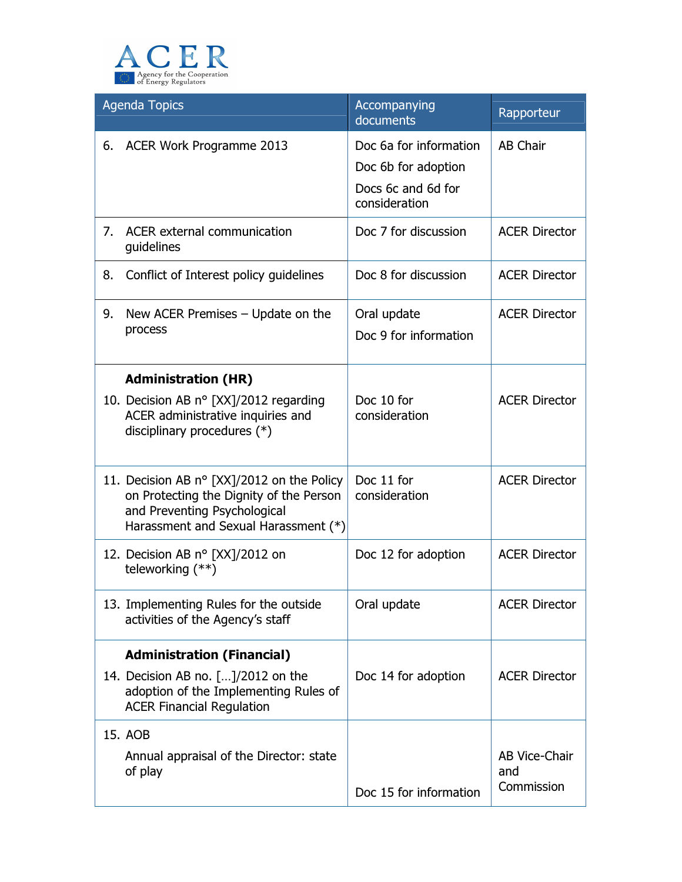| Agenda Topics | Accompanying documents | Rapporteur |
|---|---|---|
| 6. ACER Work Programme 2013 | Doc 6a for information<br>Doc 6b for adoption<br>Docs 6c and 6d for consideration | AB Chair |
| 7. ACER external communication guidelines | Doc 7 for discussion | ACER Director |
| 8. Conflict of Interest policy guidelines | Doc 8 for discussion | ACER Director |
| 9. New ACER Premises – Update on the process | Oral update<br>Doc 9 for information | ACER Director |
| **Administration (HR)**<br>10. Decision AB n° [XX]/2012 regarding ACER administrative inquiries and disciplinary procedures (*) | Doc 10 for consideration | ACER Director |
| 11. Decision AB n° [XX]/2012 on the Policy on Protecting the Dignity of the Person and Preventing Psychological Harassment and Sexual Harassment (*) | Doc 11 for consideration | ACER Director |
| 12. Decision AB n° [XX]/2012 on teleworking (**) | Doc 12 for adoption | ACER Director |
| 13. Implementing Rules for the outside activities of the Agency's staff | Oral update | ACER Director |
| **Administration (Financial)**<br>14. Decision AB no. […]/2012 on the adoption of the Implementing Rules of ACER Financial Regulation | Doc 14 for adoption | ACER Director |
| 15. AOB<br>Annual appraisal of the Director: state of play | Doc 15 for information | AB Vice-Chair and Commission |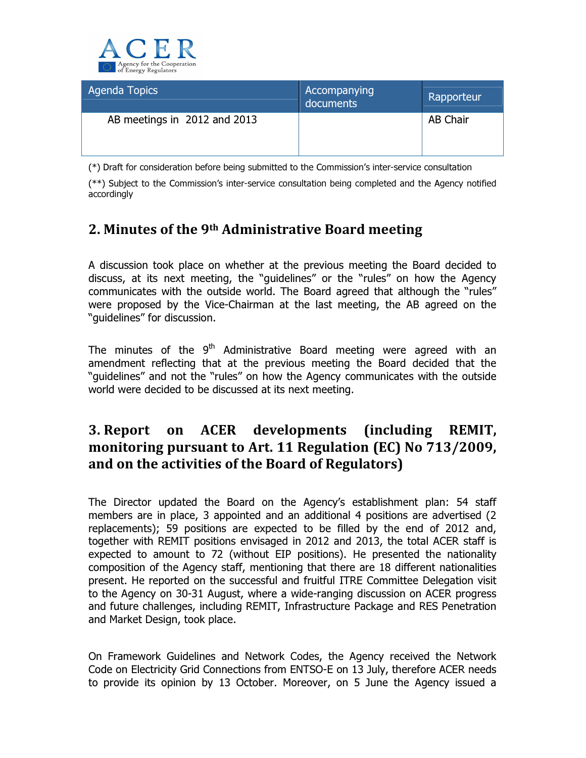| Agenda Topics | Accompanying documents | Rapporteur |
| --- | --- | --- |
| AB meetings in 2012 and 2013 | | AB Chair |

(*) Draft for consideration before being submitted to the Commission's inter-service consultation

(**) Subject to the Commission's inter-service consultation being completed and the Agency notified accordingly

## 2. Minutes of the 9th Administrative Board meeting

A discussion took place on whether at the previous meeting the Board decided to discuss, at its next meeting, the "guidelines" or the "rules" on how the Agency communicates with the outside world. The Board agreed that although the "rules" were proposed by the Vice-Chairman at the last meeting, the AB agreed on the "guidelines" for discussion.

The minutes of the 9th Administrative Board meeting were agreed with an amendment reflecting that at the previous meeting the Board decided that the "guidelines" and not the "rules" on how the Agency communicates with the outside world were decided to be discussed at its next meeting.

## 3. Report on ACER developments (including REMIT, monitoring pursuant to Art. 11 Regulation (EC) No 713/2009, and on the activities of the Board of Regulators)

The Director updated the Board on the Agency's establishment plan: 54 staff members are in place, 3 appointed and an additional 4 positions are advertised (2 replacements); 59 positions are expected to be filled by the end of 2012 and, together with REMIT positions envisaged in 2012 and 2013, the total ACER staff is expected to amount to 72 (without EIP positions). He presented the nationality composition of the Agency staff, mentioning that there are 18 different nationalities present. He reported on the successful and fruitful ITRE Committee Delegation visit to the Agency on 30-31 August, where a wide-ranging discussion on ACER progress and future challenges, including REMIT, Infrastructure Package and RES Penetration and Market Design, took place.

On Framework Guidelines and Network Codes, the Agency received the Network Code on Electricity Grid Connections from ENTSO-E on 13 July, therefore ACER needs to provide its opinion by 13 October. Moreover, on 5 June the Agency issued a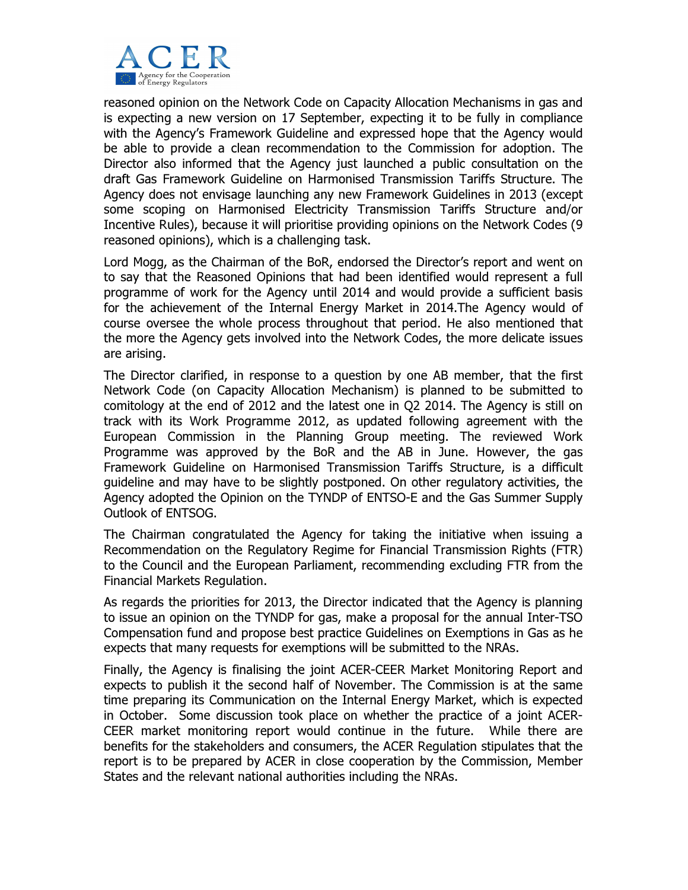reasoned opinion on the Network Code on Capacity Allocation Mechanisms in gas and is expecting a new version on 17 September, expecting it to be fully in compliance with the Agency's Framework Guideline and expressed hope that the Agency would be able to provide a clean recommendation to the Commission for adoption. The Director also informed that the Agency just launched a public consultation on the draft Gas Framework Guideline on Harmonised Transmission Tariffs Structure. The Agency does not envisage launching any new Framework Guidelines in 2013 (except some scoping on Harmonised Electricity Transmission Tariffs Structure and/or Incentive Rules), because it will prioritise providing opinions on the Network Codes (9 reasoned opinions), which is a challenging task.

Lord Mogg, as the Chairman of the BoR, endorsed the Director's report and went on to say that the Reasoned Opinions that had been identified would represent a full programme of work for the Agency until 2014 and would provide a sufficient basis for the achievement of the Internal Energy Market in 2014.The Agency would of course oversee the whole process throughout that period. He also mentioned that the more the Agency gets involved into the Network Codes, the more delicate issues are arising.

The Director clarified, in response to a question by one AB member, that the first Network Code (on Capacity Allocation Mechanism) is planned to be submitted to comitology at the end of 2012 and the latest one in Q2 2014. The Agency is still on track with its Work Programme 2012, as updated following agreement with the European Commission in the Planning Group meeting. The reviewed Work Programme was approved by the BoR and the AB in June. However, the gas Framework Guideline on Harmonised Transmission Tariffs Structure, is a difficult guideline and may have to be slightly postponed. On other regulatory activities, the Agency adopted the Opinion on the TYNDP of ENTSO-E and the Gas Summer Supply Outlook of ENTSOG.

The Chairman congratulated the Agency for taking the initiative when issuing a Recommendation on the Regulatory Regime for Financial Transmission Rights (FTR) to the Council and the European Parliament, recommending excluding FTR from the Financial Markets Regulation.

As regards the priorities for 2013, the Director indicated that the Agency is planning to issue an opinion on the TYNDP for gas, make a proposal for the annual Inter-TSO Compensation fund and propose best practice Guidelines on Exemptions in Gas as he expects that many requests for exemptions will be submitted to the NRAs.

Finally, the Agency is finalising the joint ACER-CEER Market Monitoring Report and expects to publish it the second half of November. The Commission is at the same time preparing its Communication on the Internal Energy Market, which is expected in October. Some discussion took place on whether the practice of a joint ACER-CEER market monitoring report would continue in the future. While there are benefits for the stakeholders and consumers, the ACER Regulation stipulates that the report is to be prepared by ACER in close cooperation by the Commission, Member States and the relevant national authorities including the NRAs.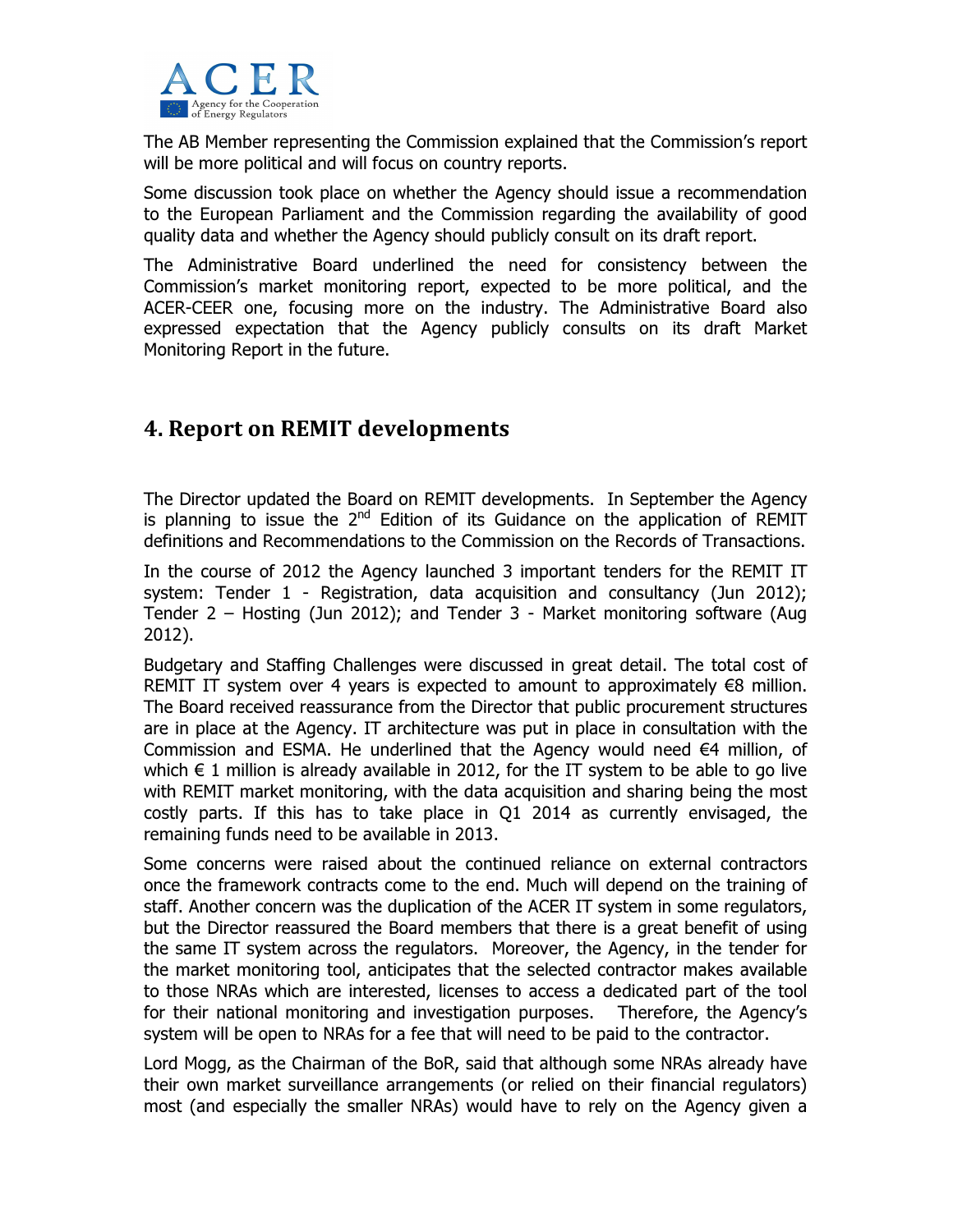The AB Member representing the Commission explained that the Commission's report will be more political and will focus on country reports.

Some discussion took place on whether the Agency should issue a recommendation to the European Parliament and the Commission regarding the availability of good quality data and whether the Agency should publicly consult on its draft report.

The Administrative Board underlined the need for consistency between the Commission's market monitoring report, expected to be more political, and the ACER-CEER one, focusing more on the industry. The Administrative Board also expressed expectation that the Agency publicly consults on its draft Market Monitoring Report in the future.

## 4. Report on REMIT developments

The Director updated the Board on REMIT developments. In September the Agency is planning to issue the 2nd Edition of its Guidance on the application of REMIT definitions and Recommendations to the Commission on the Records of Transactions.

In the course of 2012 the Agency launched 3 important tenders for the REMIT IT system: Tender 1 - Registration, data acquisition and consultancy (Jun 2012); Tender 2 – Hosting (Jun 2012); and Tender 3 - Market monitoring software (Aug 2012).

Budgetary and Staffing Challenges were discussed in great detail. The total cost of REMIT IT system over 4 years is expected to amount to approximately €8 million. The Board received reassurance from the Director that public procurement structures are in place at the Agency. IT architecture was put in place in consultation with the Commission and ESMA. He underlined that the Agency would need €4 million, of which € 1 million is already available in 2012, for the IT system to be able to go live with REMIT market monitoring, with the data acquisition and sharing being the most costly parts. If this has to take place in Q1 2014 as currently envisaged, the remaining funds need to be available in 2013.

Some concerns were raised about the continued reliance on external contractors once the framework contracts come to the end. Much will depend on the training of staff. Another concern was the duplication of the ACER IT system in some regulators, but the Director reassured the Board members that there is a great benefit of using the same IT system across the regulators. Moreover, the Agency, in the tender for the market monitoring tool, anticipates that the selected contractor makes available to those NRAs which are interested, licenses to access a dedicated part of the tool for their national monitoring and investigation purposes. Therefore, the Agency's system will be open to NRAs for a fee that will need to be paid to the contractor.

Lord Mogg, as the Chairman of the BoR, said that although some NRAs already have their own market surveillance arrangements (or relied on their financial regulators) most (and especially the smaller NRAs) would have to rely on the Agency given a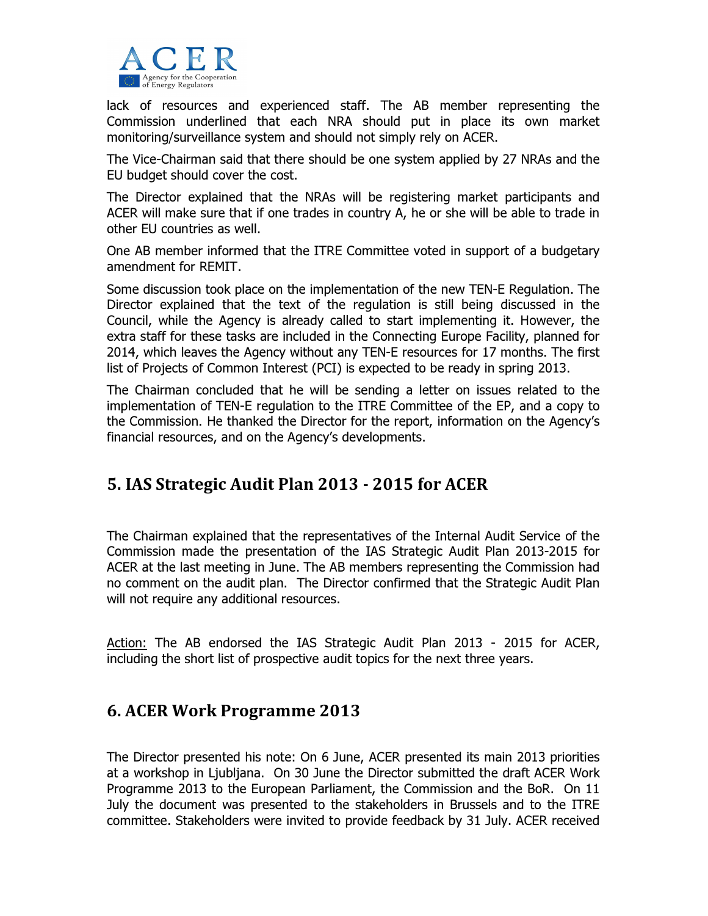lack of resources and experienced staff. The AB member representing the Commission underlined that each NRA should put in place its own market monitoring/surveillance system and should not simply rely on ACER.

The Vice-Chairman said that there should be one system applied by 27 NRAs and the EU budget should cover the cost.

The Director explained that the NRAs will be registering market participants and ACER will make sure that if one trades in country A, he or she will be able to trade in other EU countries as well.

One AB member informed that the ITRE Committee voted in support of a budgetary amendment for REMIT.

Some discussion took place on the implementation of the new TEN-E Regulation. The Director explained that the text of the regulation is still being discussed in the Council, while the Agency is already called to start implementing it. However, the extra staff for these tasks are included in the Connecting Europe Facility, planned for 2014, which leaves the Agency without any TEN-E resources for 17 months. The first list of Projects of Common Interest (PCI) is expected to be ready in spring 2013.

The Chairman concluded that he will be sending a letter on issues related to the implementation of TEN-E regulation to the ITRE Committee of the EP, and a copy to the Commission. He thanked the Director for the report, information on the Agency's financial resources, and on the Agency's developments.

## 5. IAS Strategic Audit Plan 2013 - 2015 for ACER

The Chairman explained that the representatives of the Internal Audit Service of the Commission made the presentation of the IAS Strategic Audit Plan 2013-2015 for ACER at the last meeting in June. The AB members representing the Commission had no comment on the audit plan. The Director confirmed that the Strategic Audit Plan will not require any additional resources.

Action: The AB endorsed the IAS Strategic Audit Plan 2013 - 2015 for ACER, including the short list of prospective audit topics for the next three years.

## 6. ACER Work Programme 2013

The Director presented his note: On 6 June, ACER presented its main 2013 priorities at a workshop in Ljubljana. On 30 June the Director submitted the draft ACER Work Programme 2013 to the European Parliament, the Commission and the BoR. On 11 July the document was presented to the stakeholders in Brussels and to the ITRE committee. Stakeholders were invited to provide feedback by 31 July. ACER received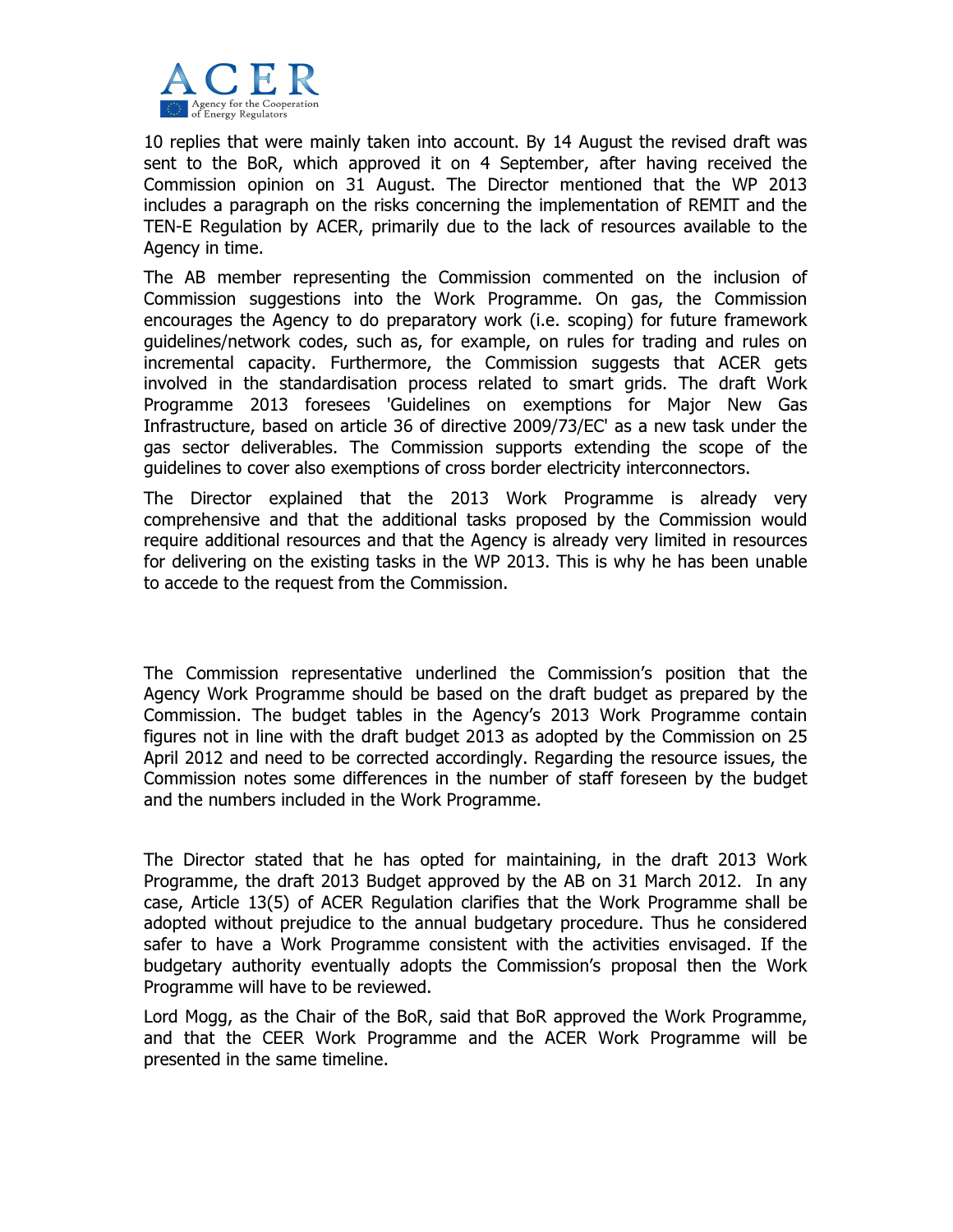10 replies that were mainly taken into account. By 14 August the revised draft was sent to the BoR, which approved it on 4 September, after having received the Commission opinion on 31 August. The Director mentioned that the WP 2013 includes a paragraph on the risks concerning the implementation of REMIT and the TEN-E Regulation by ACER, primarily due to the lack of resources available to the Agency in time.

The AB member representing the Commission commented on the inclusion of Commission suggestions into the Work Programme. On gas, the Commission encourages the Agency to do preparatory work (i.e. scoping) for future framework guidelines/network codes, such as, for example, on rules for trading and rules on incremental capacity. Furthermore, the Commission suggests that ACER gets involved in the standardisation process related to smart grids. The draft Work Programme 2013 foresees 'Guidelines on exemptions for Major New Gas Infrastructure, based on article 36 of directive 2009/73/EC' as a new task under the gas sector deliverables. The Commission supports extending the scope of the guidelines to cover also exemptions of cross border electricity interconnectors.

The Director explained that the 2013 Work Programme is already very comprehensive and that the additional tasks proposed by the Commission would require additional resources and that the Agency is already very limited in resources for delivering on the existing tasks in the WP 2013. This is why he has been unable to accede to the request from the Commission.

The Commission representative underlined the Commission's position that the Agency Work Programme should be based on the draft budget as prepared by the Commission. The budget tables in the Agency's 2013 Work Programme contain figures not in line with the draft budget 2013 as adopted by the Commission on 25 April 2012 and need to be corrected accordingly. Regarding the resource issues, the Commission notes some differences in the number of staff foreseen by the budget and the numbers included in the Work Programme.

The Director stated that he has opted for maintaining, in the draft 2013 Work Programme, the draft 2013 Budget approved by the AB on 31 March 2012. In any case, Article 13(5) of ACER Regulation clarifies that the Work Programme shall be adopted without prejudice to the annual budgetary procedure. Thus he considered safer to have a Work Programme consistent with the activities envisaged. If the budgetary authority eventually adopts the Commission's proposal then the Work Programme will have to be reviewed.

Lord Mogg, as the Chair of the BoR, said that BoR approved the Work Programme, and that the CEER Work Programme and the ACER Work Programme will be presented in the same timeline.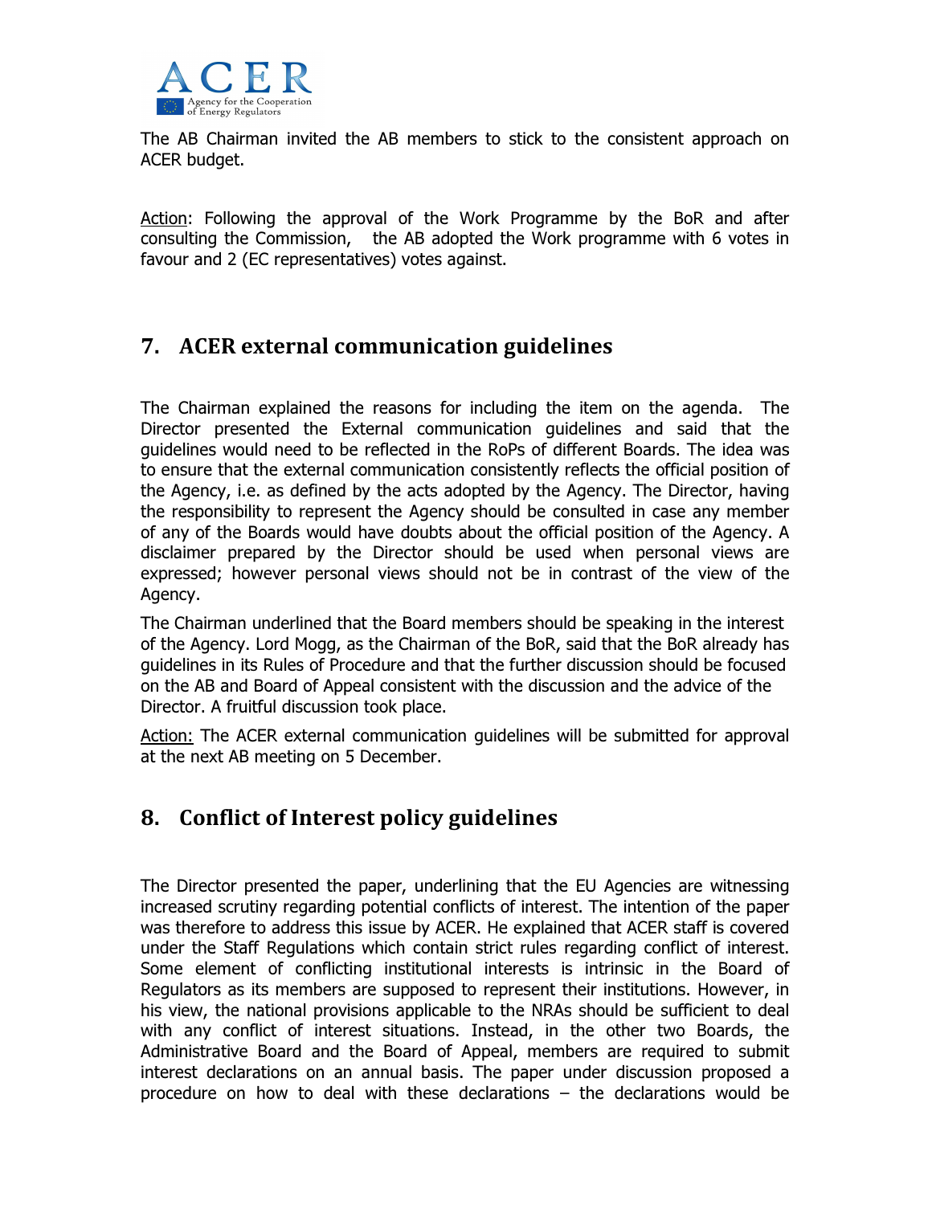The AB Chairman invited the AB members to stick to the consistent approach on ACER budget.

Action: Following the approval of the Work Programme by the BoR and after consulting the Commission, the AB adopted the Work programme with 6 votes in favour and 2 (EC representatives) votes against.

## 7. ACER external communication guidelines

The Chairman explained the reasons for including the item on the agenda. The Director presented the External communication guidelines and said that the guidelines would need to be reflected in the RoPs of different Boards. The idea was to ensure that the external communication consistently reflects the official position of the Agency, i.e. as defined by the acts adopted by the Agency. The Director, having the responsibility to represent the Agency should be consulted in case any member of any of the Boards would have doubts about the official position of the Agency. A disclaimer prepared by the Director should be used when personal views are expressed; however personal views should not be in contrast of the view of the Agency.

The Chairman underlined that the Board members should be speaking in the interest of the Agency. Lord Mogg, as the Chairman of the BoR, said that the BoR already has guidelines in its Rules of Procedure and that the further discussion should be focused on the AB and Board of Appeal consistent with the discussion and the advice of the Director. A fruitful discussion took place.

Action: The ACER external communication guidelines will be submitted for approval at the next AB meeting on 5 December.

## 8. Conflict of Interest policy guidelines

The Director presented the paper, underlining that the EU Agencies are witnessing increased scrutiny regarding potential conflicts of interest. The intention of the paper was therefore to address this issue by ACER. He explained that ACER staff is covered under the Staff Regulations which contain strict rules regarding conflict of interest. Some element of conflicting institutional interests is intrinsic in the Board of Regulators as its members are supposed to represent their institutions. However, in his view, the national provisions applicable to the NRAs should be sufficient to deal with any conflict of interest situations. Instead, in the other two Boards, the Administrative Board and the Board of Appeal, members are required to submit interest declarations on an annual basis. The paper under discussion proposed a procedure on how to deal with these declarations – the declarations would be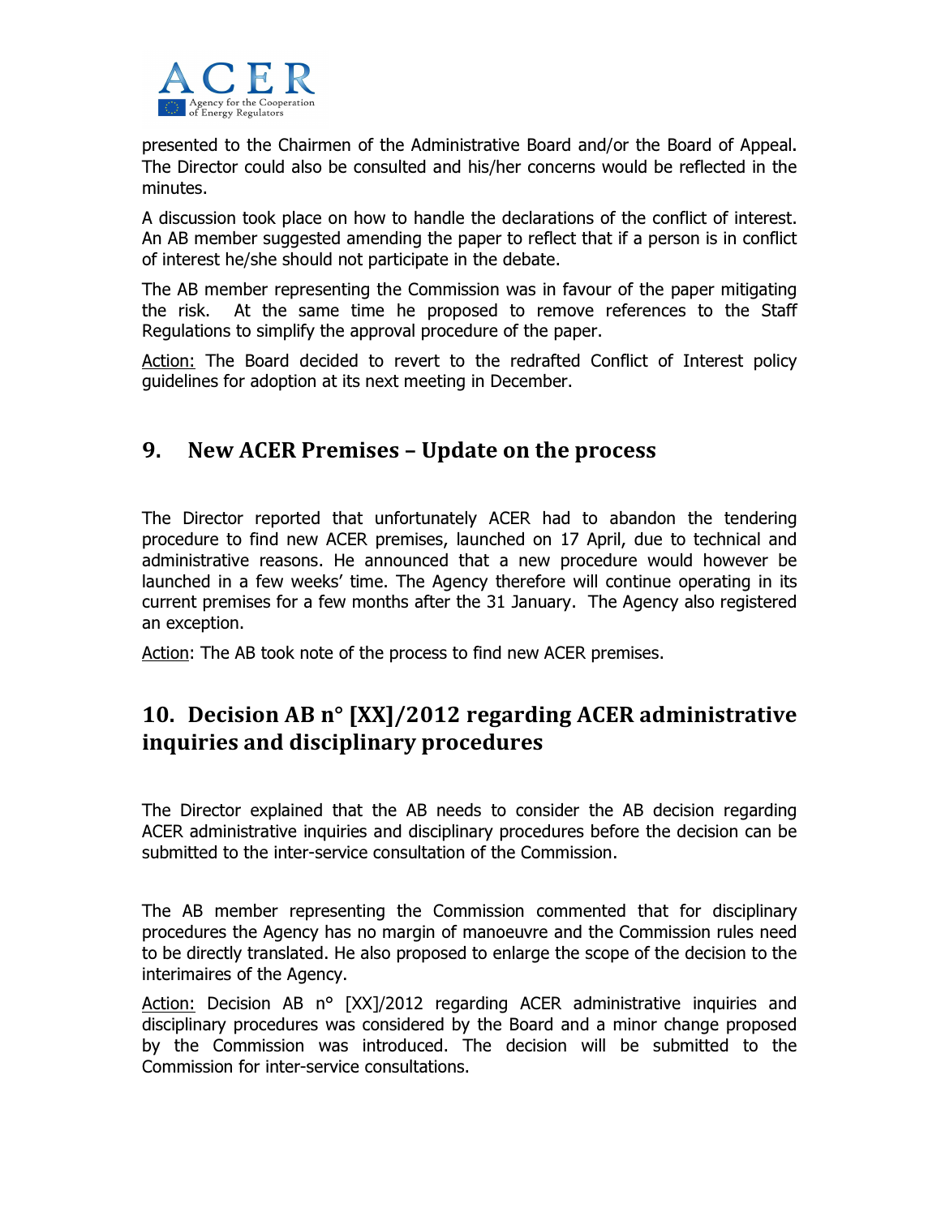presented to the Chairmen of the Administrative Board and/or the Board of Appeal. The Director could also be consulted and his/her concerns would be reflected in the minutes.

A discussion took place on how to handle the declarations of the conflict of interest. An AB member suggested amending the paper to reflect that if a person is in conflict of interest he/she should not participate in the debate.

The AB member representing the Commission was in favour of the paper mitigating the risk. At the same time he proposed to remove references to the Staff Regulations to simplify the approval procedure of the paper.

Action: The Board decided to revert to the redrafted Conflict of Interest policy guidelines for adoption at its next meeting in December.

## 9. New ACER Premises – Update on the process

The Director reported that unfortunately ACER had to abandon the tendering procedure to find new ACER premises, launched on 17 April, due to technical and administrative reasons. He announced that a new procedure would however be launched in a few weeks' time. The Agency therefore will continue operating in its current premises for a few months after the 31 January. The Agency also registered an exception.

Action: The AB took note of the process to find new ACER premises.

## 10. Decision AB n° [XX]/2012 regarding ACER administrative inquiries and disciplinary procedures

The Director explained that the AB needs to consider the AB decision regarding ACER administrative inquiries and disciplinary procedures before the decision can be submitted to the inter-service consultation of the Commission.

The AB member representing the Commission commented that for disciplinary procedures the Agency has no margin of manoeuvre and the Commission rules need to be directly translated. He also proposed to enlarge the scope of the decision to the interimaires of the Agency.

Action: Decision AB n° [XX]/2012 regarding ACER administrative inquiries and disciplinary procedures was considered by the Board and a minor change proposed by the Commission was introduced. The decision will be submitted to the Commission for inter-service consultations.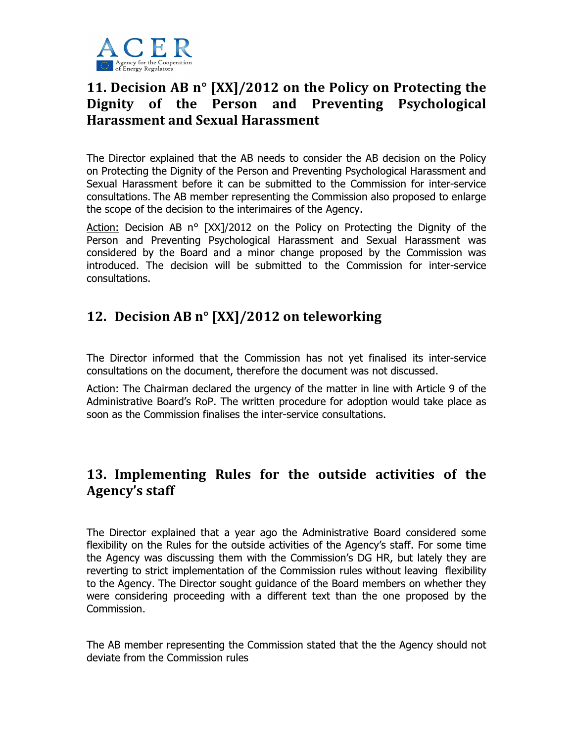## 11. Decision AB n° [XX]/2012 on the Policy on Protecting the Dignity of the Person and Preventing Psychological Harassment and Sexual Harassment

The Director explained that the AB needs to consider the AB decision on the Policy on Protecting the Dignity of the Person and Preventing Psychological Harassment and Sexual Harassment before it can be submitted to the Commission for inter-service consultations. The AB member representing the Commission also proposed to enlarge the scope of the decision to the interimaires of the Agency.

Action: Decision AB n° [XX]/2012 on the Policy on Protecting the Dignity of the Person and Preventing Psychological Harassment and Sexual Harassment was considered by the Board and a minor change proposed by the Commission was introduced. The decision will be submitted to the Commission for inter-service consultations.

## 12. Decision AB n° [XX]/2012 on teleworking

The Director informed that the Commission has not yet finalised its inter-service consultations on the document, therefore the document was not discussed.

Action: The Chairman declared the urgency of the matter in line with Article 9 of the Administrative Board's RoP. The written procedure for adoption would take place as soon as the Commission finalises the inter-service consultations.

## 13. Implementing Rules for the outside activities of the Agency's staff

The Director explained that a year ago the Administrative Board considered some flexibility on the Rules for the outside activities of the Agency's staff. For some time the Agency was discussing them with the Commission's DG HR, but lately they are reverting to strict implementation of the Commission rules without leaving flexibility to the Agency. The Director sought guidance of the Board members on whether they were considering proceeding with a different text than the one proposed by the Commission.

The AB member representing the Commission stated that the the Agency should not deviate from the Commission rules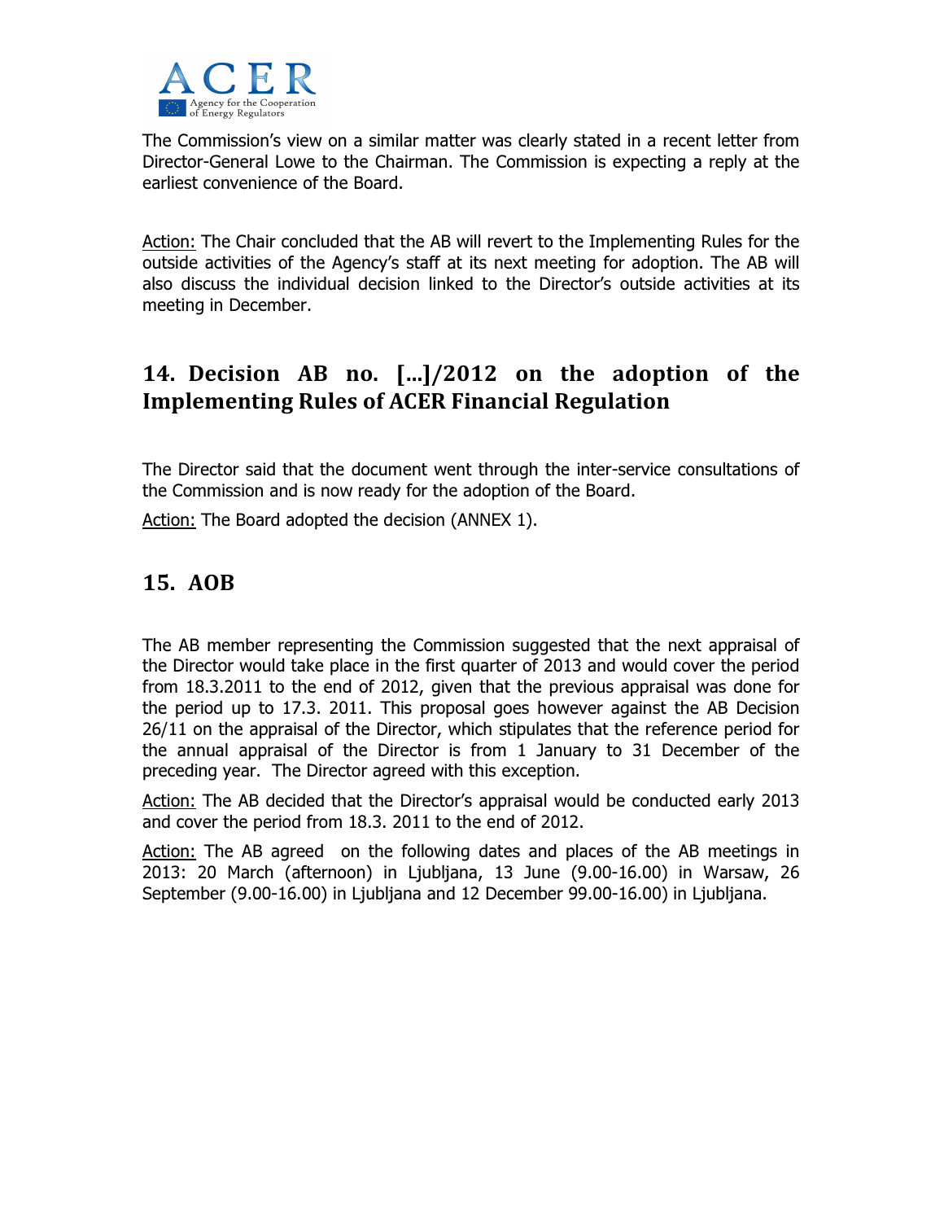The Commission's view on a similar matter was clearly stated in a recent letter from Director-General Lowe to the Chairman. The Commission is expecting a reply at the earliest convenience of the Board.

Action: The Chair concluded that the AB will revert to the Implementing Rules for the outside activities of the Agency's staff at its next meeting for adoption. The AB will also discuss the individual decision linked to the Director's outside activities at its meeting in December.

## 14. Decision AB no. […]/2012 on the adoption of the Implementing Rules of ACER Financial Regulation

The Director said that the document went through the inter-service consultations of the Commission and is now ready for the adoption of the Board.

Action: The Board adopted the decision (ANNEX 1).

## 15. AOB

The AB member representing the Commission suggested that the next appraisal of the Director would take place in the first quarter of 2013 and would cover the period from 18.3.2011 to the end of 2012, given that the previous appraisal was done for the period up to 17.3. 2011. This proposal goes however against the AB Decision 26/11 on the appraisal of the Director, which stipulates that the reference period for the annual appraisal of the Director is from 1 January to 31 December of the preceding year. The Director agreed with this exception.

Action: The AB decided that the Director's appraisal would be conducted early 2013 and cover the period from 18.3. 2011 to the end of 2012.

Action: The AB agreed on the following dates and places of the AB meetings in 2013: 20 March (afternoon) in Ljubljana, 13 June (9.00-16.00) in Warsaw, 26 September (9.00-16.00) in Ljubljana and 12 December 99.00-16.00) in Ljubljana.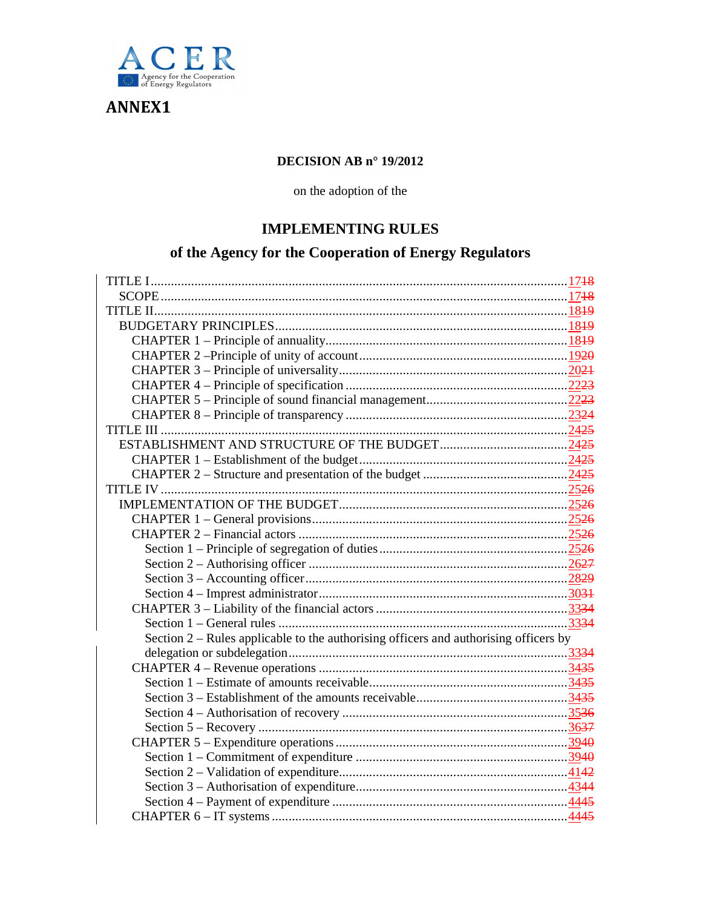ACER
Agency for the Cooperation of Energy Regulators

**ANNEX1**

**DECISION AB n° 19/2012**

on the adoption of the

## IMPLEMENTING RULES

## of the Agency for the Cooperation of Energy Regulators

TITLE I ........................................................................ 1718
SCOPE ........................................................................ 1718
TITLE II ........................................................................ 1819
BUDGETARY PRINCIPLES ........................................................................ 1819
CHAPTER 1 – Principle of annuality ........................................................................ 1819
CHAPTER 2 –Principle of unity of account ........................................................................ 1920
CHAPTER 3 – Principle of universality ........................................................................ 2021
CHAPTER 4 – Principle of specification ........................................................................ 2223
CHAPTER 5 – Principle of sound financial management ........................................................................ 2223
CHAPTER 8 – Principle of transparency ........................................................................ 2324
TITLE III ........................................................................ 2425
ESTABLISHMENT AND STRUCTURE OF THE BUDGET ........................................................................ 2425
CHAPTER 1 – Establishment of the budget ........................................................................ 2425
CHAPTER 2 – Structure and presentation of the budget ........................................................................ 2425
TITLE IV ........................................................................ 2526
IMPLEMENTATION OF THE BUDGET ........................................................................ 2526
CHAPTER 1 – General provisions ........................................................................ 2526
CHAPTER 2 – Financial actors ........................................................................ 2526
Section 1 – Principle of segregation of duties ........................................................................ 2526
Section 2 – Authorising officer ........................................................................ 2627
Section 3 – Accounting officer ........................................................................ 2829
Section 4 – Imprest administrator ........................................................................ 3031
CHAPTER 3 – Liability of the financial actors ........................................................................ 3334
Section 1 – General rules ........................................................................ 3334
Section 2 – Rules applicable to the authorising officers and authorising officers by delegation or subdelegation ........................................................................ 3334
CHAPTER 4 – Revenue operations ........................................................................ 3435
Section 1 – Estimate of amounts receivable ........................................................................ 3435
Section 3 – Establishment of the amounts receivable ........................................................................ 3435
Section 4 – Authorisation of recovery ........................................................................ 3536
Section 5 – Recovery ........................................................................ 3637
CHAPTER 5 – Expenditure operations ........................................................................ 3940
Section 1 – Commitment of expenditure ........................................................................ 3940
Section 2 – Validation of expenditure ........................................................................ 4142
Section 3 – Authorisation of expenditure ........................................................................ 4344
Section 4 – Payment of expenditure ........................................................................ 4445
CHAPTER 6 – IT systems ........................................................................ 4445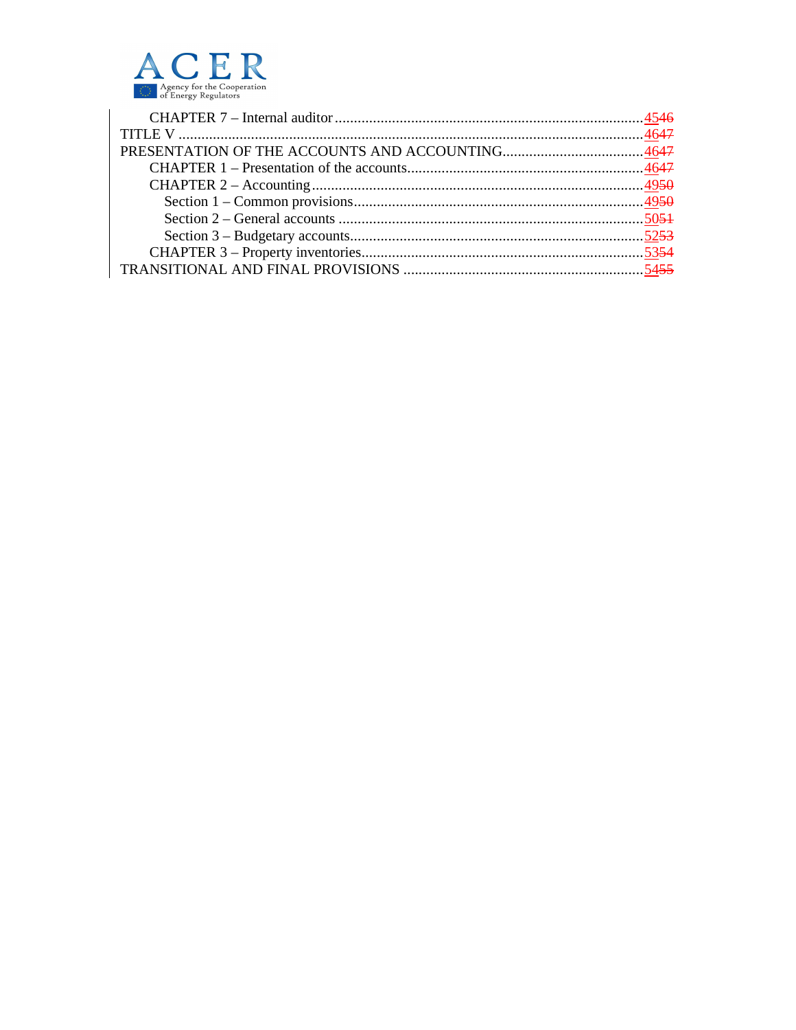CHAPTER 7 – Internal auditor ........................................................................................ 4546
TITLE V ........................................................................................................................ 4647
PRESENTATION OF THE ACCOUNTS AND ACCOUNTING ..................................... 4647
CHAPTER 1 – Presentation of the accounts ............................................................... 4647
CHAPTER 2 – Accounting ........................................................................................... 4950
Section 1 – Common provisions ................................................................................... 4950
Section 2 – General accounts ....................................................................................... 5051
Section 3 – Budgetary accounts .................................................................................... 5253
CHAPTER 3 – Property inventories ............................................................................ 5354
TRANSITIONAL AND FINAL PROVISIONS ............................................................. 5455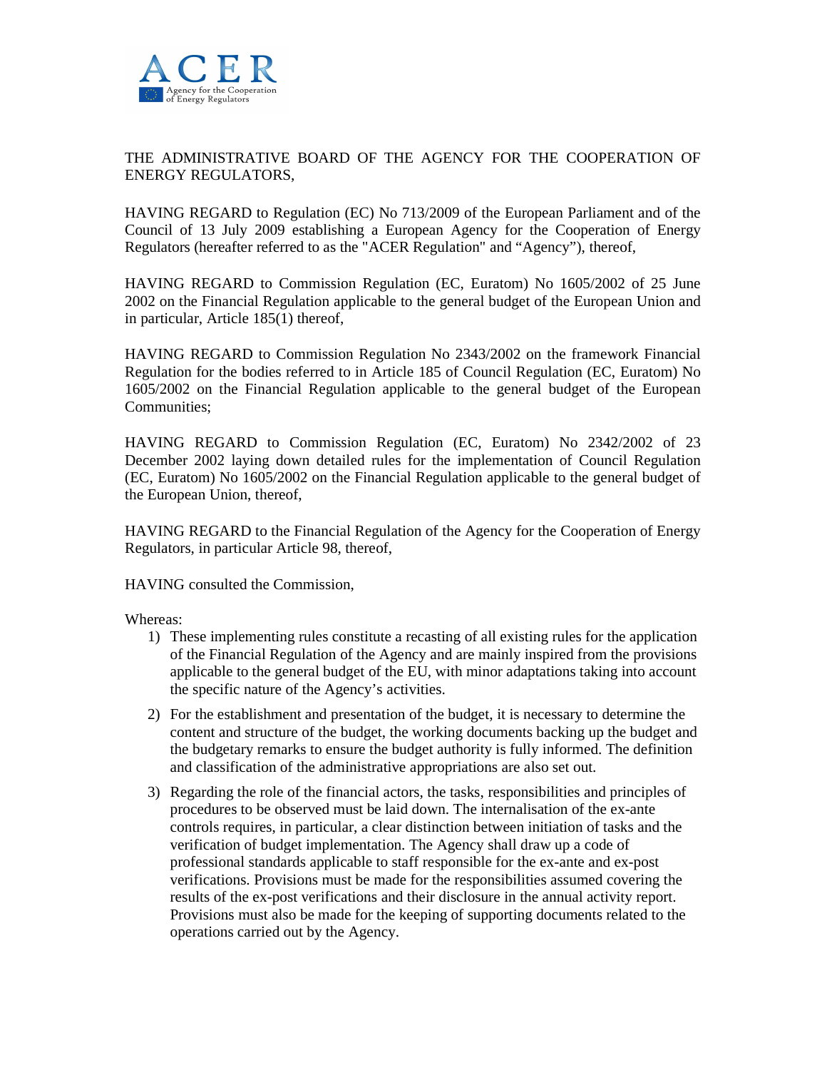THE ADMINISTRATIVE BOARD OF THE AGENCY FOR THE COOPERATION OF ENERGY REGULATORS,

HAVING REGARD to Regulation (EC) No 713/2009 of the European Parliament and of the Council of 13 July 2009 establishing a European Agency for the Cooperation of Energy Regulators (hereafter referred to as the "ACER Regulation" and "Agency"), thereof,

HAVING REGARD to Commission Regulation (EC, Euratom) No 1605/2002 of 25 June 2002 on the Financial Regulation applicable to the general budget of the European Union and in particular, Article 185(1) thereof,

HAVING REGARD to Commission Regulation No 2343/2002 on the framework Financial Regulation for the bodies referred to in Article 185 of Council Regulation (EC, Euratom) No 1605/2002 on the Financial Regulation applicable to the general budget of the European Communities;

HAVING REGARD to Commission Regulation (EC, Euratom) No 2342/2002 of 23 December 2002 laying down detailed rules for the implementation of Council Regulation (EC, Euratom) No 1605/2002 on the Financial Regulation applicable to the general budget of the European Union, thereof,

HAVING REGARD to the Financial Regulation of the Agency for the Cooperation of Energy Regulators, in particular Article 98, thereof,

HAVING consulted the Commission,

Whereas:

1) These implementing rules constitute a recasting of all existing rules for the application of the Financial Regulation of the Agency and are mainly inspired from the provisions applicable to the general budget of the EU, with minor adaptations taking into account the specific nature of the Agency's activities.

2) For the establishment and presentation of the budget, it is necessary to determine the content and structure of the budget, the working documents backing up the budget and the budgetary remarks to ensure the budget authority is fully informed. The definition and classification of the administrative appropriations are also set out.

3) Regarding the role of the financial actors, the tasks, responsibilities and principles of procedures to be observed must be laid down. The internalisation of the ex-ante controls requires, in particular, a clear distinction between initiation of tasks and the verification of budget implementation. The Agency shall draw up a code of professional standards applicable to staff responsible for the ex-ante and ex-post verifications. Provisions must be made for the responsibilities assumed covering the results of the ex-post verifications and their disclosure in the annual activity report. Provisions must also be made for the keeping of supporting documents related to the operations carried out by the Agency.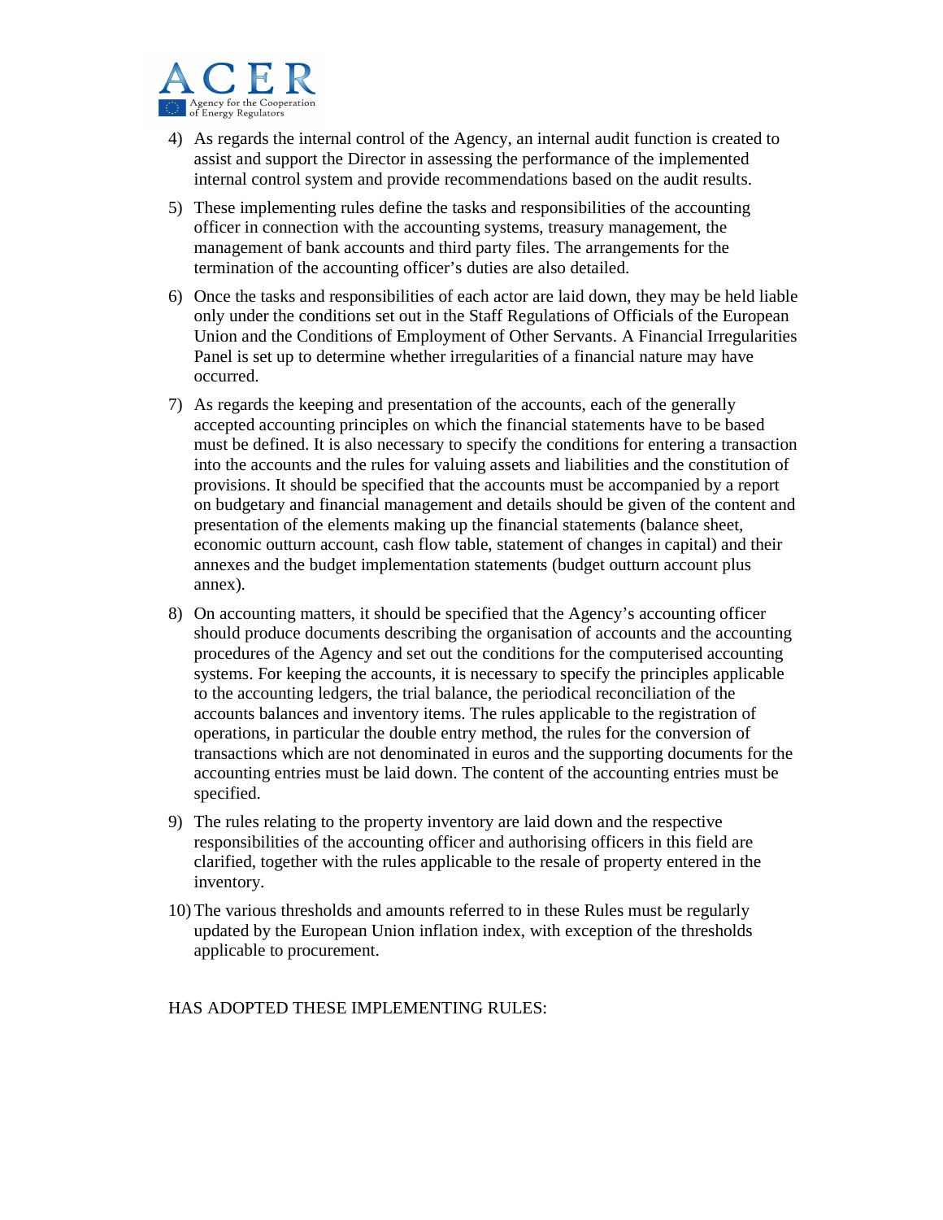4) As regards the internal control of the Agency, an internal audit function is created to assist and support the Director in assessing the performance of the implemented internal control system and provide recommendations based on the audit results.

5) These implementing rules define the tasks and responsibilities of the accounting officer in connection with the accounting systems, treasury management, the management of bank accounts and third party files. The arrangements for the termination of the accounting officer's duties are also detailed.

6) Once the tasks and responsibilities of each actor are laid down, they may be held liable only under the conditions set out in the Staff Regulations of Officials of the European Union and the Conditions of Employment of Other Servants. A Financial Irregularities Panel is set up to determine whether irregularities of a financial nature may have occurred.

7) As regards the keeping and presentation of the accounts, each of the generally accepted accounting principles on which the financial statements have to be based must be defined. It is also necessary to specify the conditions for entering a transaction into the accounts and the rules for valuing assets and liabilities and the constitution of provisions. It should be specified that the accounts must be accompanied by a report on budgetary and financial management and details should be given of the content and presentation of the elements making up the financial statements (balance sheet, economic outturn account, cash flow table, statement of changes in capital) and their annexes and the budget implementation statements (budget outturn account plus annex).

8) On accounting matters, it should be specified that the Agency's accounting officer should produce documents describing the organisation of accounts and the accounting procedures of the Agency and set out the conditions for the computerised accounting systems. For keeping the accounts, it is necessary to specify the principles applicable to the accounting ledgers, the trial balance, the periodical reconciliation of the accounts balances and inventory items. The rules applicable to the registration of operations, in particular the double entry method, the rules for the conversion of transactions which are not denominated in euros and the supporting documents for the accounting entries must be laid down. The content of the accounting entries must be specified.

9) The rules relating to the property inventory are laid down and the respective responsibilities of the accounting officer and authorising officers in this field are clarified, together with the rules applicable to the resale of property entered in the inventory.

10) The various thresholds and amounts referred to in these Rules must be regularly updated by the European Union inflation index, with exception of the thresholds applicable to procurement.

HAS ADOPTED THESE IMPLEMENTING RULES: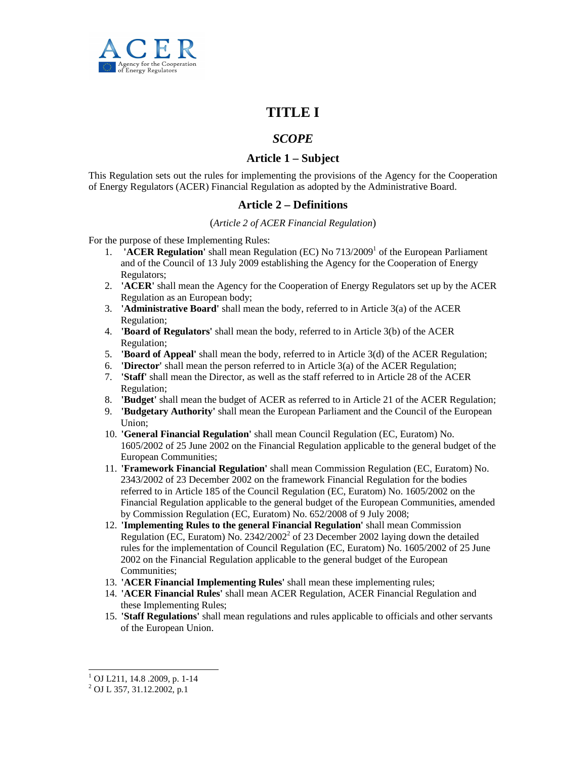# TITLE I

## *SCOPE*

### Article 1 – Subject

This Regulation sets out the rules for implementing the provisions of the Agency for the Cooperation of Energy Regulators (ACER) Financial Regulation as adopted by the Administrative Board.

### Article 2 – Definitions

(*Article 2 of ACER Financial Regulation*)

For the purpose of these Implementing Rules:

1. **'ACER Regulation'** shall mean Regulation (EC) No 713/2009[1] of the European Parliament and of the Council of 13 July 2009 establishing the Agency for the Cooperation of Energy Regulators;
2. **'ACER'** shall mean the Agency for the Cooperation of Energy Regulators set up by the ACER Regulation as an European body;
3. **'Administrative Board'** shall mean the body, referred to in Article 3(a) of the ACER Regulation;
4. **'Board of Regulators'** shall mean the body, referred to in Article 3(b) of the ACER Regulation;
5. **'Board of Appeal'** shall mean the body, referred to in Article 3(d) of the ACER Regulation;
6. **'Director'** shall mean the person referred to in Article 3(a) of the ACER Regulation;
7. **'Staff'** shall mean the Director, as well as the staff referred to in Article 28 of the ACER Regulation;
8. **'Budget'** shall mean the budget of ACER as referred to in Article 21 of the ACER Regulation;
9. **'Budgetary Authority'** shall mean the European Parliament and the Council of the European Union;
10. **'General Financial Regulation'** shall mean Council Regulation (EC, Euratom) No. 1605/2002 of 25 June 2002 on the Financial Regulation applicable to the general budget of the European Communities;
11. **'Framework Financial Regulation'** shall mean Commission Regulation (EC, Euratom) No. 2343/2002 of 23 December 2002 on the framework Financial Regulation for the bodies referred to in Article 185 of the Council Regulation (EC, Euratom) No. 1605/2002 on the Financial Regulation applicable to the general budget of the European Communities, amended by Commission Regulation (EC, Euratom) No. 652/2008 of 9 July 2008;
12. **'Implementing Rules to the general Financial Regulation'** shall mean Commission Regulation (EC, Euratom) No. 2342/2002[2] of 23 December 2002 laying down the detailed rules for the implementation of Council Regulation (EC, Euratom) No. 1605/2002 of 25 June 2002 on the Financial Regulation applicable to the general budget of the European Communities;
13. **'ACER Financial Implementing Rules'** shall mean these implementing rules;
14. **'ACER Financial Rules'** shall mean ACER Regulation, ACER Financial Regulation and these Implementing Rules;
15. **'Staff Regulations'** shall mean regulations and rules applicable to officials and other servants of the European Union.

---

[1] OJ L211, 14.8 .2009, p. 1-14

[2] OJ L 357, 31.12.2002, p.1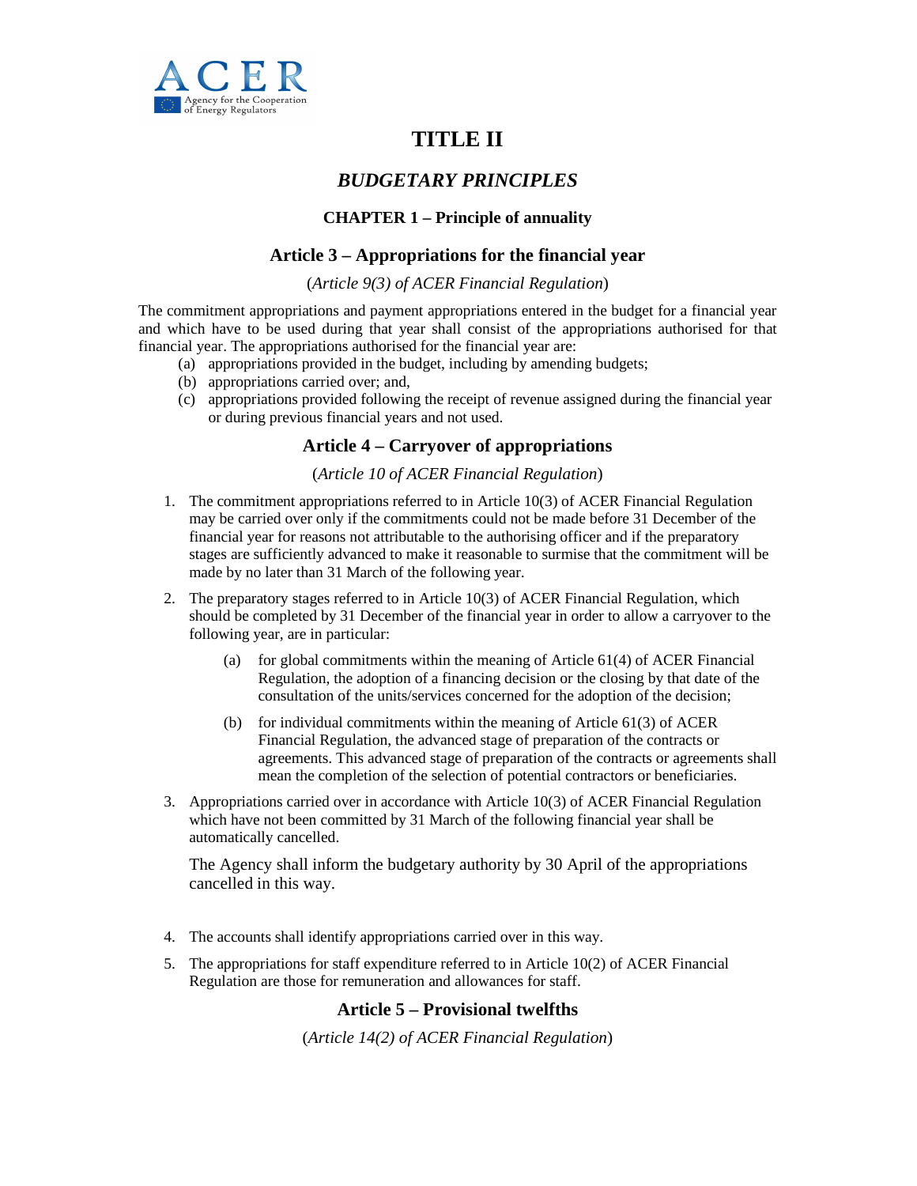# TITLE II

## *BUDGETARY PRINCIPLES*

### CHAPTER 1 – Principle of annuality

### Article 3 – Appropriations for the financial year

(*Article 9(3) of ACER Financial Regulation*)

The commitment appropriations and payment appropriations entered in the budget for a financial year and which have to be used during that year shall consist of the appropriations authorised for that financial year. The appropriations authorised for the financial year are:

(a) appropriations provided in the budget, including by amending budgets;
(b) appropriations carried over; and,
(c) appropriations provided following the receipt of revenue assigned during the financial year or during previous financial years and not used.

### Article 4 – Carryover of appropriations

(*Article 10 of ACER Financial Regulation*)

1. The commitment appropriations referred to in Article 10(3) of ACER Financial Regulation may be carried over only if the commitments could not be made before 31 December of the financial year for reasons not attributable to the authorising officer and if the preparatory stages are sufficiently advanced to make it reasonable to surmise that the commitment will be made by no later than 31 March of the following year.

2. The preparatory stages referred to in Article 10(3) of ACER Financial Regulation, which should be completed by 31 December of the financial year in order to allow a carryover to the following year, are in particular:

   (a) for global commitments within the meaning of Article 61(4) of ACER Financial Regulation, the adoption of a financing decision or the closing by that date of the consultation of the units/services concerned for the adoption of the decision;

   (b) for individual commitments within the meaning of Article 61(3) of ACER Financial Regulation, the advanced stage of preparation of the contracts or agreements. This advanced stage of preparation of the contracts or agreements shall mean the completion of the selection of potential contractors or beneficiaries.

3. Appropriations carried over in accordance with Article 10(3) of ACER Financial Regulation which have not been committed by 31 March of the following financial year shall be automatically cancelled.

   The Agency shall inform the budgetary authority by 30 April of the appropriations cancelled in this way.

4. The accounts shall identify appropriations carried over in this way.

5. The appropriations for staff expenditure referred to in Article 10(2) of ACER Financial Regulation are those for remuneration and allowances for staff.

### Article 5 – Provisional twelfths

(*Article 14(2) of ACER Financial Regulation*)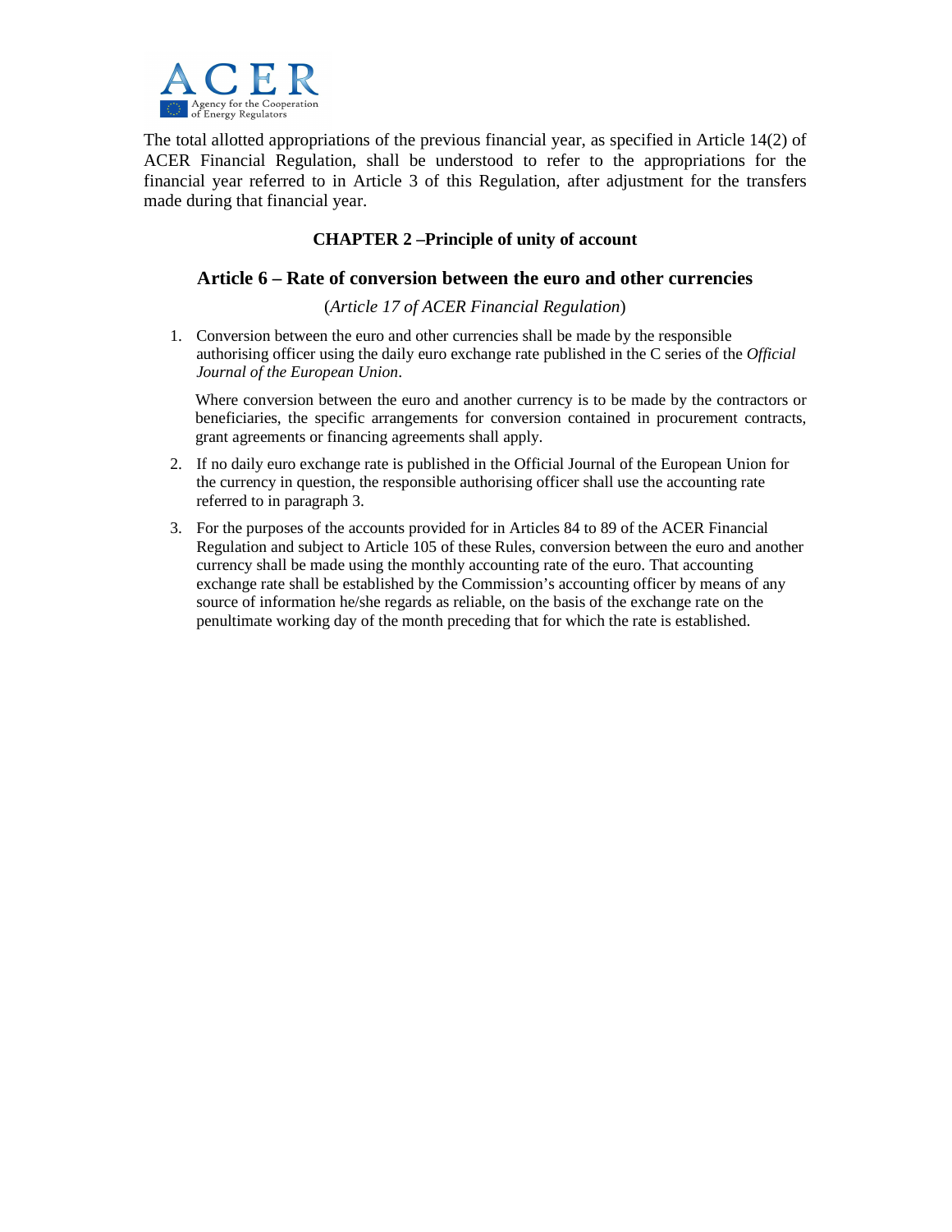The total allotted appropriations of the previous financial year, as specified in Article 14(2) of ACER Financial Regulation, shall be understood to refer to the appropriations for the financial year referred to in Article 3 of this Regulation, after adjustment for the transfers made during that financial year.

## CHAPTER 2 –Principle of unity of account

### Article 6 – Rate of conversion between the euro and other currencies

(*Article 17 of ACER Financial Regulation*)

1. Conversion between the euro and other currencies shall be made by the responsible authorising officer using the daily euro exchange rate published in the C series of the *Official Journal of the European Union*.

   Where conversion between the euro and another currency is to be made by the contractors or beneficiaries, the specific arrangements for conversion contained in procurement contracts, grant agreements or financing agreements shall apply.

2. If no daily euro exchange rate is published in the Official Journal of the European Union for the currency in question, the responsible authorising officer shall use the accounting rate referred to in paragraph 3.

3. For the purposes of the accounts provided for in Articles 84 to 89 of the ACER Financial Regulation and subject to Article 105 of these Rules, conversion between the euro and another currency shall be made using the monthly accounting rate of the euro. That accounting exchange rate shall be established by the Commission's accounting officer by means of any source of information he/she regards as reliable, on the basis of the exchange rate on the penultimate working day of the month preceding that for which the rate is established.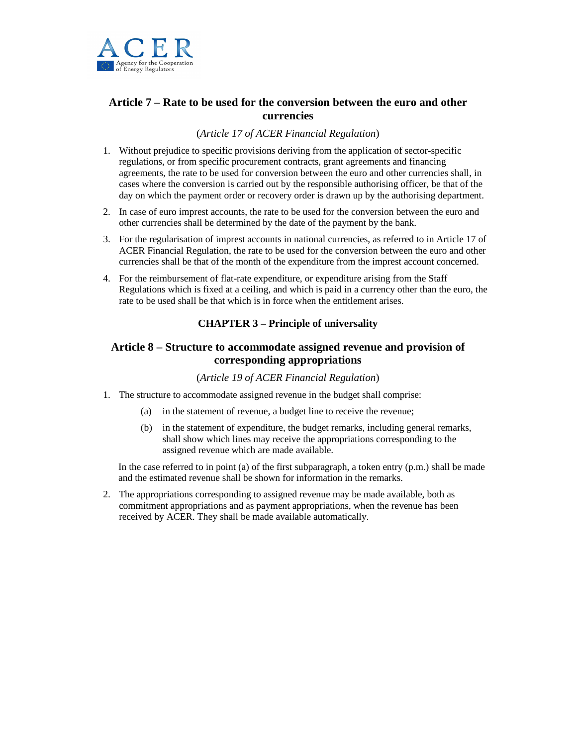## Article 7 – Rate to be used for the conversion between the euro and other currencies

(*Article 17 of ACER Financial Regulation*)

1. Without prejudice to specific provisions deriving from the application of sector-specific regulations, or from specific procurement contracts, grant agreements and financing agreements, the rate to be used for conversion between the euro and other currencies shall, in cases where the conversion is carried out by the responsible authorising officer, be that of the day on which the payment order or recovery order is drawn up by the authorising department.
2. In case of euro imprest accounts, the rate to be used for the conversion between the euro and other currencies shall be determined by the date of the payment by the bank.
3. For the regularisation of imprest accounts in national currencies, as referred to in Article 17 of ACER Financial Regulation, the rate to be used for the conversion between the euro and other currencies shall be that of the month of the expenditure from the imprest account concerned.
4. For the reimbursement of flat-rate expenditure, or expenditure arising from the Staff Regulations which is fixed at a ceiling, and which is paid in a currency other than the euro, the rate to be used shall be that which is in force when the entitlement arises.

### CHAPTER 3 – Principle of universality

## Article 8 – Structure to accommodate assigned revenue and provision of corresponding appropriations

(*Article 19 of ACER Financial Regulation*)

1. The structure to accommodate assigned revenue in the budget shall comprise:

   (a) in the statement of revenue, a budget line to receive the revenue;

   (b) in the statement of expenditure, the budget remarks, including general remarks, shall show which lines may receive the appropriations corresponding to the assigned revenue which are made available.

   In the case referred to in point (a) of the first subparagraph, a token entry (p.m.) shall be made and the estimated revenue shall be shown for information in the remarks.

2. The appropriations corresponding to assigned revenue may be made available, both as commitment appropriations and as payment appropriations, when the revenue has been received by ACER. They shall be made available automatically.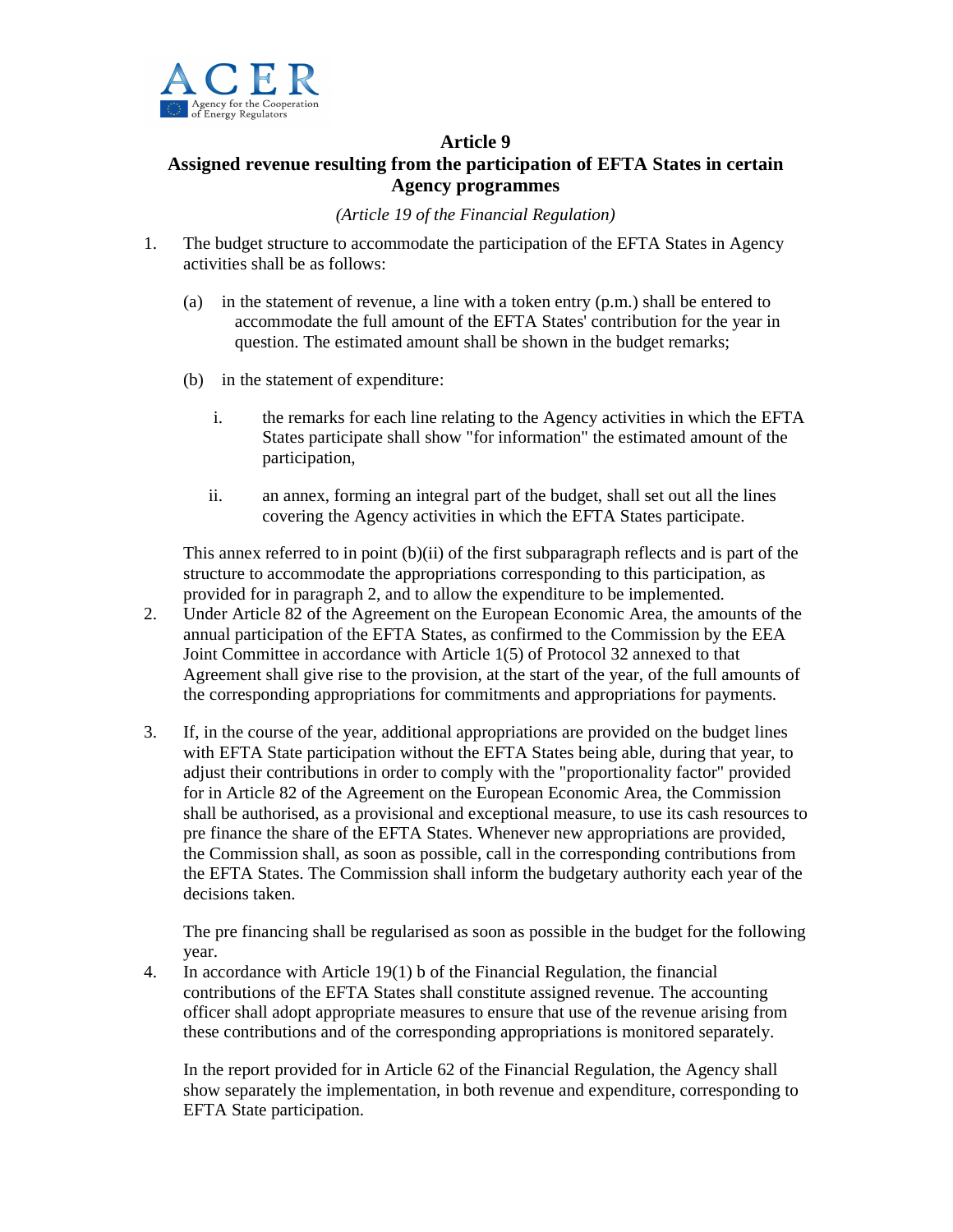## Article 9
## Assigned revenue resulting from the participation of EFTA States in certain Agency programmes

*(Article 19 of the Financial Regulation)*

1. The budget structure to accommodate the participation of the EFTA States in Agency activities shall be as follows:

   (a) in the statement of revenue, a line with a token entry (p.m.) shall be entered to accommodate the full amount of the EFTA States' contribution for the year in question. The estimated amount shall be shown in the budget remarks;

   (b) in the statement of expenditure:

      i. the remarks for each line relating to the Agency activities in which the EFTA States participate shall show "for information" the estimated amount of the participation,

      ii. an annex, forming an integral part of the budget, shall set out all the lines covering the Agency activities in which the EFTA States participate.

   This annex referred to in point (b)(ii) of the first subparagraph reflects and is part of the structure to accommodate the appropriations corresponding to this participation, as provided for in paragraph 2, and to allow the expenditure to be implemented.

2. Under Article 82 of the Agreement on the European Economic Area, the amounts of the annual participation of the EFTA States, as confirmed to the Commission by the EEA Joint Committee in accordance with Article 1(5) of Protocol 32 annexed to that Agreement shall give rise to the provision, at the start of the year, of the full amounts of the corresponding appropriations for commitments and appropriations for payments.

3. If, in the course of the year, additional appropriations are provided on the budget lines with EFTA State participation without the EFTA States being able, during that year, to adjust their contributions in order to comply with the "proportionality factor" provided for in Article 82 of the Agreement on the European Economic Area, the Commission shall be authorised, as a provisional and exceptional measure, to use its cash resources to pre finance the share of the EFTA States. Whenever new appropriations are provided, the Commission shall, as soon as possible, call in the corresponding contributions from the EFTA States. The Commission shall inform the budgetary authority each year of the decisions taken.

   The pre financing shall be regularised as soon as possible in the budget for the following year.

4. In accordance with Article 19(1) b of the Financial Regulation, the financial contributions of the EFTA States shall constitute assigned revenue. The accounting officer shall adopt appropriate measures to ensure that use of the revenue arising from these contributions and of the corresponding appropriations is monitored separately.

   In the report provided for in Article 62 of the Financial Regulation, the Agency shall show separately the implementation, in both revenue and expenditure, corresponding to EFTA State participation.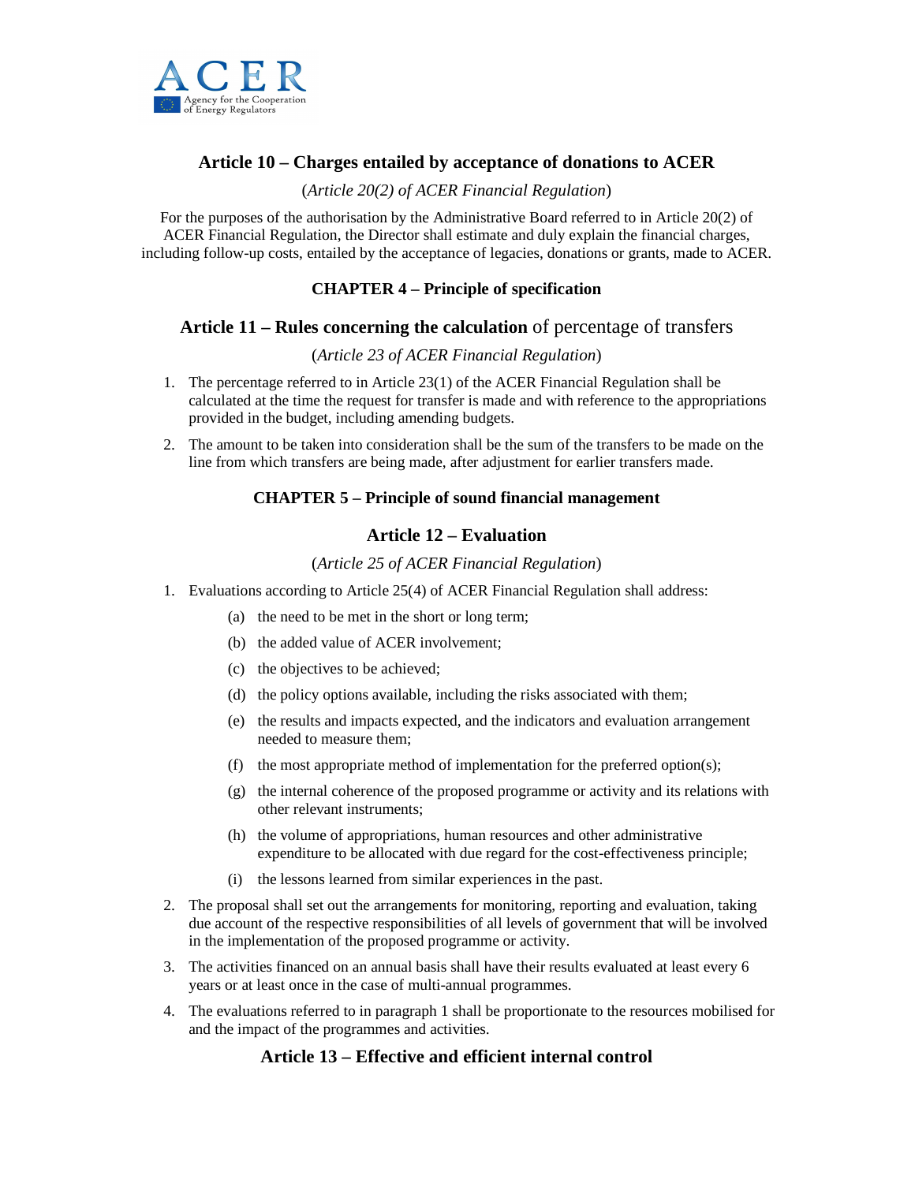## Article 10 – Charges entailed by acceptance of donations to ACER

(*Article 20(2) of ACER Financial Regulation*)

For the purposes of the authorisation by the Administrative Board referred to in Article 20(2) of ACER Financial Regulation, the Director shall estimate and duly explain the financial charges, including follow-up costs, entailed by the acceptance of legacies, donations or grants, made to ACER.

### CHAPTER 4 – Principle of specification

## Article 11 – Rules concerning the calculation of percentage of transfers

(*Article 23 of ACER Financial Regulation*)

1. The percentage referred to in Article 23(1) of the ACER Financial Regulation shall be calculated at the time the request for transfer is made and with reference to the appropriations provided in the budget, including amending budgets.
2. The amount to be taken into consideration shall be the sum of the transfers to be made on the line from which transfers are being made, after adjustment for earlier transfers made.

### CHAPTER 5 – Principle of sound financial management

## Article 12 – Evaluation

(*Article 25 of ACER Financial Regulation*)

1. Evaluations according to Article 25(4) of ACER Financial Regulation shall address:
   (a) the need to be met in the short or long term;
   (b) the added value of ACER involvement;
   (c) the objectives to be achieved;
   (d) the policy options available, including the risks associated with them;
   (e) the results and impacts expected, and the indicators and evaluation arrangement needed to measure them;
   (f) the most appropriate method of implementation for the preferred option(s);
   (g) the internal coherence of the proposed programme or activity and its relations with other relevant instruments;
   (h) the volume of appropriations, human resources and other administrative expenditure to be allocated with due regard for the cost-effectiveness principle;
   (i) the lessons learned from similar experiences in the past.
2. The proposal shall set out the arrangements for monitoring, reporting and evaluation, taking due account of the respective responsibilities of all levels of government that will be involved in the implementation of the proposed programme or activity.
3. The activities financed on an annual basis shall have their results evaluated at least every 6 years or at least once in the case of multi-annual programmes.
4. The evaluations referred to in paragraph 1 shall be proportionate to the resources mobilised for and the impact of the programmes and activities.

## Article 13 – Effective and efficient internal control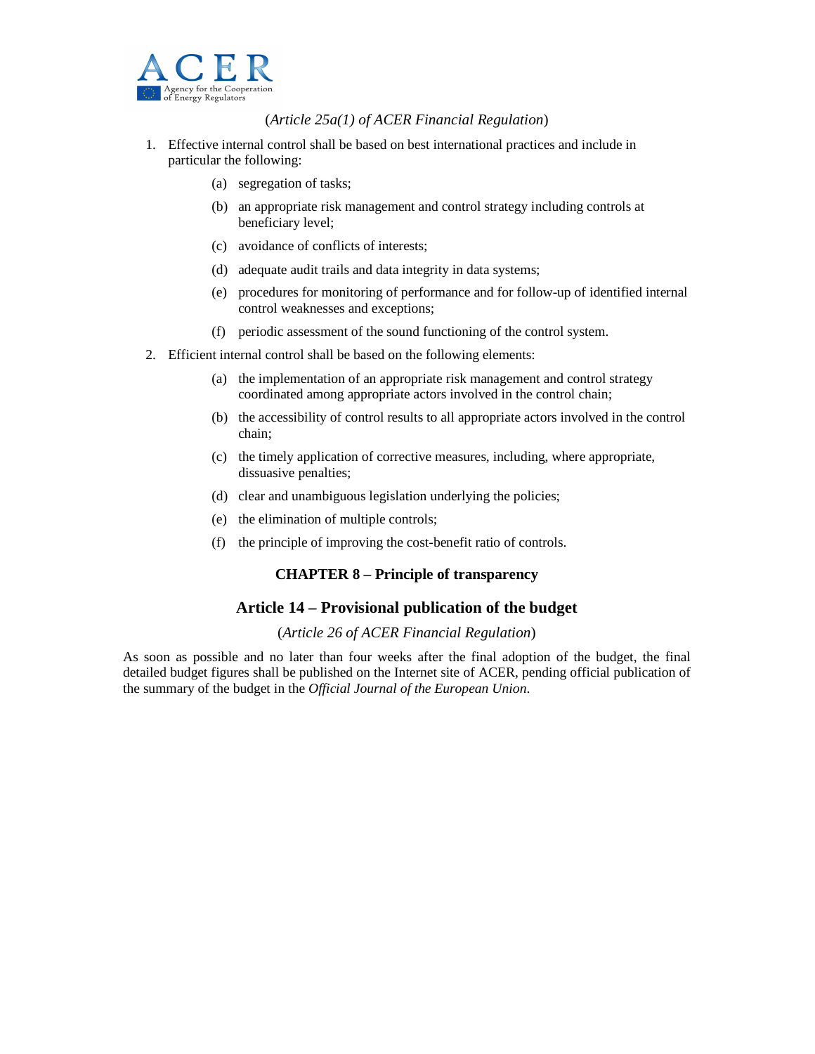(*Article 25a(1) of ACER Financial Regulation*)

1. Effective internal control shall be based on best international practices and include in particular the following:

   (a) segregation of tasks;

   (b) an appropriate risk management and control strategy including controls at beneficiary level;

   (c) avoidance of conflicts of interests;

   (d) adequate audit trails and data integrity in data systems;

   (e) procedures for monitoring of performance and for follow-up of identified internal control weaknesses and exceptions;

   (f) periodic assessment of the sound functioning of the control system.

2. Efficient internal control shall be based on the following elements:

   (a) the implementation of an appropriate risk management and control strategy coordinated among appropriate actors involved in the control chain;

   (b) the accessibility of control results to all appropriate actors involved in the control chain;

   (c) the timely application of corrective measures, including, where appropriate, dissuasive penalties;

   (d) clear and unambiguous legislation underlying the policies;

   (e) the elimination of multiple controls;

   (f) the principle of improving the cost-benefit ratio of controls.

## CHAPTER 8 – Principle of transparency

## Article 14 – Provisional publication of the budget

(*Article 26 of ACER Financial Regulation*)

As soon as possible and no later than four weeks after the final adoption of the budget, the final detailed budget figures shall be published on the Internet site of ACER, pending official publication of the summary of the budget in the *Official Journal of the European Union*.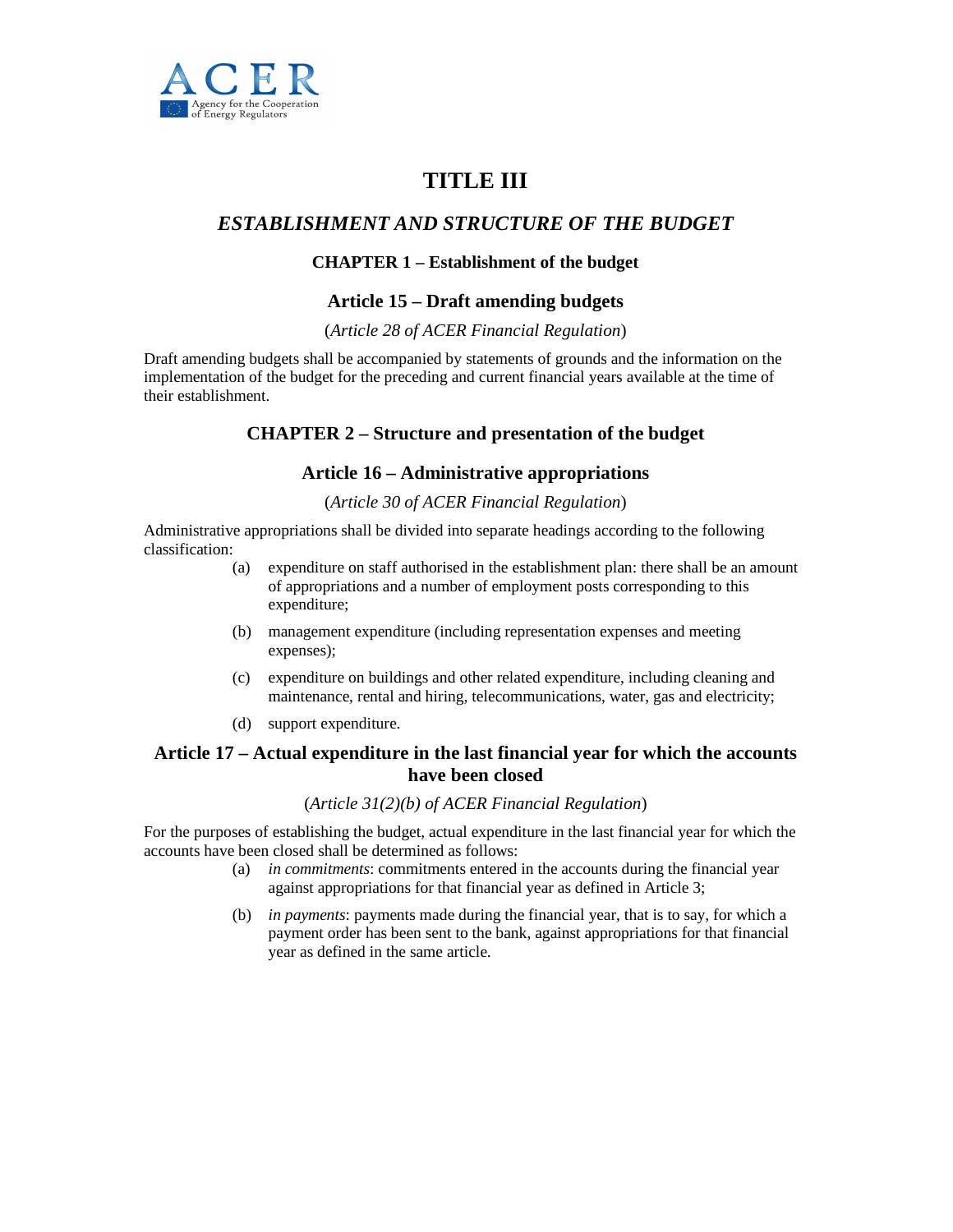# TITLE III

## *ESTABLISHMENT AND STRUCTURE OF THE BUDGET*

### CHAPTER 1 – Establishment of the budget

### Article 15 – Draft amending budgets

(*Article 28 of ACER Financial Regulation*)

Draft amending budgets shall be accompanied by statements of grounds and the information on the implementation of the budget for the preceding and current financial years available at the time of their establishment.

### CHAPTER 2 – Structure and presentation of the budget

### Article 16 – Administrative appropriations

(*Article 30 of ACER Financial Regulation*)

Administrative appropriations shall be divided into separate headings according to the following classification:

(a) expenditure on staff authorised in the establishment plan: there shall be an amount of appropriations and a number of employment posts corresponding to this expenditure;

(b) management expenditure (including representation expenses and meeting expenses);

(c) expenditure on buildings and other related expenditure, including cleaning and maintenance, rental and hiring, telecommunications, water, gas and electricity;

(d) support expenditure.

### Article 17 – Actual expenditure in the last financial year for which the accounts have been closed

(*Article 31(2)(b) of ACER Financial Regulation*)

For the purposes of establishing the budget, actual expenditure in the last financial year for which the accounts have been closed shall be determined as follows:

(a) *in commitments*: commitments entered in the accounts during the financial year against appropriations for that financial year as defined in Article 3;

(b) *in payments*: payments made during the financial year, that is to say, for which a payment order has been sent to the bank, against appropriations for that financial year as defined in the same article.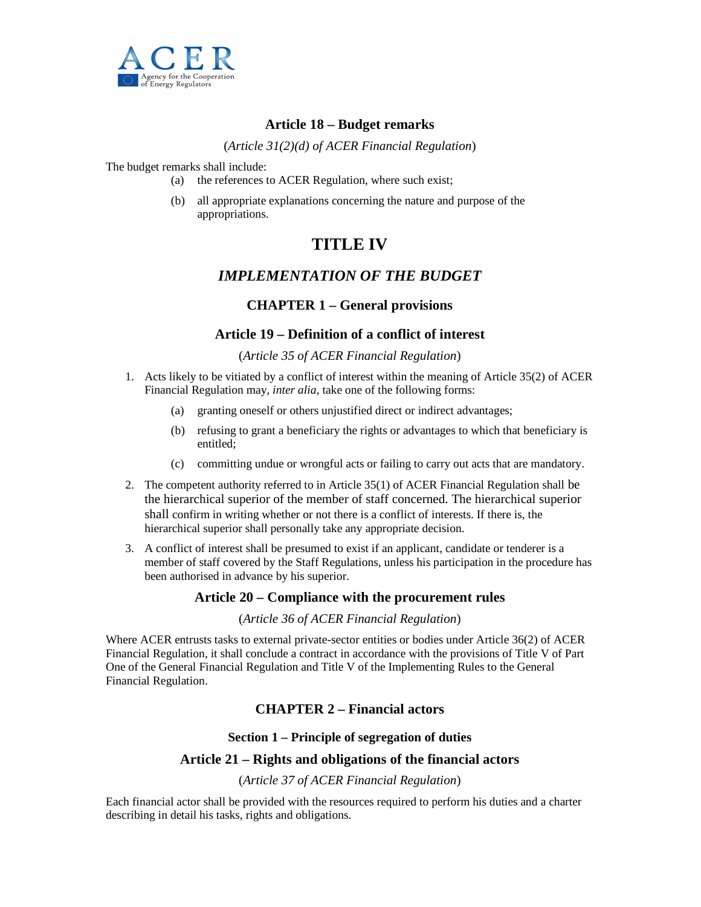### Article 18 – Budget remarks

(*Article 31(2)(d) of ACER Financial Regulation*)

The budget remarks shall include:

(a) the references to ACER Regulation, where such exist;

(b) all appropriate explanations concerning the nature and purpose of the appropriations.

# TITLE IV

## *IMPLEMENTATION OF THE BUDGET*

### CHAPTER 1 – General provisions

### Article 19 – Definition of a conflict of interest

(*Article 35 of ACER Financial Regulation*)

1. Acts likely to be vitiated by a conflict of interest within the meaning of Article 35(2) of ACER Financial Regulation may, *inter alia*, take one of the following forms:

   (a) granting oneself or others unjustified direct or indirect advantages;

   (b) refusing to grant a beneficiary the rights or advantages to which that beneficiary is entitled;

   (c) committing undue or wrongful acts or failing to carry out acts that are mandatory.

2. The competent authority referred to in Article 35(1) of ACER Financial Regulation shall be the hierarchical superior of the member of staff concerned. The hierarchical superior shall confirm in writing whether or not there is a conflict of interests. If there is, the hierarchical superior shall personally take any appropriate decision.

3. A conflict of interest shall be presumed to exist if an applicant, candidate or tenderer is a member of staff covered by the Staff Regulations, unless his participation in the procedure has been authorised in advance by his superior.

### Article 20 – Compliance with the procurement rules

(*Article 36 of ACER Financial Regulation*)

Where ACER entrusts tasks to external private-sector entities or bodies under Article 36(2) of ACER Financial Regulation, it shall conclude a contract in accordance with the provisions of Title V of Part One of the General Financial Regulation and Title V of the Implementing Rules to the General Financial Regulation.

### CHAPTER 2 – Financial actors

#### Section 1 – Principle of segregation of duties

### Article 21 – Rights and obligations of the financial actors

(*Article 37 of ACER Financial Regulation*)

Each financial actor shall be provided with the resources required to perform his duties and a charter describing in detail his tasks, rights and obligations.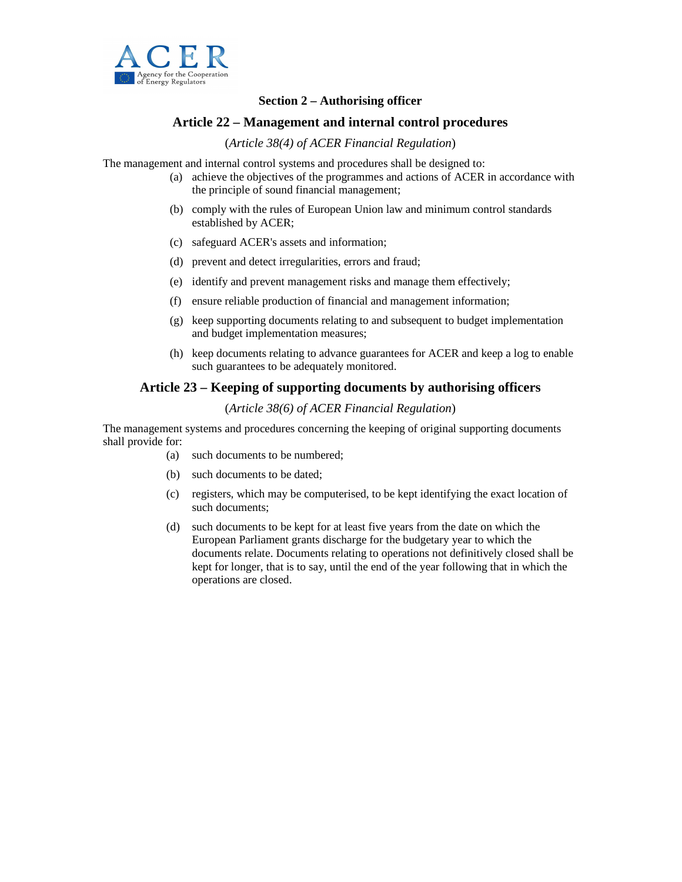### Section 2 – Authorising officer

## Article 22 – Management and internal control procedures

(*Article 38(4) of ACER Financial Regulation*)

The management and internal control systems and procedures shall be designed to:

(a) achieve the objectives of the programmes and actions of ACER in accordance with the principle of sound financial management;

(b) comply with the rules of European Union law and minimum control standards established by ACER;

(c) safeguard ACER's assets and information;

(d) prevent and detect irregularities, errors and fraud;

(e) identify and prevent management risks and manage them effectively;

(f) ensure reliable production of financial and management information;

(g) keep supporting documents relating to and subsequent to budget implementation and budget implementation measures;

(h) keep documents relating to advance guarantees for ACER and keep a log to enable such guarantees to be adequately monitored.

## Article 23 – Keeping of supporting documents by authorising officers

(*Article 38(6) of ACER Financial Regulation*)

The management systems and procedures concerning the keeping of original supporting documents shall provide for:

(a) such documents to be numbered;

(b) such documents to be dated;

(c) registers, which may be computerised, to be kept identifying the exact location of such documents;

(d) such documents to be kept for at least five years from the date on which the European Parliament grants discharge for the budgetary year to which the documents relate. Documents relating to operations not definitively closed shall be kept for longer, that is to say, until the end of the year following that in which the operations are closed.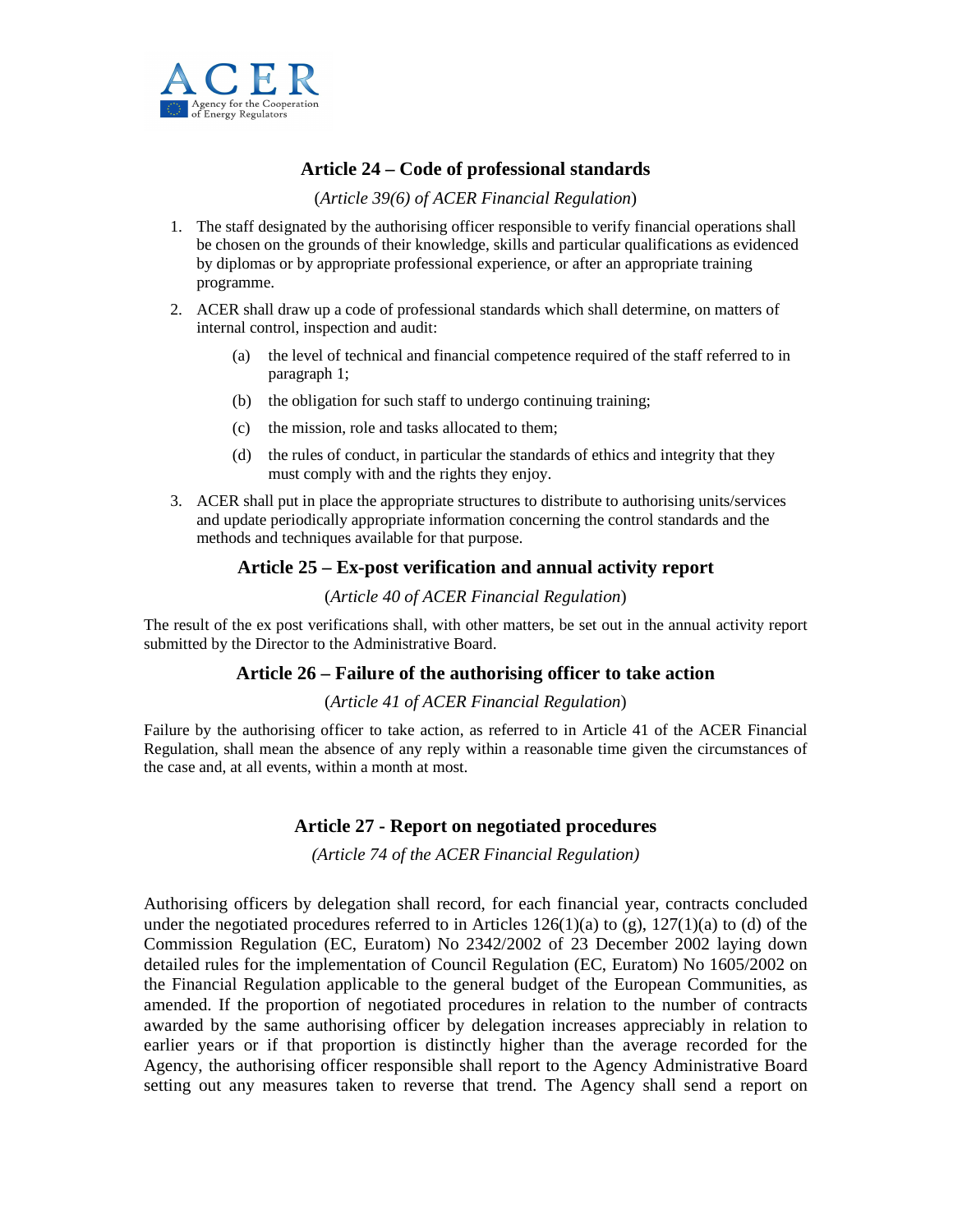### Article 24 – Code of professional standards

(*Article 39(6) of ACER Financial Regulation*)

1. The staff designated by the authorising officer responsible to verify financial operations shall be chosen on the grounds of their knowledge, skills and particular qualifications as evidenced by diplomas or by appropriate professional experience, or after an appropriate training programme.
2. ACER shall draw up a code of professional standards which shall determine, on matters of internal control, inspection and audit:
   - (a) the level of technical and financial competence required of the staff referred to in paragraph 1;
   - (b) the obligation for such staff to undergo continuing training;
   - (c) the mission, role and tasks allocated to them;
   - (d) the rules of conduct, in particular the standards of ethics and integrity that they must comply with and the rights they enjoy.
3. ACER shall put in place the appropriate structures to distribute to authorising units/services and update periodically appropriate information concerning the control standards and the methods and techniques available for that purpose.

### Article 25 – Ex-post verification and annual activity report

(*Article 40 of ACER Financial Regulation*)

The result of the ex post verifications shall, with other matters, be set out in the annual activity report submitted by the Director to the Administrative Board.

### Article 26 – Failure of the authorising officer to take action

(*Article 41 of ACER Financial Regulation*)

Failure by the authorising officer to take action, as referred to in Article 41 of the ACER Financial Regulation, shall mean the absence of any reply within a reasonable time given the circumstances of the case and, at all events, within a month at most.

### Article 27 - Report on negotiated procedures

*(Article 74 of the ACER Financial Regulation)*

Authorising officers by delegation shall record, for each financial year, contracts concluded under the negotiated procedures referred to in Articles 126(1)(a) to (g), 127(1)(a) to (d) of the Commission Regulation (EC, Euratom) No 2342/2002 of 23 December 2002 laying down detailed rules for the implementation of Council Regulation (EC, Euratom) No 1605/2002 on the Financial Regulation applicable to the general budget of the European Communities, as amended. If the proportion of negotiated procedures in relation to the number of contracts awarded by the same authorising officer by delegation increases appreciably in relation to earlier years or if that proportion is distinctly higher than the average recorded for the Agency, the authorising officer responsible shall report to the Agency Administrative Board setting out any measures taken to reverse that trend. The Agency shall send a report on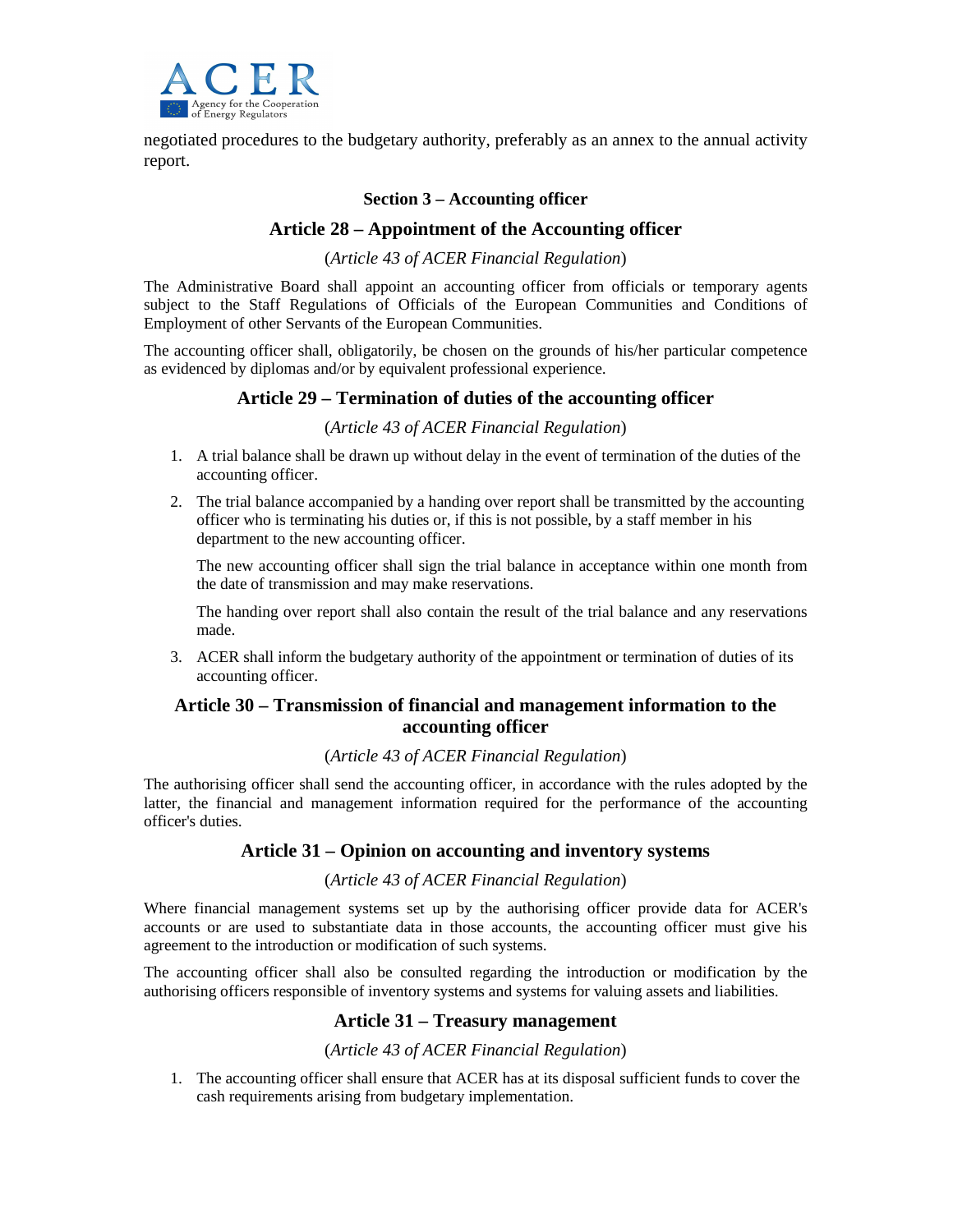negotiated procedures to the budgetary authority, preferably as an annex to the annual activity report.

### Section 3 – Accounting officer

## Article 28 – Appointment of the Accounting officer

(*Article 43 of ACER Financial Regulation*)

The Administrative Board shall appoint an accounting officer from officials or temporary agents subject to the Staff Regulations of Officials of the European Communities and Conditions of Employment of other Servants of the European Communities.

The accounting officer shall, obligatorily, be chosen on the grounds of his/her particular competence as evidenced by diplomas and/or by equivalent professional experience.

## Article 29 – Termination of duties of the accounting officer

(*Article 43 of ACER Financial Regulation*)

1. A trial balance shall be drawn up without delay in the event of termination of the duties of the accounting officer.
2. The trial balance accompanied by a handing over report shall be transmitted by the accounting officer who is terminating his duties or, if this is not possible, by a staff member in his department to the new accounting officer.

   The new accounting officer shall sign the trial balance in acceptance within one month from the date of transmission and may make reservations.

   The handing over report shall also contain the result of the trial balance and any reservations made.
3. ACER shall inform the budgetary authority of the appointment or termination of duties of its accounting officer.

## Article 30 – Transmission of financial and management information to the accounting officer

(*Article 43 of ACER Financial Regulation*)

The authorising officer shall send the accounting officer, in accordance with the rules adopted by the latter, the financial and management information required for the performance of the accounting officer's duties.

## Article 31 – Opinion on accounting and inventory systems

(*Article 43 of ACER Financial Regulation*)

Where financial management systems set up by the authorising officer provide data for ACER's accounts or are used to substantiate data in those accounts, the accounting officer must give his agreement to the introduction or modification of such systems.

The accounting officer shall also be consulted regarding the introduction or modification by the authorising officers responsible of inventory systems and systems for valuing assets and liabilities.

## Article 31 – Treasury management

(*Article 43 of ACER Financial Regulation*)

1. The accounting officer shall ensure that ACER has at its disposal sufficient funds to cover the cash requirements arising from budgetary implementation.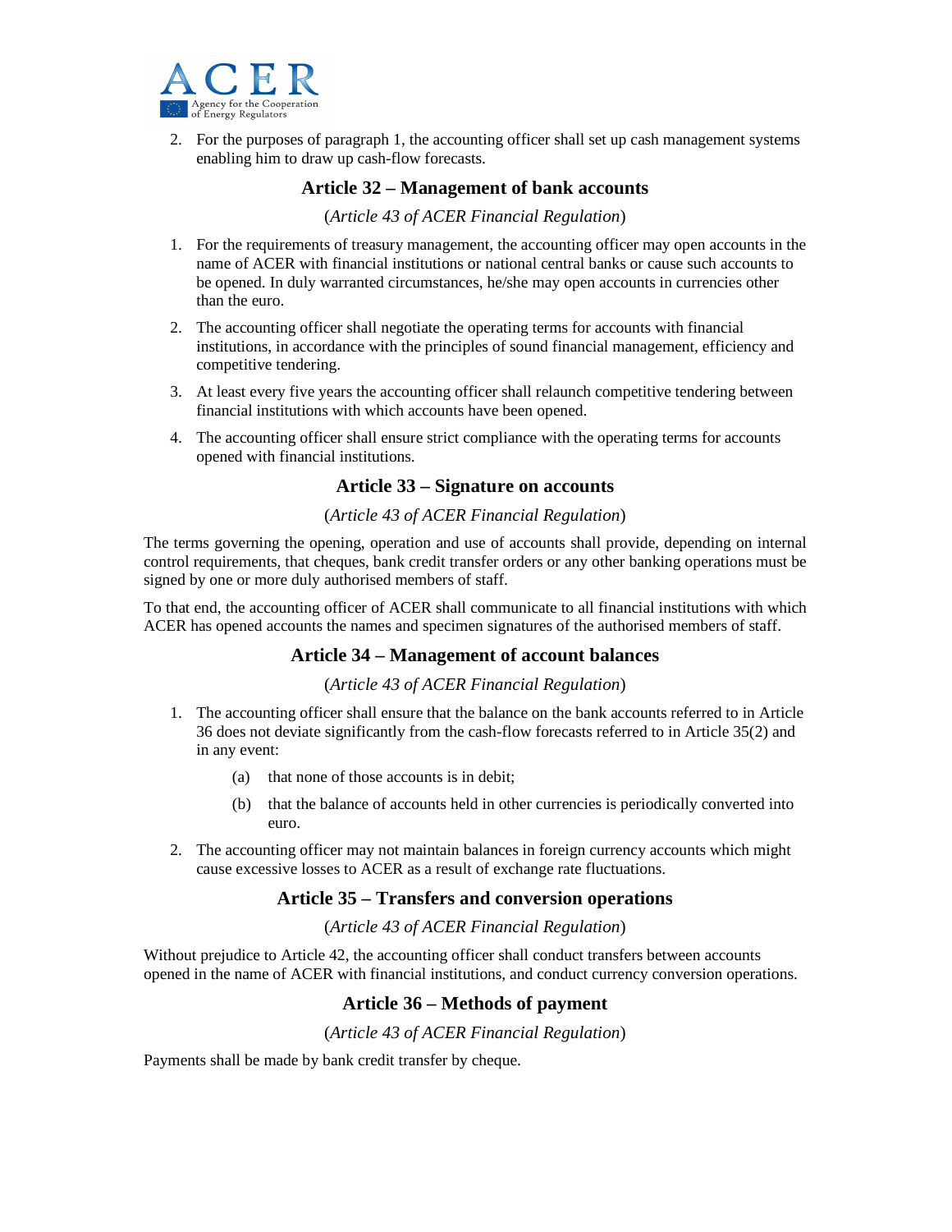2. For the purposes of paragraph 1, the accounting officer shall set up cash management systems enabling him to draw up cash-flow forecasts.

## Article 32 – Management of bank accounts

(*Article 43 of ACER Financial Regulation*)

1. For the requirements of treasury management, the accounting officer may open accounts in the name of ACER with financial institutions or national central banks or cause such accounts to be opened. In duly warranted circumstances, he/she may open accounts in currencies other than the euro.
2. The accounting officer shall negotiate the operating terms for accounts with financial institutions, in accordance with the principles of sound financial management, efficiency and competitive tendering.
3. At least every five years the accounting officer shall relaunch competitive tendering between financial institutions with which accounts have been opened.
4. The accounting officer shall ensure strict compliance with the operating terms for accounts opened with financial institutions.

## Article 33 – Signature on accounts

(*Article 43 of ACER Financial Regulation*)

The terms governing the opening, operation and use of accounts shall provide, depending on internal control requirements, that cheques, bank credit transfer orders or any other banking operations must be signed by one or more duly authorised members of staff.

To that end, the accounting officer of ACER shall communicate to all financial institutions with which ACER has opened accounts the names and specimen signatures of the authorised members of staff.

## Article 34 – Management of account balances

(*Article 43 of ACER Financial Regulation*)

1. The accounting officer shall ensure that the balance on the bank accounts referred to in Article 36 does not deviate significantly from the cash-flow forecasts referred to in Article 35(2) and in any event:
   - (a) that none of those accounts is in debit;
   - (b) that the balance of accounts held in other currencies is periodically converted into euro.
2. The accounting officer may not maintain balances in foreign currency accounts which might cause excessive losses to ACER as a result of exchange rate fluctuations.

## Article 35 – Transfers and conversion operations

(*Article 43 of ACER Financial Regulation*)

Without prejudice to Article 42, the accounting officer shall conduct transfers between accounts opened in the name of ACER with financial institutions, and conduct currency conversion operations.

## Article 36 – Methods of payment

(*Article 43 of ACER Financial Regulation*)

Payments shall be made by bank credit transfer by cheque.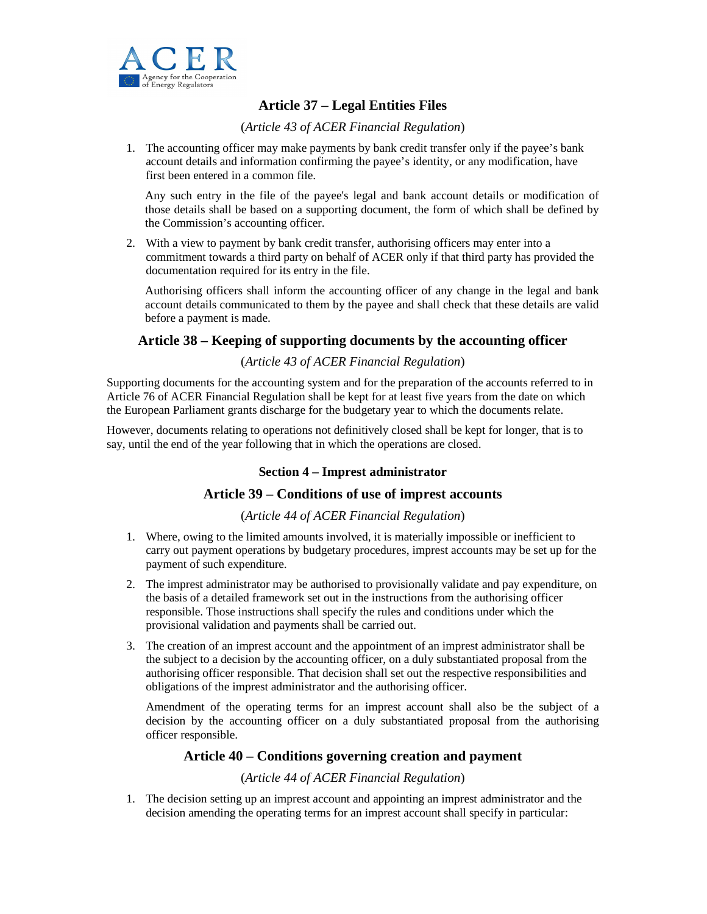## Article 37 – Legal Entities Files

(*Article 43 of ACER Financial Regulation*)

1. The accounting officer may make payments by bank credit transfer only if the payee's bank account details and information confirming the payee's identity, or any modification, have first been entered in a common file.

   Any such entry in the file of the payee's legal and bank account details or modification of those details shall be based on a supporting document, the form of which shall be defined by the Commission's accounting officer.

2. With a view to payment by bank credit transfer, authorising officers may enter into a commitment towards a third party on behalf of ACER only if that third party has provided the documentation required for its entry in the file.

   Authorising officers shall inform the accounting officer of any change in the legal and bank account details communicated to them by the payee and shall check that these details are valid before a payment is made.

## Article 38 – Keeping of supporting documents by the accounting officer

(*Article 43 of ACER Financial Regulation*)

Supporting documents for the accounting system and for the preparation of the accounts referred to in Article 76 of ACER Financial Regulation shall be kept for at least five years from the date on which the European Parliament grants discharge for the budgetary year to which the documents relate.

However, documents relating to operations not definitively closed shall be kept for longer, that is to say, until the end of the year following that in which the operations are closed.

### Section 4 – Imprest administrator

## Article 39 – Conditions of use of imprest accounts

(*Article 44 of ACER Financial Regulation*)

1. Where, owing to the limited amounts involved, it is materially impossible or inefficient to carry out payment operations by budgetary procedures, imprest accounts may be set up for the payment of such expenditure.

2. The imprest administrator may be authorised to provisionally validate and pay expenditure, on the basis of a detailed framework set out in the instructions from the authorising officer responsible. Those instructions shall specify the rules and conditions under which the provisional validation and payments shall be carried out.

3. The creation of an imprest account and the appointment of an imprest administrator shall be the subject to a decision by the accounting officer, on a duly substantiated proposal from the authorising officer responsible. That decision shall set out the respective responsibilities and obligations of the imprest administrator and the authorising officer.

   Amendment of the operating terms for an imprest account shall also be the subject of a decision by the accounting officer on a duly substantiated proposal from the authorising officer responsible.

## Article 40 – Conditions governing creation and payment

(*Article 44 of ACER Financial Regulation*)

1. The decision setting up an imprest account and appointing an imprest administrator and the decision amending the operating terms for an imprest account shall specify in particular: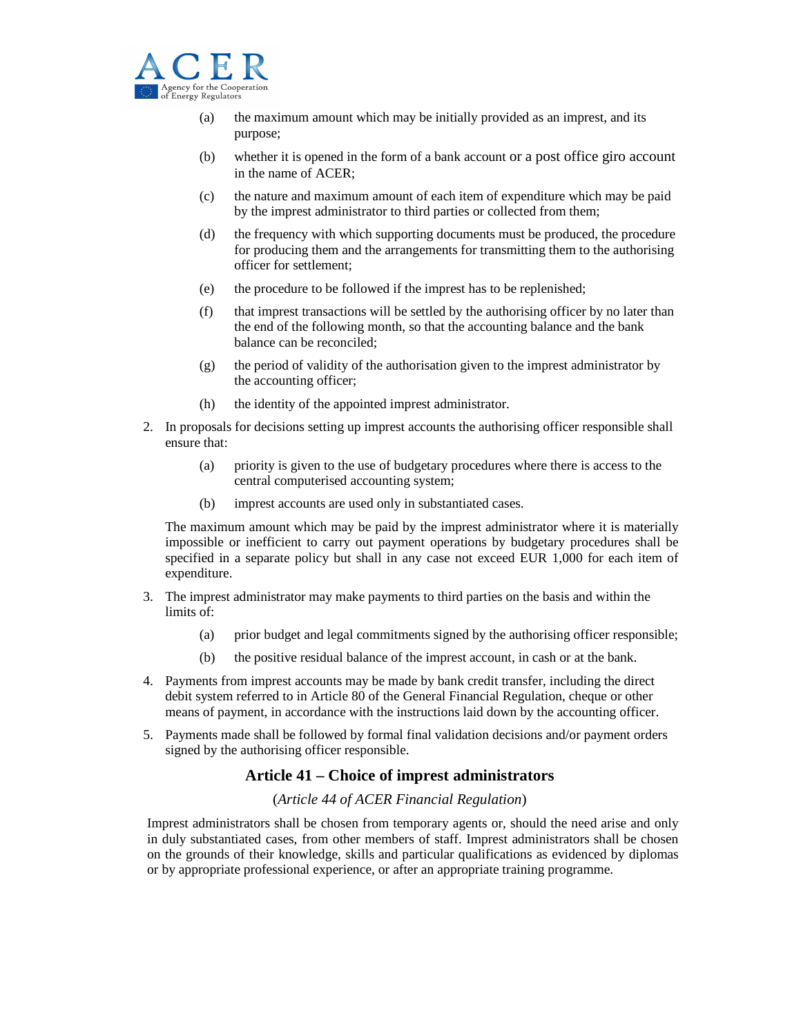(a) the maximum amount which may be initially provided as an imprest, and its purpose;

(b) whether it is opened in the form of a bank account or a post office giro account in the name of ACER;

(c) the nature and maximum amount of each item of expenditure which may be paid by the imprest administrator to third parties or collected from them;

(d) the frequency with which supporting documents must be produced, the procedure for producing them and the arrangements for transmitting them to the authorising officer for settlement;

(e) the procedure to be followed if the imprest has to be replenished;

(f) that imprest transactions will be settled by the authorising officer by no later than the end of the following month, so that the accounting balance and the bank balance can be reconciled;

(g) the period of validity of the authorisation given to the imprest administrator by the accounting officer;

(h) the identity of the appointed imprest administrator.

2. In proposals for decisions setting up imprest accounts the authorising officer responsible shall ensure that:

   (a) priority is given to the use of budgetary procedures where there is access to the central computerised accounting system;

   (b) imprest accounts are used only in substantiated cases.

   The maximum amount which may be paid by the imprest administrator where it is materially impossible or inefficient to carry out payment operations by budgetary procedures shall be specified in a separate policy but shall in any case not exceed EUR 1,000 for each item of expenditure.

3. The imprest administrator may make payments to third parties on the basis and within the limits of:

   (a) prior budget and legal commitments signed by the authorising officer responsible;

   (b) the positive residual balance of the imprest account, in cash or at the bank.

4. Payments from imprest accounts may be made by bank credit transfer, including the direct debit system referred to in Article 80 of the General Financial Regulation, cheque or other means of payment, in accordance with the instructions laid down by the accounting officer.

5. Payments made shall be followed by formal final validation decisions and/or payment orders signed by the authorising officer responsible.

## Article 41 – Choice of imprest administrators

(*Article 44 of ACER Financial Regulation*)

Imprest administrators shall be chosen from temporary agents or, should the need arise and only in duly substantiated cases, from other members of staff. Imprest administrators shall be chosen on the grounds of their knowledge, skills and particular qualifications as evidenced by diplomas or by appropriate professional experience, or after an appropriate training programme.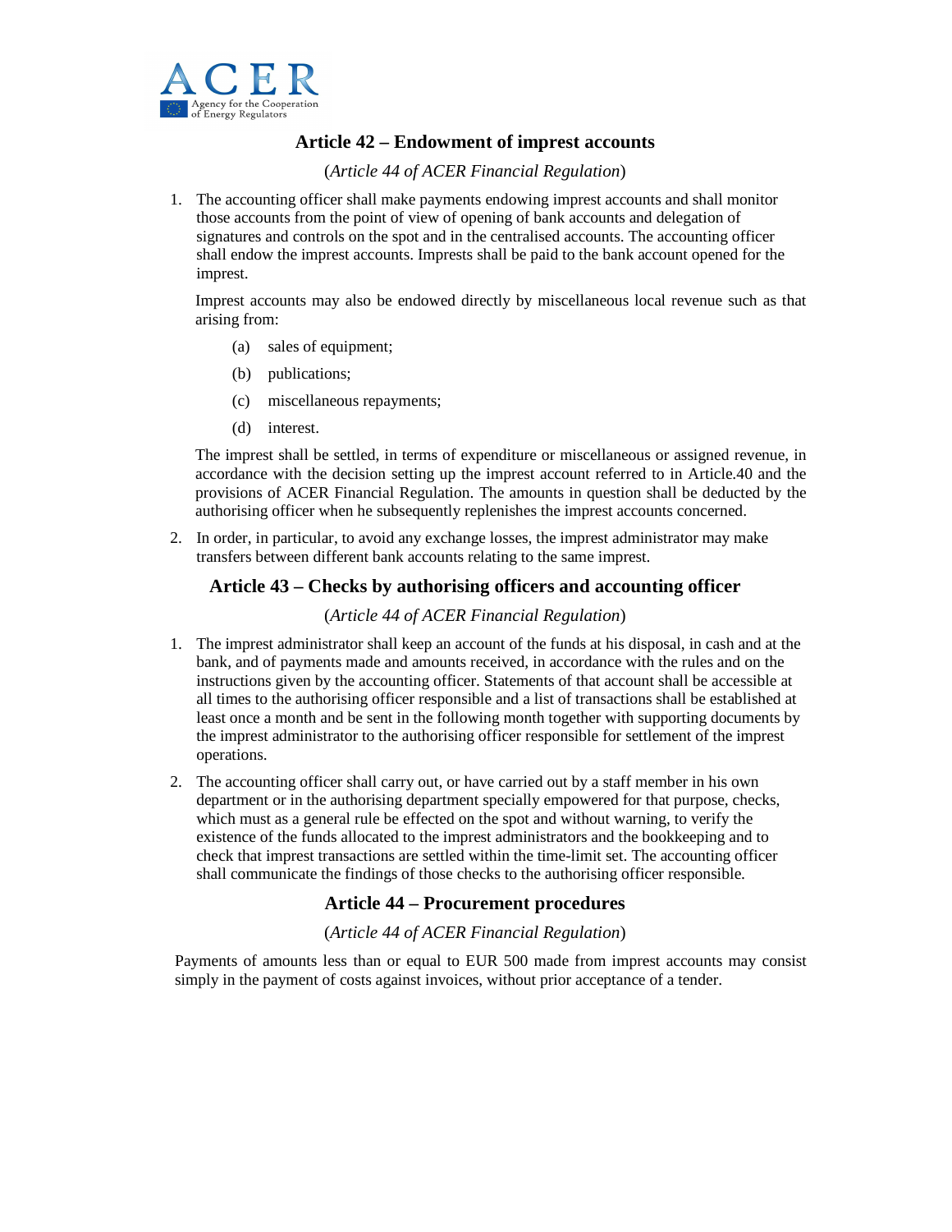## Article 42 – Endowment of imprest accounts

(*Article 44 of ACER Financial Regulation*)

1. The accounting officer shall make payments endowing imprest accounts and shall monitor those accounts from the point of view of opening of bank accounts and delegation of signatures and controls on the spot and in the centralised accounts. The accounting officer shall endow the imprest accounts. Imprests shall be paid to the bank account opened for the imprest.

   Imprest accounts may also be endowed directly by miscellaneous local revenue such as that arising from:

   (a) sales of equipment;

   (b) publications;

   (c) miscellaneous repayments;

   (d) interest.

   The imprest shall be settled, in terms of expenditure or miscellaneous or assigned revenue, in accordance with the decision setting up the imprest account referred to in Article.40 and the provisions of ACER Financial Regulation. The amounts in question shall be deducted by the authorising officer when he subsequently replenishes the imprest accounts concerned.

2. In order, in particular, to avoid any exchange losses, the imprest administrator may make transfers between different bank accounts relating to the same imprest.

## Article 43 – Checks by authorising officers and accounting officer

(*Article 44 of ACER Financial Regulation*)

1. The imprest administrator shall keep an account of the funds at his disposal, in cash and at the bank, and of payments made and amounts received, in accordance with the rules and on the instructions given by the accounting officer. Statements of that account shall be accessible at all times to the authorising officer responsible and a list of transactions shall be established at least once a month and be sent in the following month together with supporting documents by the imprest administrator to the authorising officer responsible for settlement of the imprest operations.

2. The accounting officer shall carry out, or have carried out by a staff member in his own department or in the authorising department specially empowered for that purpose, checks, which must as a general rule be effected on the spot and without warning, to verify the existence of the funds allocated to the imprest administrators and the bookkeeping and to check that imprest transactions are settled within the time-limit set. The accounting officer shall communicate the findings of those checks to the authorising officer responsible.

## Article 44 – Procurement procedures

(*Article 44 of ACER Financial Regulation*)

Payments of amounts less than or equal to EUR 500 made from imprest accounts may consist simply in the payment of costs against invoices, without prior acceptance of a tender.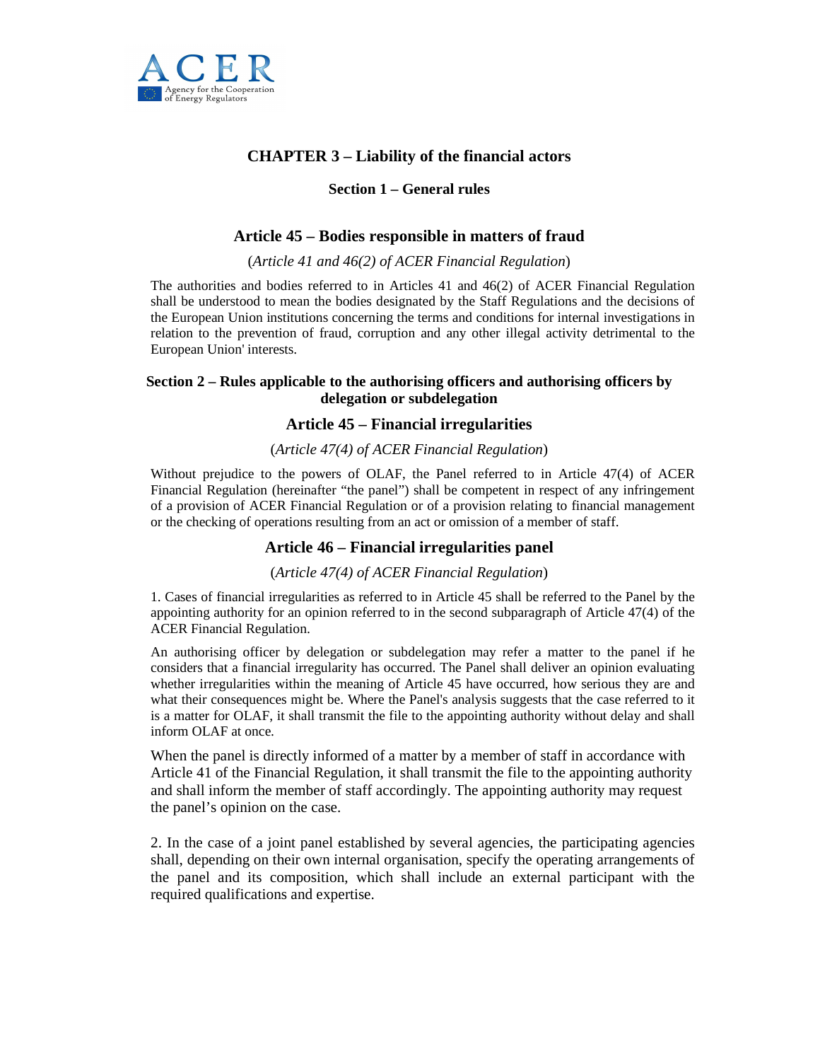## CHAPTER 3 – Liability of the financial actors

### Section 1 – General rules

### Article 45 – Bodies responsible in matters of fraud

(*Article 41 and 46(2) of ACER Financial Regulation*)

The authorities and bodies referred to in Articles 41 and 46(2) of ACER Financial Regulation shall be understood to mean the bodies designated by the Staff Regulations and the decisions of the European Union institutions concerning the terms and conditions for internal investigations in relation to the prevention of fraud, corruption and any other illegal activity detrimental to the European Union' interests.

### Section 2 – Rules applicable to the authorising officers and authorising officers by delegation or subdelegation

### Article 45 – Financial irregularities

(*Article 47(4) of ACER Financial Regulation*)

Without prejudice to the powers of OLAF, the Panel referred to in Article 47(4) of ACER Financial Regulation (hereinafter "the panel") shall be competent in respect of any infringement of a provision of ACER Financial Regulation or of a provision relating to financial management or the checking of operations resulting from an act or omission of a member of staff.

### Article 46 – Financial irregularities panel

(*Article 47(4) of ACER Financial Regulation*)

1. Cases of financial irregularities as referred to in Article 45 shall be referred to the Panel by the appointing authority for an opinion referred to in the second subparagraph of Article 47(4) of the ACER Financial Regulation.

An authorising officer by delegation or subdelegation may refer a matter to the panel if he considers that a financial irregularity has occurred. The Panel shall deliver an opinion evaluating whether irregularities within the meaning of Article 45 have occurred, how serious they are and what their consequences might be. Where the Panel's analysis suggests that the case referred to it is a matter for OLAF, it shall transmit the file to the appointing authority without delay and shall inform OLAF at once.

When the panel is directly informed of a matter by a member of staff in accordance with Article 41 of the Financial Regulation, it shall transmit the file to the appointing authority and shall inform the member of staff accordingly. The appointing authority may request the panel's opinion on the case.

2. In the case of a joint panel established by several agencies, the participating agencies shall, depending on their own internal organisation, specify the operating arrangements of the panel and its composition, which shall include an external participant with the required qualifications and expertise.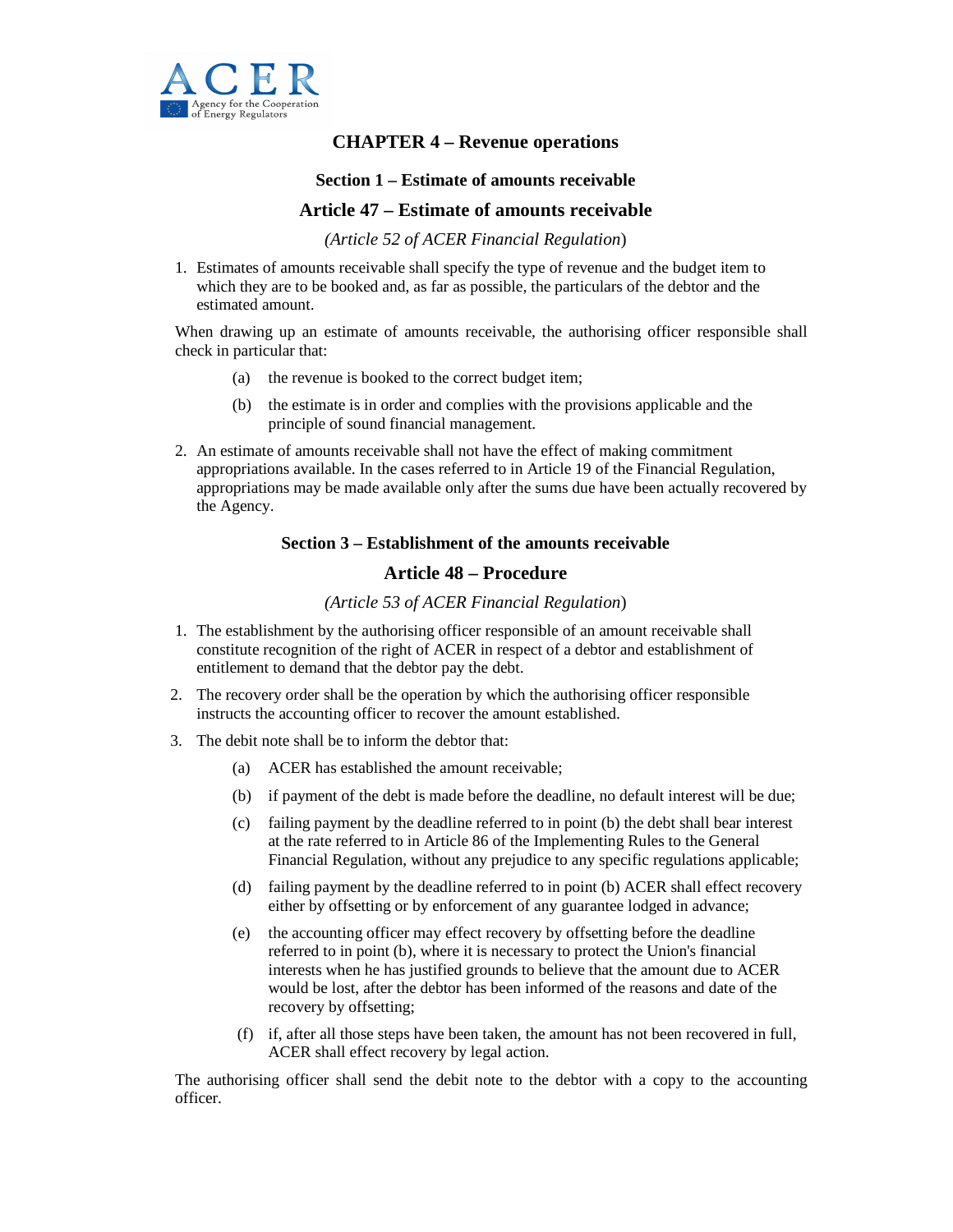# CHAPTER 4 – Revenue operations

## Section 1 – Estimate of amounts receivable

### Article 47 – Estimate of amounts receivable

*(Article 52 of ACER Financial Regulation)*

1. Estimates of amounts receivable shall specify the type of revenue and the budget item to which they are to be booked and, as far as possible, the particulars of the debtor and the estimated amount.

When drawing up an estimate of amounts receivable, the authorising officer responsible shall check in particular that:

- (a) the revenue is booked to the correct budget item;
- (b) the estimate is in order and complies with the provisions applicable and the principle of sound financial management.

2. An estimate of amounts receivable shall not have the effect of making commitment appropriations available. In the cases referred to in Article 19 of the Financial Regulation, appropriations may be made available only after the sums due have been actually recovered by the Agency.

## Section 3 – Establishment of the amounts receivable

### Article 48 – Procedure

*(Article 53 of ACER Financial Regulation)*

1. The establishment by the authorising officer responsible of an amount receivable shall constitute recognition of the right of ACER in respect of a debtor and establishment of entitlement to demand that the debtor pay the debt.
2. The recovery order shall be the operation by which the authorising officer responsible instructs the accounting officer to recover the amount established.
3. The debit note shall be to inform the debtor that:
   - (a) ACER has established the amount receivable;
   - (b) if payment of the debt is made before the deadline, no default interest will be due;
   - (c) failing payment by the deadline referred to in point (b) the debt shall bear interest at the rate referred to in Article 86 of the Implementing Rules to the General Financial Regulation, without any prejudice to any specific regulations applicable;
   - (d) failing payment by the deadline referred to in point (b) ACER shall effect recovery either by offsetting or by enforcement of any guarantee lodged in advance;
   - (e) the accounting officer may effect recovery by offsetting before the deadline referred to in point (b), where it is necessary to protect the Union's financial interests when he has justified grounds to believe that the amount due to ACER would be lost, after the debtor has been informed of the reasons and date of the recovery by offsetting;
   - (f) if, after all those steps have been taken, the amount has not been recovered in full, ACER shall effect recovery by legal action.

The authorising officer shall send the debit note to the debtor with a copy to the accounting officer.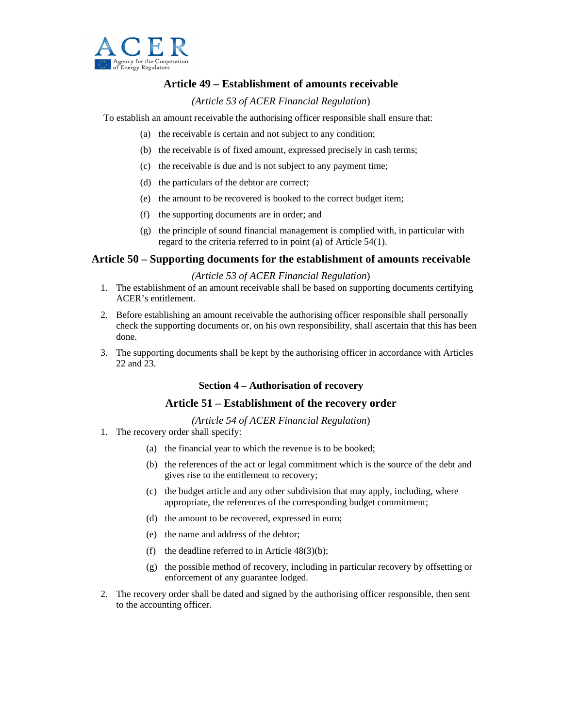## Article 49 – Establishment of amounts receivable

*(Article 53 of ACER Financial Regulation*)

To establish an amount receivable the authorising officer responsible shall ensure that:

(a) the receivable is certain and not subject to any condition;

(b) the receivable is of fixed amount, expressed precisely in cash terms;

(c) the receivable is due and is not subject to any payment time;

(d) the particulars of the debtor are correct;

(e) the amount to be recovered is booked to the correct budget item;

(f) the supporting documents are in order; and

(g) the principle of sound financial management is complied with, in particular with regard to the criteria referred to in point (a) of Article 54(1).

## Article 50 – Supporting documents for the establishment of amounts receivable

*(Article 53 of ACER Financial Regulation*)

1. The establishment of an amount receivable shall be based on supporting documents certifying ACER's entitlement.
2. Before establishing an amount receivable the authorising officer responsible shall personally check the supporting documents or, on his own responsibility, shall ascertain that this has been done.
3. The supporting documents shall be kept by the authorising officer in accordance with Articles 22 and 23.

### Section 4 – Authorisation of recovery

## Article 51 – Establishment of the recovery order

*(Article 54 of ACER Financial Regulation*)

1. The recovery order shall specify:

   (a) the financial year to which the revenue is to be booked;

   (b) the references of the act or legal commitment which is the source of the debt and gives rise to the entitlement to recovery;

   (c) the budget article and any other subdivision that may apply, including, where appropriate, the references of the corresponding budget commitment;

   (d) the amount to be recovered, expressed in euro;

   (e) the name and address of the debtor;

   (f) the deadline referred to in Article 48(3)(b);

   (g) the possible method of recovery, including in particular recovery by offsetting or enforcement of any guarantee lodged.

2. The recovery order shall be dated and signed by the authorising officer responsible, then sent to the accounting officer.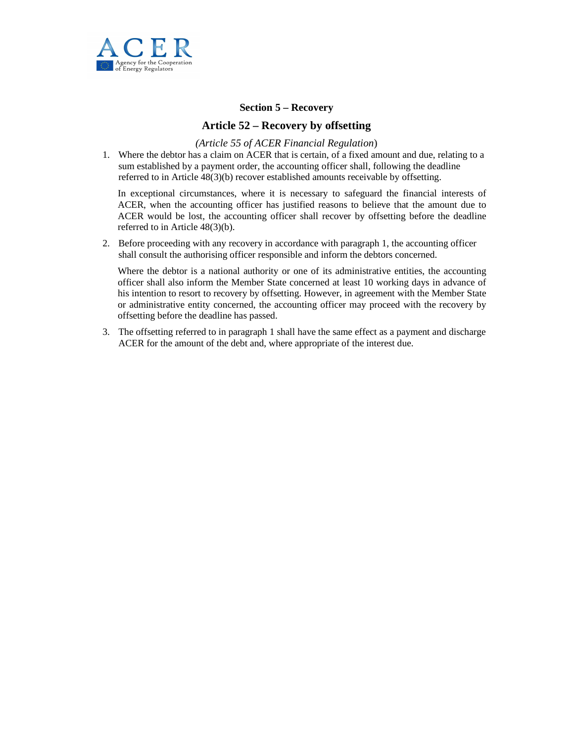## Section 5 – Recovery

### Article 52 – Recovery by offsetting

*(Article 55 of ACER Financial Regulation)*

1. Where the debtor has a claim on ACER that is certain, of a fixed amount and due, relating to a sum established by a payment order, the accounting officer shall, following the deadline referred to in Article 48(3)(b) recover established amounts receivable by offsetting.

   In exceptional circumstances, where it is necessary to safeguard the financial interests of ACER, when the accounting officer has justified reasons to believe that the amount due to ACER would be lost, the accounting officer shall recover by offsetting before the deadline referred to in Article 48(3)(b).

2. Before proceeding with any recovery in accordance with paragraph 1, the accounting officer shall consult the authorising officer responsible and inform the debtors concerned.

   Where the debtor is a national authority or one of its administrative entities, the accounting officer shall also inform the Member State concerned at least 10 working days in advance of his intention to resort to recovery by offsetting. However, in agreement with the Member State or administrative entity concerned, the accounting officer may proceed with the recovery by offsetting before the deadline has passed.

3. The offsetting referred to in paragraph 1 shall have the same effect as a payment and discharge ACER for the amount of the debt and, where appropriate of the interest due.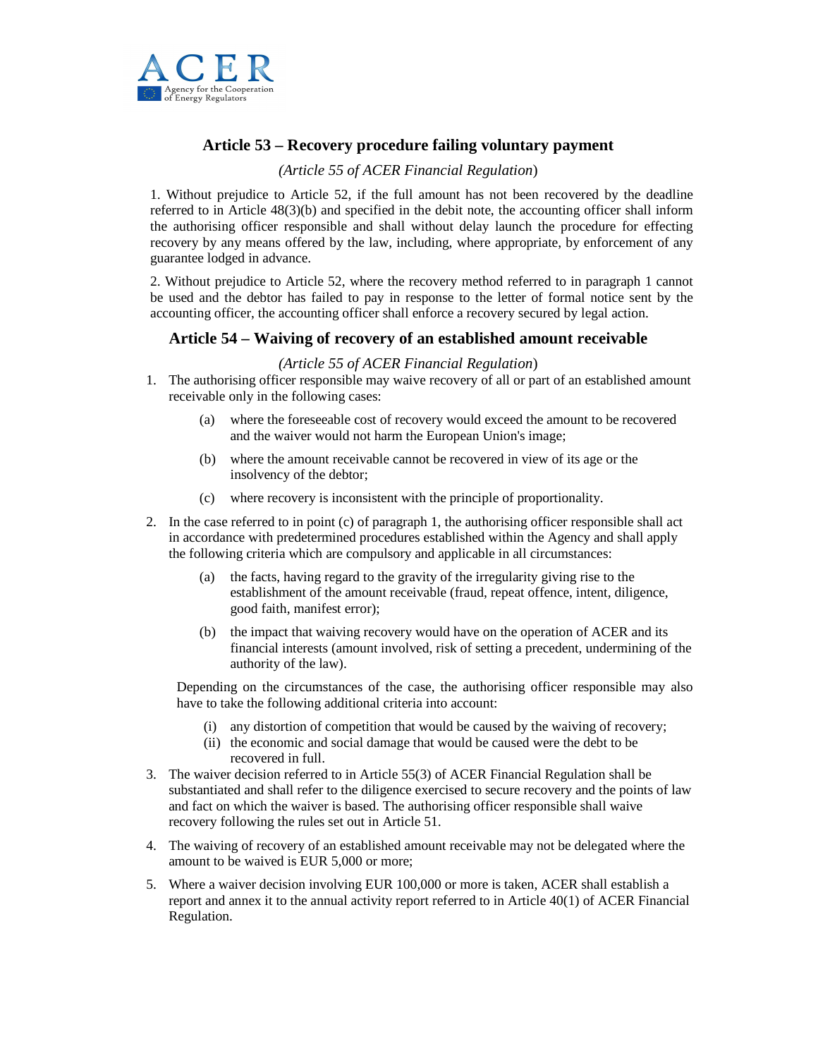## Article 53 – Recovery procedure failing voluntary payment

*(Article 55 of ACER Financial Regulation*)

1. Without prejudice to Article 52, if the full amount has not been recovered by the deadline referred to in Article 48(3)(b) and specified in the debit note, the accounting officer shall inform the authorising officer responsible and shall without delay launch the procedure for effecting recovery by any means offered by the law, including, where appropriate, by enforcement of any guarantee lodged in advance.

2. Without prejudice to Article 52, where the recovery method referred to in paragraph 1 cannot be used and the debtor has failed to pay in response to the letter of formal notice sent by the accounting officer, the accounting officer shall enforce a recovery secured by legal action.

## Article 54 – Waiving of recovery of an established amount receivable

*(Article 55 of ACER Financial Regulation*)

1. The authorising officer responsible may waive recovery of all or part of an established amount receivable only in the following cases:

    (a) where the foreseeable cost of recovery would exceed the amount to be recovered and the waiver would not harm the European Union's image;

    (b) where the amount receivable cannot be recovered in view of its age or the insolvency of the debtor;

    (c) where recovery is inconsistent with the principle of proportionality.

2. In the case referred to in point (c) of paragraph 1, the authorising officer responsible shall act in accordance with predetermined procedures established within the Agency and shall apply the following criteria which are compulsory and applicable in all circumstances:

    (a) the facts, having regard to the gravity of the irregularity giving rise to the establishment of the amount receivable (fraud, repeat offence, intent, diligence, good faith, manifest error);

    (b) the impact that waiving recovery would have on the operation of ACER and its financial interests (amount involved, risk of setting a precedent, undermining of the authority of the law).

    Depending on the circumstances of the case, the authorising officer responsible may also have to take the following additional criteria into account:

    (i) any distortion of competition that would be caused by the waiving of recovery;
    (ii) the economic and social damage that would be caused were the debt to be recovered in full.

3. The waiver decision referred to in Article 55(3) of ACER Financial Regulation shall be substantiated and shall refer to the diligence exercised to secure recovery and the points of law and fact on which the waiver is based. The authorising officer responsible shall waive recovery following the rules set out in Article 51.

4. The waiving of recovery of an established amount receivable may not be delegated where the amount to be waived is EUR 5,000 or more;

5. Where a waiver decision involving EUR 100,000 or more is taken, ACER shall establish a report and annex it to the annual activity report referred to in Article 40(1) of ACER Financial Regulation.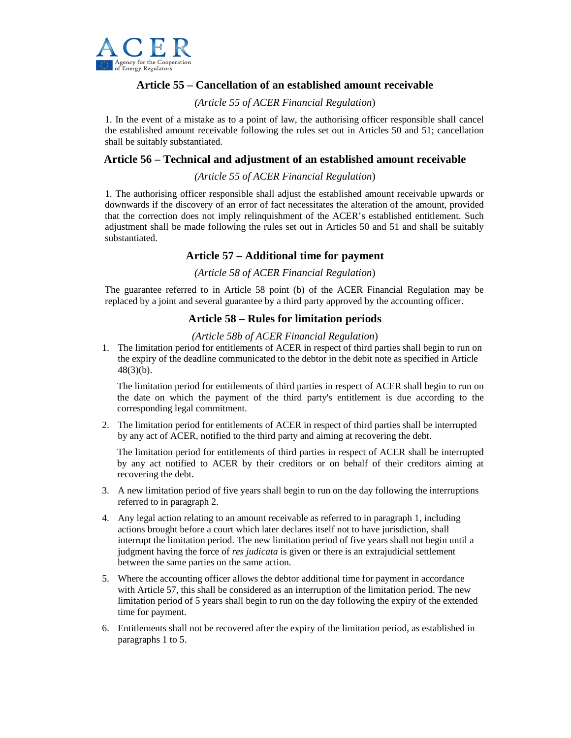## Article 55 – Cancellation of an established amount receivable

*(Article 55 of ACER Financial Regulation)*

1. In the event of a mistake as to a point of law, the authorising officer responsible shall cancel the established amount receivable following the rules set out in Articles 50 and 51; cancellation shall be suitably substantiated.

## Article 56 – Technical and adjustment of an established amount receivable

*(Article 55 of ACER Financial Regulation)*

1. The authorising officer responsible shall adjust the established amount receivable upwards or downwards if the discovery of an error of fact necessitates the alteration of the amount, provided that the correction does not imply relinquishment of the ACER's established entitlement. Such adjustment shall be made following the rules set out in Articles 50 and 51 and shall be suitably substantiated.

## Article 57 – Additional time for payment

*(Article 58 of ACER Financial Regulation)*

The guarantee referred to in Article 58 point (b) of the ACER Financial Regulation may be replaced by a joint and several guarantee by a third party approved by the accounting officer.

## Article 58 – Rules for limitation periods

*(Article 58b of ACER Financial Regulation)*

1. The limitation period for entitlements of ACER in respect of third parties shall begin to run on the expiry of the deadline communicated to the debtor in the debit note as specified in Article 48(3)(b).

   The limitation period for entitlements of third parties in respect of ACER shall begin to run on the date on which the payment of the third party's entitlement is due according to the corresponding legal commitment.

2. The limitation period for entitlements of ACER in respect of third parties shall be interrupted by any act of ACER, notified to the third party and aiming at recovering the debt.

   The limitation period for entitlements of third parties in respect of ACER shall be interrupted by any act notified to ACER by their creditors or on behalf of their creditors aiming at recovering the debt.

3. A new limitation period of five years shall begin to run on the day following the interruptions referred to in paragraph 2.

4. Any legal action relating to an amount receivable as referred to in paragraph 1, including actions brought before a court which later declares itself not to have jurisdiction, shall interrupt the limitation period. The new limitation period of five years shall not begin until a judgment having the force of *res judicata* is given or there is an extrajudicial settlement between the same parties on the same action.

5. Where the accounting officer allows the debtor additional time for payment in accordance with Article 57, this shall be considered as an interruption of the limitation period. The new limitation period of 5 years shall begin to run on the day following the expiry of the extended time for payment.

6. Entitlements shall not be recovered after the expiry of the limitation period, as established in paragraphs 1 to 5.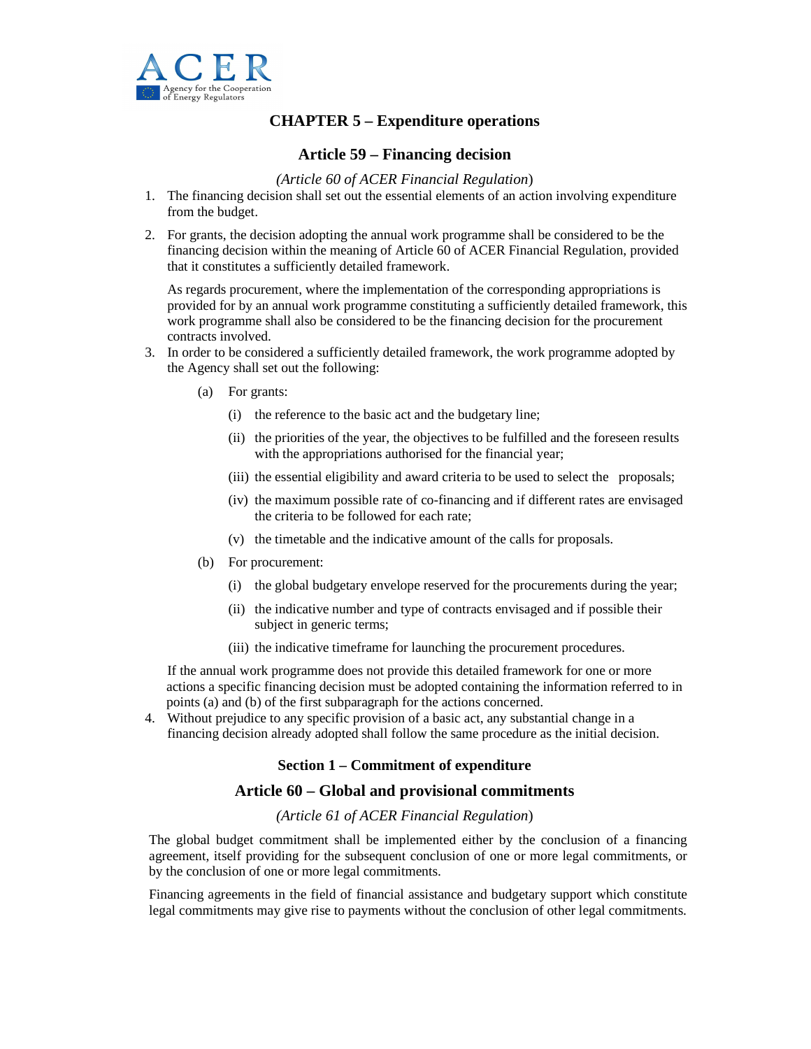## CHAPTER 5 – Expenditure operations

### Article 59 – Financing decision

*(Article 60 of ACER Financial Regulation*)

1. The financing decision shall set out the essential elements of an action involving expenditure from the budget.
2. For grants, the decision adopting the annual work programme shall be considered to be the financing decision within the meaning of Article 60 of ACER Financial Regulation, provided that it constitutes a sufficiently detailed framework.

   As regards procurement, where the implementation of the corresponding appropriations is provided for by an annual work programme constituting a sufficiently detailed framework, this work programme shall also be considered to be the financing decision for the procurement contracts involved.
3. In order to be considered a sufficiently detailed framework, the work programme adopted by the Agency shall set out the following:
   - (a) For grants:
     - (i) the reference to the basic act and the budgetary line;
     - (ii) the priorities of the year, the objectives to be fulfilled and the foreseen results with the appropriations authorised for the financial year;
     - (iii) the essential eligibility and award criteria to be used to select the proposals;
     - (iv) the maximum possible rate of co-financing and if different rates are envisaged the criteria to be followed for each rate;
     - (v) the timetable and the indicative amount of the calls for proposals.
   - (b) For procurement:
     - (i) the global budgetary envelope reserved for the procurements during the year;
     - (ii) the indicative number and type of contracts envisaged and if possible their subject in generic terms;
     - (iii) the indicative timeframe for launching the procurement procedures.

   If the annual work programme does not provide this detailed framework for one or more actions a specific financing decision must be adopted containing the information referred to in points (a) and (b) of the first subparagraph for the actions concerned.
4. Without prejudice to any specific provision of a basic act, any substantial change in a financing decision already adopted shall follow the same procedure as the initial decision.

#### Section 1 – Commitment of expenditure

### Article 60 – Global and provisional commitments

*(Article 61 of ACER Financial Regulation*)

The global budget commitment shall be implemented either by the conclusion of a financing agreement, itself providing for the subsequent conclusion of one or more legal commitments, or by the conclusion of one or more legal commitments.

Financing agreements in the field of financial assistance and budgetary support which constitute legal commitments may give rise to payments without the conclusion of other legal commitments.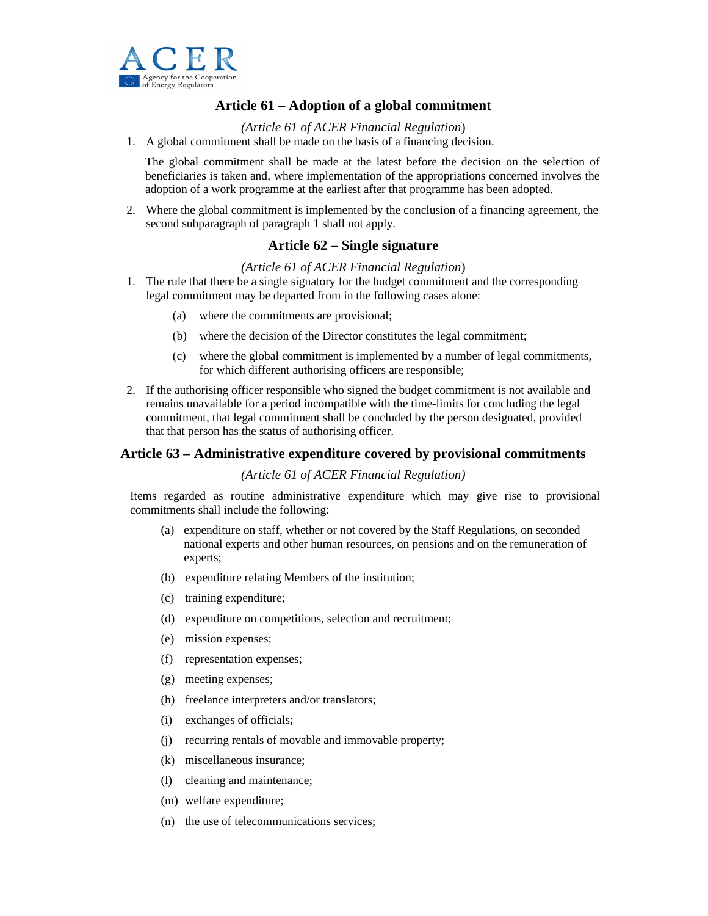## Article 61 – Adoption of a global commitment

*(Article 61 of ACER Financial Regulation)*

1. A global commitment shall be made on the basis of a financing decision.

   The global commitment shall be made at the latest before the decision on the selection of beneficiaries is taken and, where implementation of the appropriations concerned involves the adoption of a work programme at the earliest after that programme has been adopted.

2. Where the global commitment is implemented by the conclusion of a financing agreement, the second subparagraph of paragraph 1 shall not apply.

## Article 62 – Single signature

*(Article 61 of ACER Financial Regulation)*

1. The rule that there be a single signatory for the budget commitment and the corresponding legal commitment may be departed from in the following cases alone:

   (a) where the commitments are provisional;

   (b) where the decision of the Director constitutes the legal commitment;

   (c) where the global commitment is implemented by a number of legal commitments, for which different authorising officers are responsible;

2. If the authorising officer responsible who signed the budget commitment is not available and remains unavailable for a period incompatible with the time-limits for concluding the legal commitment, that legal commitment shall be concluded by the person designated, provided that that person has the status of authorising officer.

## Article 63 – Administrative expenditure covered by provisional commitments

*(Article 61 of ACER Financial Regulation)*

Items regarded as routine administrative expenditure which may give rise to provisional commitments shall include the following:

(a) expenditure on staff, whether or not covered by the Staff Regulations, on seconded national experts and other human resources, on pensions and on the remuneration of experts;

(b) expenditure relating Members of the institution;

(c) training expenditure;

(d) expenditure on competitions, selection and recruitment;

(e) mission expenses;

(f) representation expenses;

(g) meeting expenses;

(h) freelance interpreters and/or translators;

(i) exchanges of officials;

(j) recurring rentals of movable and immovable property;

(k) miscellaneous insurance;

(l) cleaning and maintenance;

(m) welfare expenditure;

(n) the use of telecommunications services;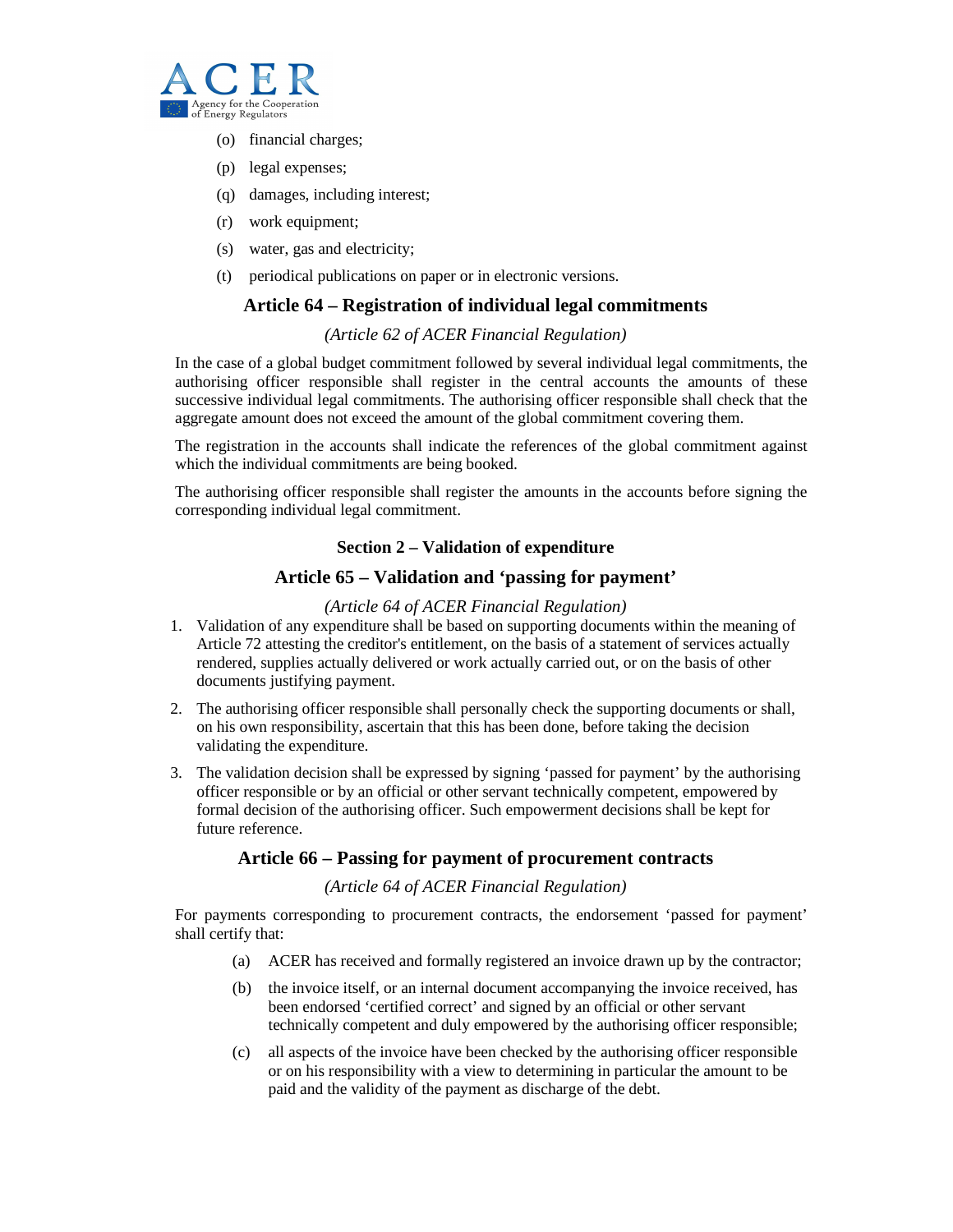(o) financial charges;

(p) legal expenses;

(q) damages, including interest;

(r) work equipment;

(s) water, gas and electricity;

(t) periodical publications on paper or in electronic versions.

### Article 64 – Registration of individual legal commitments

*(Article 62 of ACER Financial Regulation)*

In the case of a global budget commitment followed by several individual legal commitments, the authorising officer responsible shall register in the central accounts the amounts of these successive individual legal commitments. The authorising officer responsible shall check that the aggregate amount does not exceed the amount of the global commitment covering them.

The registration in the accounts shall indicate the references of the global commitment against which the individual commitments are being booked.

The authorising officer responsible shall register the amounts in the accounts before signing the corresponding individual legal commitment.

## Section 2 – Validation of expenditure

### Article 65 – Validation and 'passing for payment'

*(Article 64 of ACER Financial Regulation)*

1. Validation of any expenditure shall be based on supporting documents within the meaning of Article 72 attesting the creditor's entitlement, on the basis of a statement of services actually rendered, supplies actually delivered or work actually carried out, or on the basis of other documents justifying payment.

2. The authorising officer responsible shall personally check the supporting documents or shall, on his own responsibility, ascertain that this has been done, before taking the decision validating the expenditure.

3. The validation decision shall be expressed by signing 'passed for payment' by the authorising officer responsible or by an official or other servant technically competent, empowered by formal decision of the authorising officer. Such empowerment decisions shall be kept for future reference.

### Article 66 – Passing for payment of procurement contracts

*(Article 64 of ACER Financial Regulation)*

For payments corresponding to procurement contracts, the endorsement 'passed for payment' shall certify that:

(a) ACER has received and formally registered an invoice drawn up by the contractor;

(b) the invoice itself, or an internal document accompanying the invoice received, has been endorsed 'certified correct' and signed by an official or other servant technically competent and duly empowered by the authorising officer responsible;

(c) all aspects of the invoice have been checked by the authorising officer responsible or on his responsibility with a view to determining in particular the amount to be paid and the validity of the payment as discharge of the debt.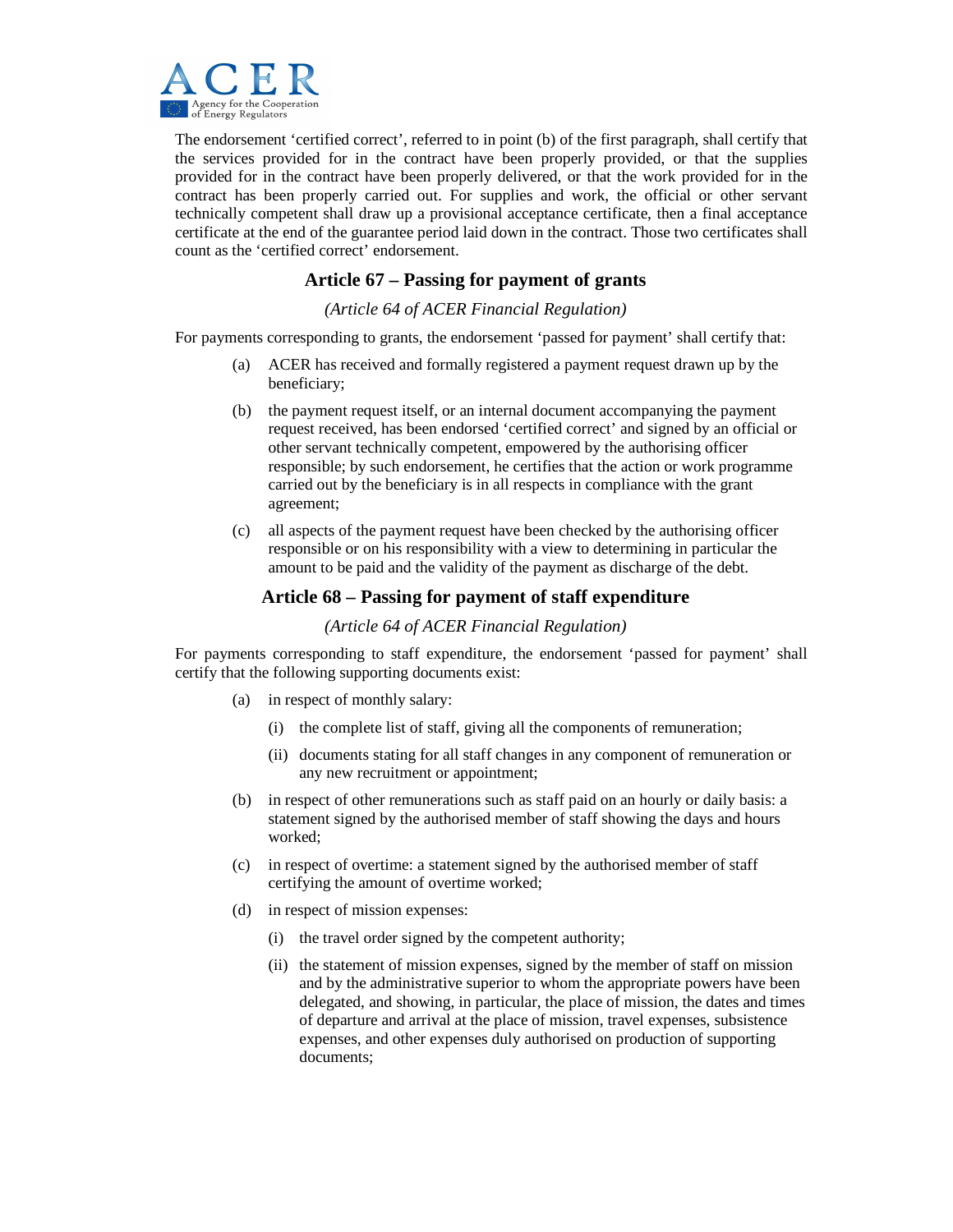The endorsement 'certified correct', referred to in point (b) of the first paragraph, shall certify that the services provided for in the contract have been properly provided, or that the supplies provided for in the contract have been properly delivered, or that the work provided for in the contract has been properly carried out. For supplies and work, the official or other servant technically competent shall draw up a provisional acceptance certificate, then a final acceptance certificate at the end of the guarantee period laid down in the contract. Those two certificates shall count as the 'certified correct' endorsement.

## Article 67 – Passing for payment of grants

*(Article 64 of ACER Financial Regulation)*

For payments corresponding to grants, the endorsement 'passed for payment' shall certify that:

(a) ACER has received and formally registered a payment request drawn up by the beneficiary;

(b) the payment request itself, or an internal document accompanying the payment request received, has been endorsed 'certified correct' and signed by an official or other servant technically competent, empowered by the authorising officer responsible; by such endorsement, he certifies that the action or work programme carried out by the beneficiary is in all respects in compliance with the grant agreement;

(c) all aspects of the payment request have been checked by the authorising officer responsible or on his responsibility with a view to determining in particular the amount to be paid and the validity of the payment as discharge of the debt.

## Article 68 – Passing for payment of staff expenditure

*(Article 64 of ACER Financial Regulation)*

For payments corresponding to staff expenditure, the endorsement 'passed for payment' shall certify that the following supporting documents exist:

(a) in respect of monthly salary:

   (i) the complete list of staff, giving all the components of remuneration;

   (ii) documents stating for all staff changes in any component of remuneration or any new recruitment or appointment;

(b) in respect of other remunerations such as staff paid on an hourly or daily basis: a statement signed by the authorised member of staff showing the days and hours worked;

(c) in respect of overtime: a statement signed by the authorised member of staff certifying the amount of overtime worked;

(d) in respect of mission expenses:

   (i) the travel order signed by the competent authority;

   (ii) the statement of mission expenses, signed by the member of staff on mission and by the administrative superior to whom the appropriate powers have been delegated, and showing, in particular, the place of mission, the dates and times of departure and arrival at the place of mission, travel expenses, subsistence expenses, and other expenses duly authorised on production of supporting documents;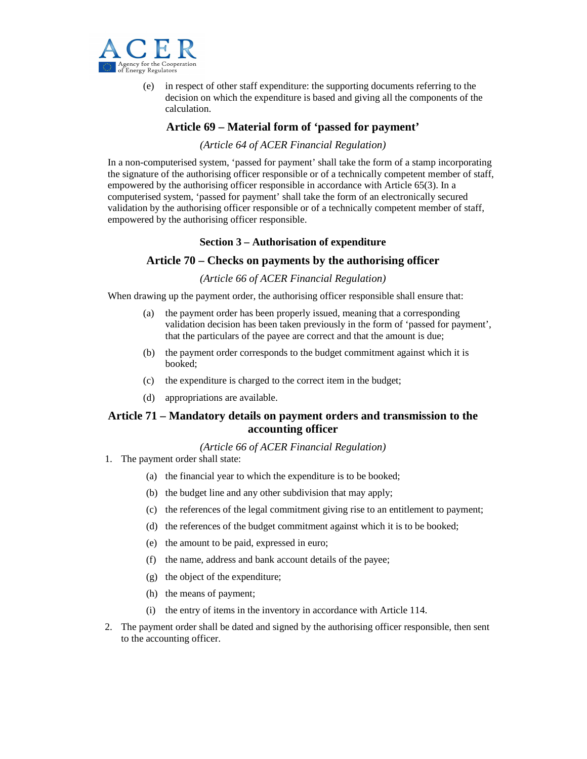(e) in respect of other staff expenditure: the supporting documents referring to the decision on which the expenditure is based and giving all the components of the calculation.

## Article 69 – Material form of 'passed for payment'

*(Article 64 of ACER Financial Regulation)*

In a non-computerised system, 'passed for payment' shall take the form of a stamp incorporating the signature of the authorising officer responsible or of a technically competent member of staff, empowered by the authorising officer responsible in accordance with Article 65(3). In a computerised system, 'passed for payment' shall take the form of an electronically secured validation by the authorising officer responsible or of a technically competent member of staff, empowered by the authorising officer responsible.

### Section 3 – Authorisation of expenditure

## Article 70 – Checks on payments by the authorising officer

*(Article 66 of ACER Financial Regulation)*

When drawing up the payment order, the authorising officer responsible shall ensure that:

(a) the payment order has been properly issued, meaning that a corresponding validation decision has been taken previously in the form of 'passed for payment', that the particulars of the payee are correct and that the amount is due;

(b) the payment order corresponds to the budget commitment against which it is booked;

(c) the expenditure is charged to the correct item in the budget;

(d) appropriations are available.

## Article 71 – Mandatory details on payment orders and transmission to the accounting officer

*(Article 66 of ACER Financial Regulation)*

1. The payment order shall state:

   (a) the financial year to which the expenditure is to be booked;

   (b) the budget line and any other subdivision that may apply;

   (c) the references of the legal commitment giving rise to an entitlement to payment;

   (d) the references of the budget commitment against which it is to be booked;

   (e) the amount to be paid, expressed in euro;

   (f) the name, address and bank account details of the payee;

   (g) the object of the expenditure;

   (h) the means of payment;

   (i) the entry of items in the inventory in accordance with Article 114.

2. The payment order shall be dated and signed by the authorising officer responsible, then sent to the accounting officer.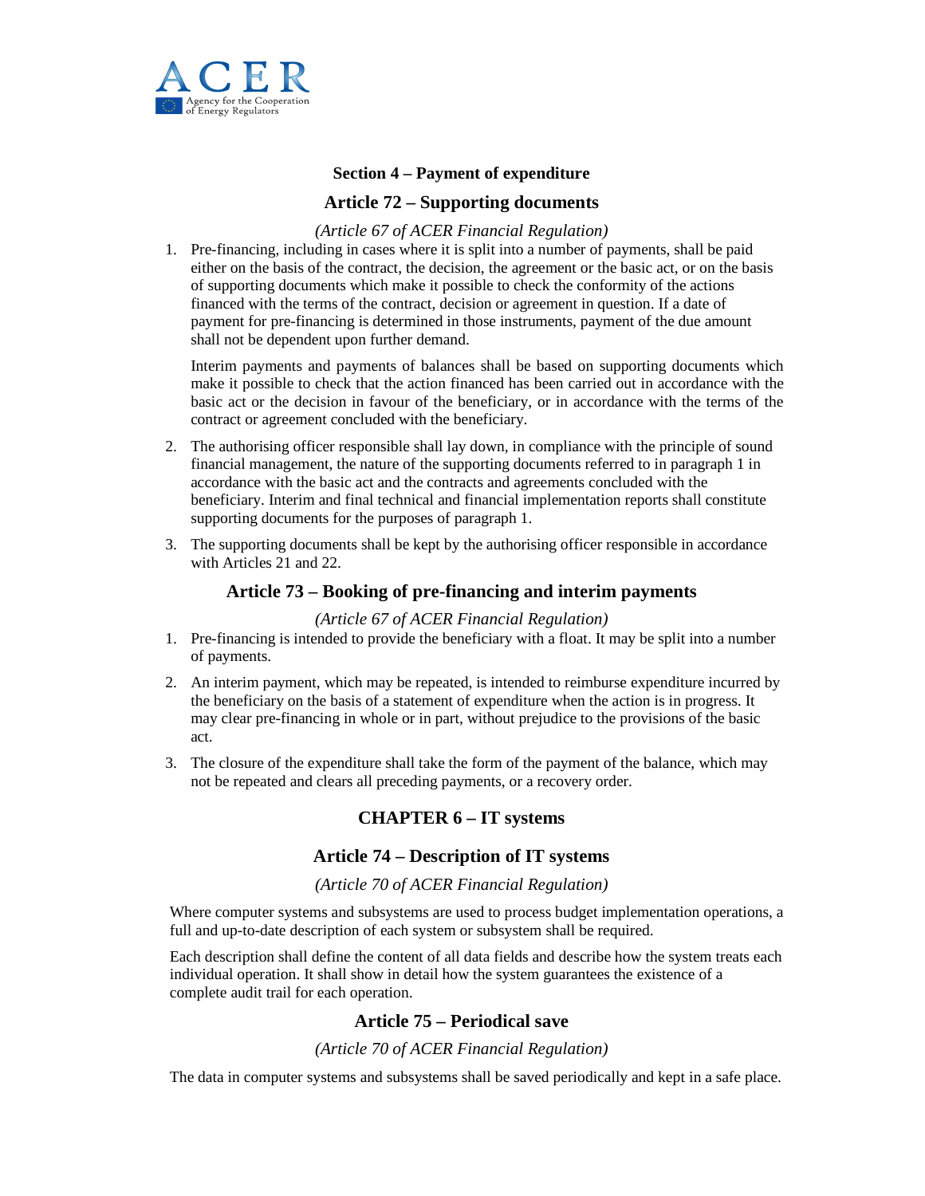## Section 4 – Payment of expenditure

### Article 72 – Supporting documents

*(Article 67 of ACER Financial Regulation)*

1. Pre-financing, including in cases where it is split into a number of payments, shall be paid either on the basis of the contract, the decision, the agreement or the basic act, or on the basis of supporting documents which make it possible to check the conformity of the actions financed with the terms of the contract, decision or agreement in question. If a date of payment for pre-financing is determined in those instruments, payment of the due amount shall not be dependent upon further demand.

   Interim payments and payments of balances shall be based on supporting documents which make it possible to check that the action financed has been carried out in accordance with the basic act or the decision in favour of the beneficiary, or in accordance with the terms of the contract or agreement concluded with the beneficiary.

2. The authorising officer responsible shall lay down, in compliance with the principle of sound financial management, the nature of the supporting documents referred to in paragraph 1 in accordance with the basic act and the contracts and agreements concluded with the beneficiary. Interim and final technical and financial implementation reports shall constitute supporting documents for the purposes of paragraph 1.

3. The supporting documents shall be kept by the authorising officer responsible in accordance with Articles 21 and 22.

### Article 73 – Booking of pre-financing and interim payments

*(Article 67 of ACER Financial Regulation)*

1. Pre-financing is intended to provide the beneficiary with a float. It may be split into a number of payments.

2. An interim payment, which may be repeated, is intended to reimburse expenditure incurred by the beneficiary on the basis of a statement of expenditure when the action is in progress. It may clear pre-financing in whole or in part, without prejudice to the provisions of the basic act.

3. The closure of the expenditure shall take the form of the payment of the balance, which may not be repeated and clears all preceding payments, or a recovery order.

## CHAPTER 6 – IT systems

### Article 74 – Description of IT systems

*(Article 70 of ACER Financial Regulation)*

Where computer systems and subsystems are used to process budget implementation operations, a full and up-to-date description of each system or subsystem shall be required.

Each description shall define the content of all data fields and describe how the system treats each individual operation. It shall show in detail how the system guarantees the existence of a complete audit trail for each operation.

### Article 75 – Periodical save

*(Article 70 of ACER Financial Regulation)*

The data in computer systems and subsystems shall be saved periodically and kept in a safe place.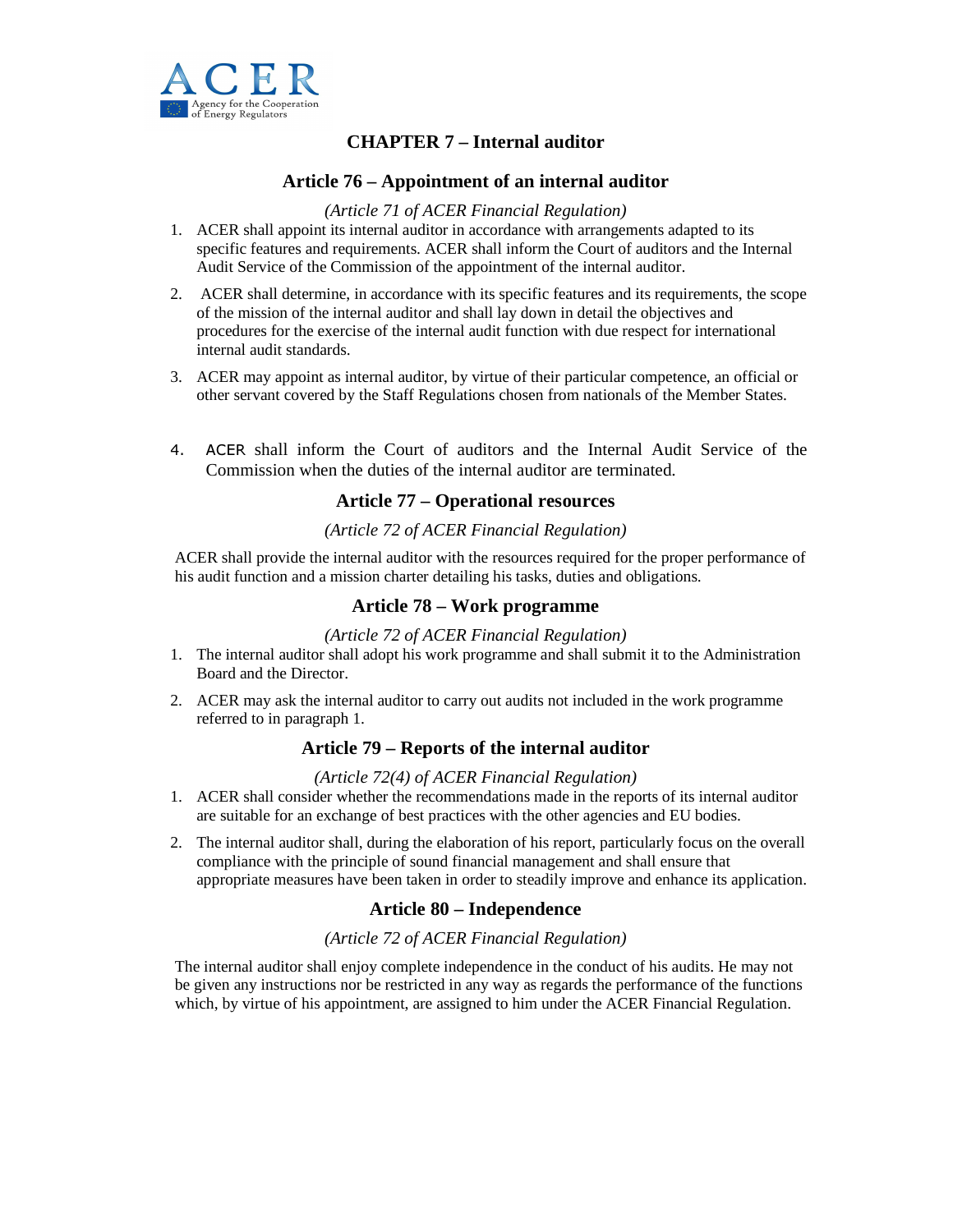## CHAPTER 7 – Internal auditor

### Article 76 – Appointment of an internal auditor

*(Article 71 of ACER Financial Regulation)*

1. ACER shall appoint its internal auditor in accordance with arrangements adapted to its specific features and requirements. ACER shall inform the Court of auditors and the Internal Audit Service of the Commission of the appointment of the internal auditor.
2. ACER shall determine, in accordance with its specific features and its requirements, the scope of the mission of the internal auditor and shall lay down in detail the objectives and procedures for the exercise of the internal audit function with due respect for international internal audit standards.
3. ACER may appoint as internal auditor, by virtue of their particular competence, an official or other servant covered by the Staff Regulations chosen from nationals of the Member States.
4. ACER shall inform the Court of auditors and the Internal Audit Service of the Commission when the duties of the internal auditor are terminated.

### Article 77 – Operational resources

*(Article 72 of ACER Financial Regulation)*

ACER shall provide the internal auditor with the resources required for the proper performance of his audit function and a mission charter detailing his tasks, duties and obligations.

### Article 78 – Work programme

*(Article 72 of ACER Financial Regulation)*

1. The internal auditor shall adopt his work programme and shall submit it to the Administration Board and the Director.
2. ACER may ask the internal auditor to carry out audits not included in the work programme referred to in paragraph 1.

### Article 79 – Reports of the internal auditor

*(Article 72(4) of ACER Financial Regulation)*

1. ACER shall consider whether the recommendations made in the reports of its internal auditor are suitable for an exchange of best practices with the other agencies and EU bodies.
2. The internal auditor shall, during the elaboration of his report, particularly focus on the overall compliance with the principle of sound financial management and shall ensure that appropriate measures have been taken in order to steadily improve and enhance its application.

### Article 80 – Independence

*(Article 72 of ACER Financial Regulation)*

The internal auditor shall enjoy complete independence in the conduct of his audits. He may not be given any instructions nor be restricted in any way as regards the performance of the functions which, by virtue of his appointment, are assigned to him under the ACER Financial Regulation.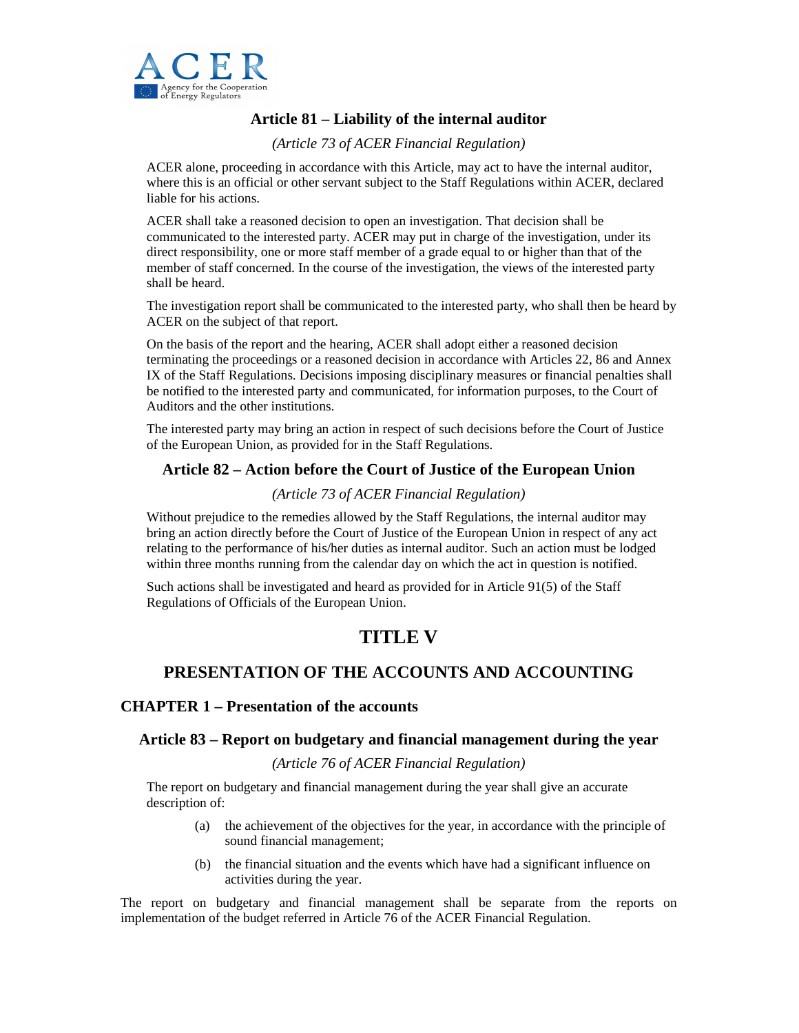### Article 81 – Liability of the internal auditor

*(Article 73 of ACER Financial Regulation)*

ACER alone, proceeding in accordance with this Article, may act to have the internal auditor, where this is an official or other servant subject to the Staff Regulations within ACER, declared liable for his actions.

ACER shall take a reasoned decision to open an investigation. That decision shall be communicated to the interested party. ACER may put in charge of the investigation, under its direct responsibility, one or more staff member of a grade equal to or higher than that of the member of staff concerned. In the course of the investigation, the views of the interested party shall be heard.

The investigation report shall be communicated to the interested party, who shall then be heard by ACER on the subject of that report.

On the basis of the report and the hearing, ACER shall adopt either a reasoned decision terminating the proceedings or a reasoned decision in accordance with Articles 22, 86 and Annex IX of the Staff Regulations. Decisions imposing disciplinary measures or financial penalties shall be notified to the interested party and communicated, for information purposes, to the Court of Auditors and the other institutions.

The interested party may bring an action in respect of such decisions before the Court of Justice of the European Union, as provided for in the Staff Regulations.

### Article 82 – Action before the Court of Justice of the European Union

*(Article 73 of ACER Financial Regulation)*

Without prejudice to the remedies allowed by the Staff Regulations, the internal auditor may bring an action directly before the Court of Justice of the European Union in respect of any act relating to the performance of his/her duties as internal auditor. Such an action must be lodged within three months running from the calendar day on which the act in question is notified.

Such actions shall be investigated and heard as provided for in Article 91(5) of the Staff Regulations of Officials of the European Union.

# TITLE V

# PRESENTATION OF THE ACCOUNTS AND ACCOUNTING

## CHAPTER 1 – Presentation of the accounts

### Article 83 – Report on budgetary and financial management during the year

*(Article 76 of ACER Financial Regulation)*

The report on budgetary and financial management during the year shall give an accurate description of:

(a) the achievement of the objectives for the year, in accordance with the principle of sound financial management;

(b) the financial situation and the events which have had a significant influence on activities during the year.

The report on budgetary and financial management shall be separate from the reports on implementation of the budget referred in Article 76 of the ACER Financial Regulation.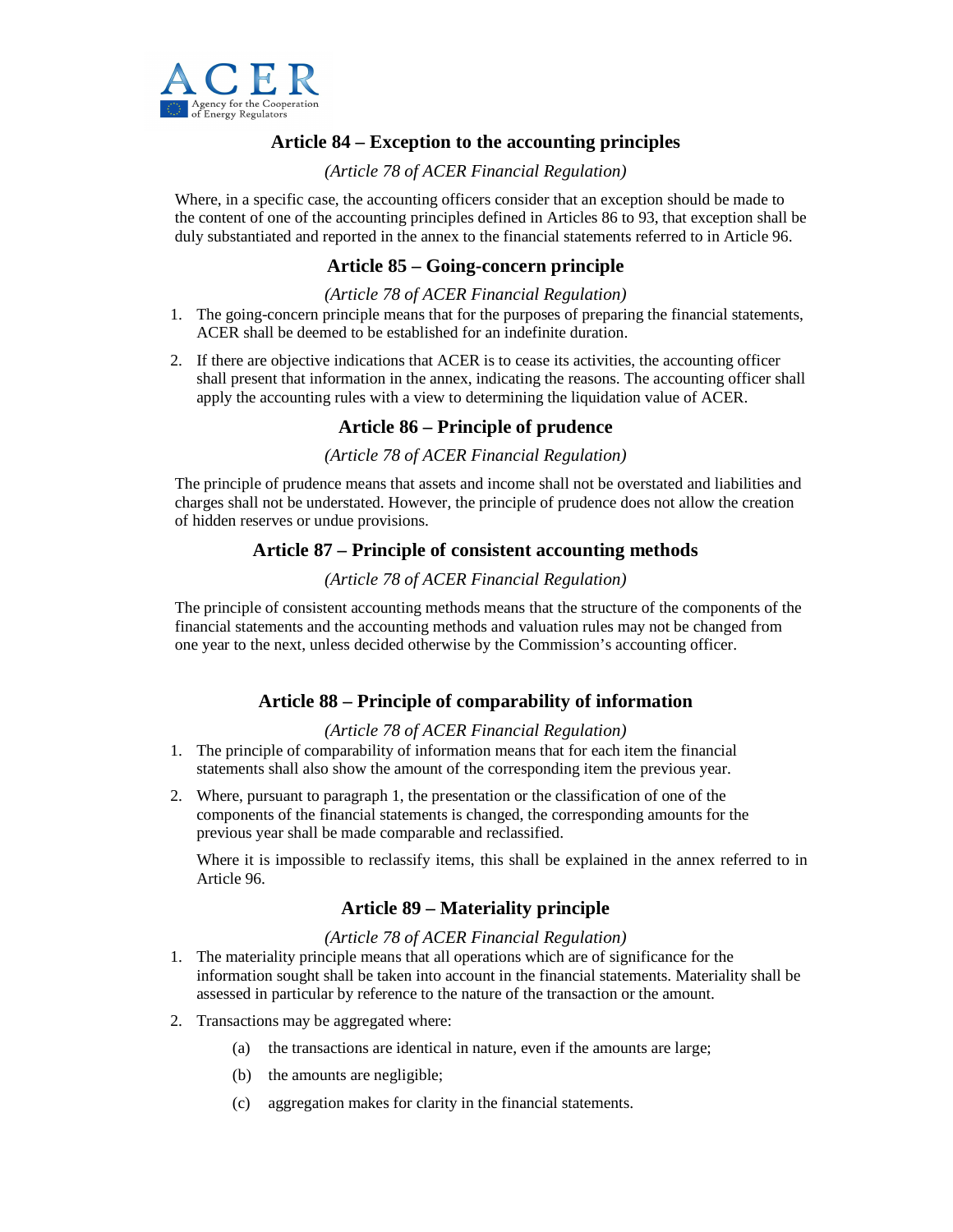## Article 84 – Exception to the accounting principles

*(Article 78 of ACER Financial Regulation)*

Where, in a specific case, the accounting officers consider that an exception should be made to the content of one of the accounting principles defined in Articles 86 to 93, that exception shall be duly substantiated and reported in the annex to the financial statements referred to in Article 96.

## Article 85 – Going-concern principle

*(Article 78 of ACER Financial Regulation)*

1. The going-concern principle means that for the purposes of preparing the financial statements, ACER shall be deemed to be established for an indefinite duration.
2. If there are objective indications that ACER is to cease its activities, the accounting officer shall present that information in the annex, indicating the reasons. The accounting officer shall apply the accounting rules with a view to determining the liquidation value of ACER.

## Article 86 – Principle of prudence

*(Article 78 of ACER Financial Regulation)*

The principle of prudence means that assets and income shall not be overstated and liabilities and charges shall not be understated. However, the principle of prudence does not allow the creation of hidden reserves or undue provisions.

## Article 87 – Principle of consistent accounting methods

*(Article 78 of ACER Financial Regulation)*

The principle of consistent accounting methods means that the structure of the components of the financial statements and the accounting methods and valuation rules may not be changed from one year to the next, unless decided otherwise by the Commission's accounting officer.

## Article 88 – Principle of comparability of information

*(Article 78 of ACER Financial Regulation)*

1. The principle of comparability of information means that for each item the financial statements shall also show the amount of the corresponding item the previous year.
2. Where, pursuant to paragraph 1, the presentation or the classification of one of the components of the financial statements is changed, the corresponding amounts for the previous year shall be made comparable and reclassified.

   Where it is impossible to reclassify items, this shall be explained in the annex referred to in Article 96.

## Article 89 – Materiality principle

*(Article 78 of ACER Financial Regulation)*

1. The materiality principle means that all operations which are of significance for the information sought shall be taken into account in the financial statements. Materiality shall be assessed in particular by reference to the nature of the transaction or the amount.
2. Transactions may be aggregated where:
   - (a) the transactions are identical in nature, even if the amounts are large;
   - (b) the amounts are negligible;
   - (c) aggregation makes for clarity in the financial statements.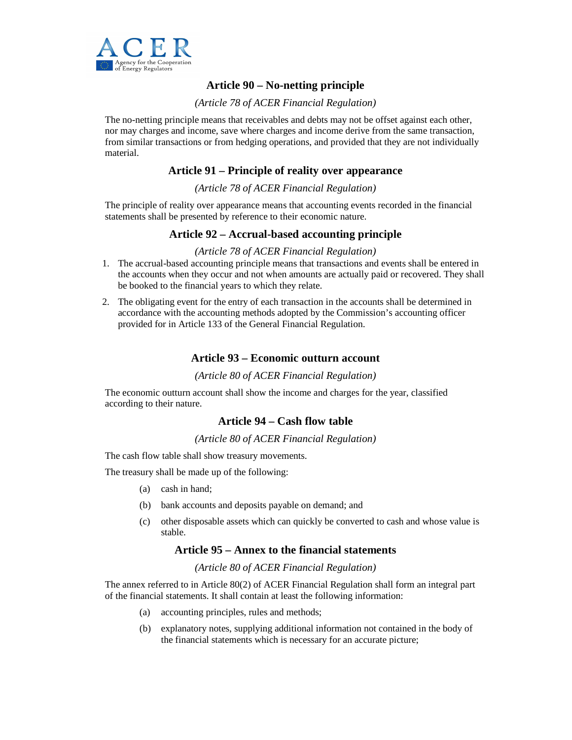## Article 90 – No-netting principle

*(Article 78 of ACER Financial Regulation)*

The no-netting principle means that receivables and debts may not be offset against each other, nor may charges and income, save where charges and income derive from the same transaction, from similar transactions or from hedging operations, and provided that they are not individually material.

## Article 91 – Principle of reality over appearance

*(Article 78 of ACER Financial Regulation)*

The principle of reality over appearance means that accounting events recorded in the financial statements shall be presented by reference to their economic nature.

## Article 92 – Accrual-based accounting principle

*(Article 78 of ACER Financial Regulation)*

1. The accrual-based accounting principle means that transactions and events shall be entered in the accounts when they occur and not when amounts are actually paid or recovered. They shall be booked to the financial years to which they relate.
2. The obligating event for the entry of each transaction in the accounts shall be determined in accordance with the accounting methods adopted by the Commission's accounting officer provided for in Article 133 of the General Financial Regulation.

## Article 93 – Economic outturn account

*(Article 80 of ACER Financial Regulation)*

The economic outturn account shall show the income and charges for the year, classified according to their nature.

## Article 94 – Cash flow table

*(Article 80 of ACER Financial Regulation)*

The cash flow table shall show treasury movements.

The treasury shall be made up of the following:

(a) cash in hand;

(b) bank accounts and deposits payable on demand; and

(c) other disposable assets which can quickly be converted to cash and whose value is stable.

## Article 95 – Annex to the financial statements

*(Article 80 of ACER Financial Regulation)*

The annex referred to in Article 80(2) of ACER Financial Regulation shall form an integral part of the financial statements. It shall contain at least the following information:

(a) accounting principles, rules and methods;

(b) explanatory notes, supplying additional information not contained in the body of the financial statements which is necessary for an accurate picture;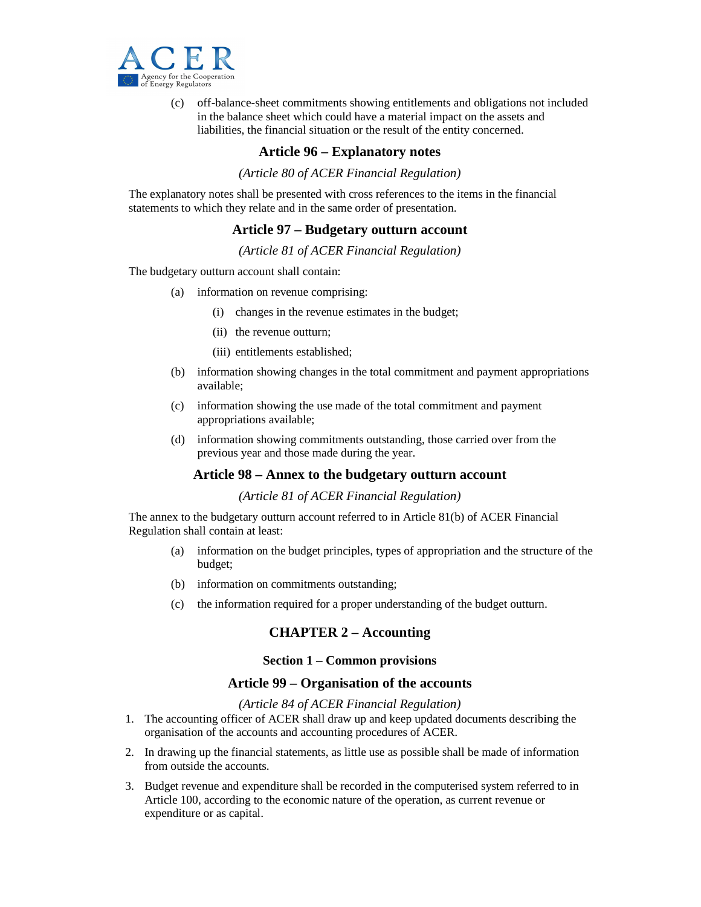(c) off-balance-sheet commitments showing entitlements and obligations not included in the balance sheet which could have a material impact on the assets and liabilities, the financial situation or the result of the entity concerned.

### Article 96 – Explanatory notes

*(Article 80 of ACER Financial Regulation)*

The explanatory notes shall be presented with cross references to the items in the financial statements to which they relate and in the same order of presentation.

### Article 97 – Budgetary outturn account

*(Article 81 of ACER Financial Regulation)*

The budgetary outturn account shall contain:

(a) information on revenue comprising:

  (i) changes in the revenue estimates in the budget;

  (ii) the revenue outturn;

  (iii) entitlements established;

(b) information showing changes in the total commitment and payment appropriations available;

(c) information showing the use made of the total commitment and payment appropriations available;

(d) information showing commitments outstanding, those carried over from the previous year and those made during the year.

### Article 98 – Annex to the budgetary outturn account

*(Article 81 of ACER Financial Regulation)*

The annex to the budgetary outturn account referred to in Article 81(b) of ACER Financial Regulation shall contain at least:

(a) information on the budget principles, types of appropriation and the structure of the budget;

(b) information on commitments outstanding;

(c) the information required for a proper understanding of the budget outturn.

## CHAPTER 2 – Accounting

### Section 1 – Common provisions

### Article 99 – Organisation of the accounts

*(Article 84 of ACER Financial Regulation)*

1. The accounting officer of ACER shall draw up and keep updated documents describing the organisation of the accounts and accounting procedures of ACER.
2. In drawing up the financial statements, as little use as possible shall be made of information from outside the accounts.
3. Budget revenue and expenditure shall be recorded in the computerised system referred to in Article 100, according to the economic nature of the operation, as current revenue or expenditure or as capital.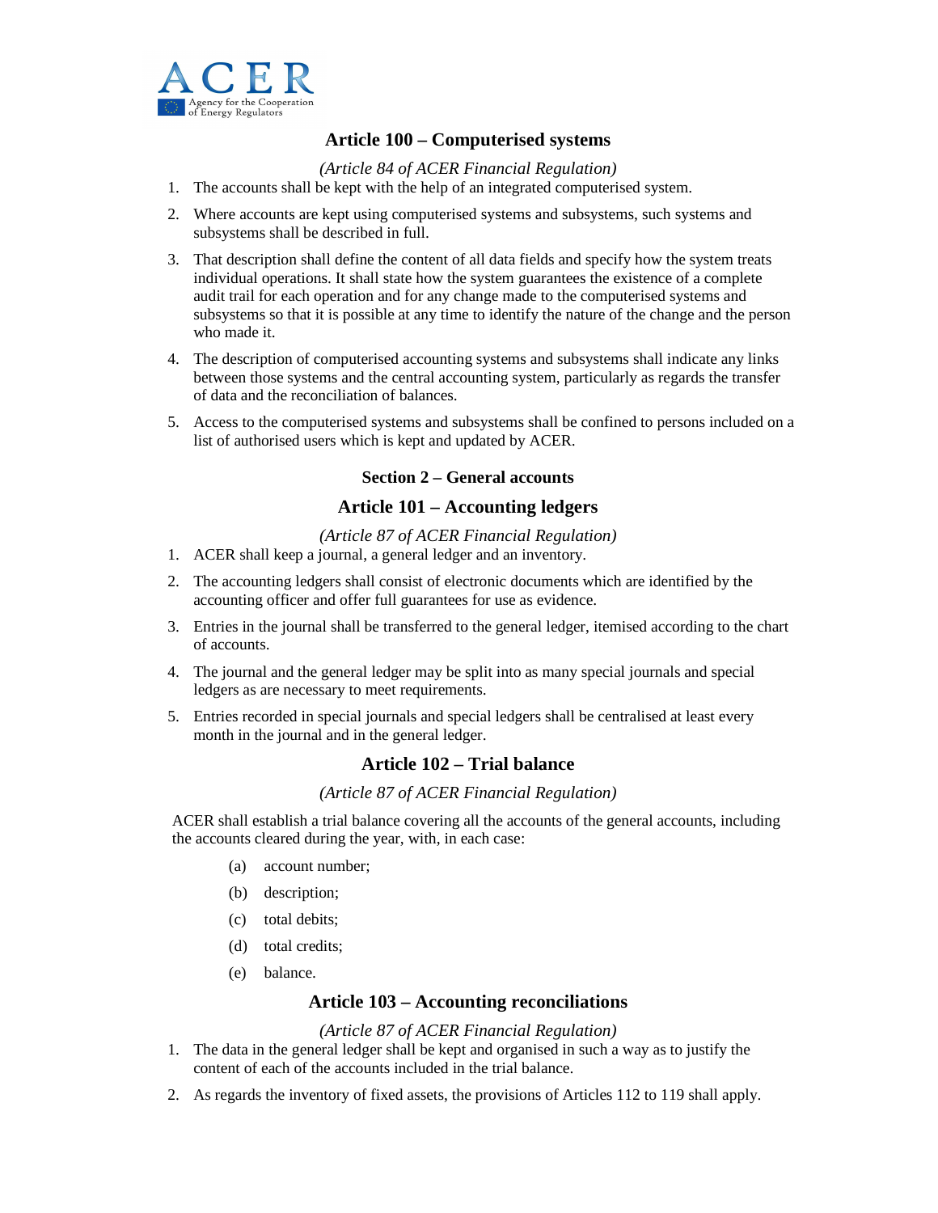## Article 100 – Computerised systems

*(Article 84 of ACER Financial Regulation)*

1. The accounts shall be kept with the help of an integrated computerised system.
2. Where accounts are kept using computerised systems and subsystems, such systems and subsystems shall be described in full.
3. That description shall define the content of all data fields and specify how the system treats individual operations. It shall state how the system guarantees the existence of a complete audit trail for each operation and for any change made to the computerised systems and subsystems so that it is possible at any time to identify the nature of the change and the person who made it.
4. The description of computerised accounting systems and subsystems shall indicate any links between those systems and the central accounting system, particularly as regards the transfer of data and the reconciliation of balances.
5. Access to the computerised systems and subsystems shall be confined to persons included on a list of authorised users which is kept and updated by ACER.

### Section 2 – General accounts

## Article 101 – Accounting ledgers

*(Article 87 of ACER Financial Regulation)*

1. ACER shall keep a journal, a general ledger and an inventory.
2. The accounting ledgers shall consist of electronic documents which are identified by the accounting officer and offer full guarantees for use as evidence.
3. Entries in the journal shall be transferred to the general ledger, itemised according to the chart of accounts.
4. The journal and the general ledger may be split into as many special journals and special ledgers as are necessary to meet requirements.
5. Entries recorded in special journals and special ledgers shall be centralised at least every month in the journal and in the general ledger.

## Article 102 – Trial balance

*(Article 87 of ACER Financial Regulation)*

ACER shall establish a trial balance covering all the accounts of the general accounts, including the accounts cleared during the year, with, in each case:

(a) account number;

(b) description;

(c) total debits;

(d) total credits;

(e) balance.

## Article 103 – Accounting reconciliations

*(Article 87 of ACER Financial Regulation)*

1. The data in the general ledger shall be kept and organised in such a way as to justify the content of each of the accounts included in the trial balance.
2. As regards the inventory of fixed assets, the provisions of Articles 112 to 119 shall apply.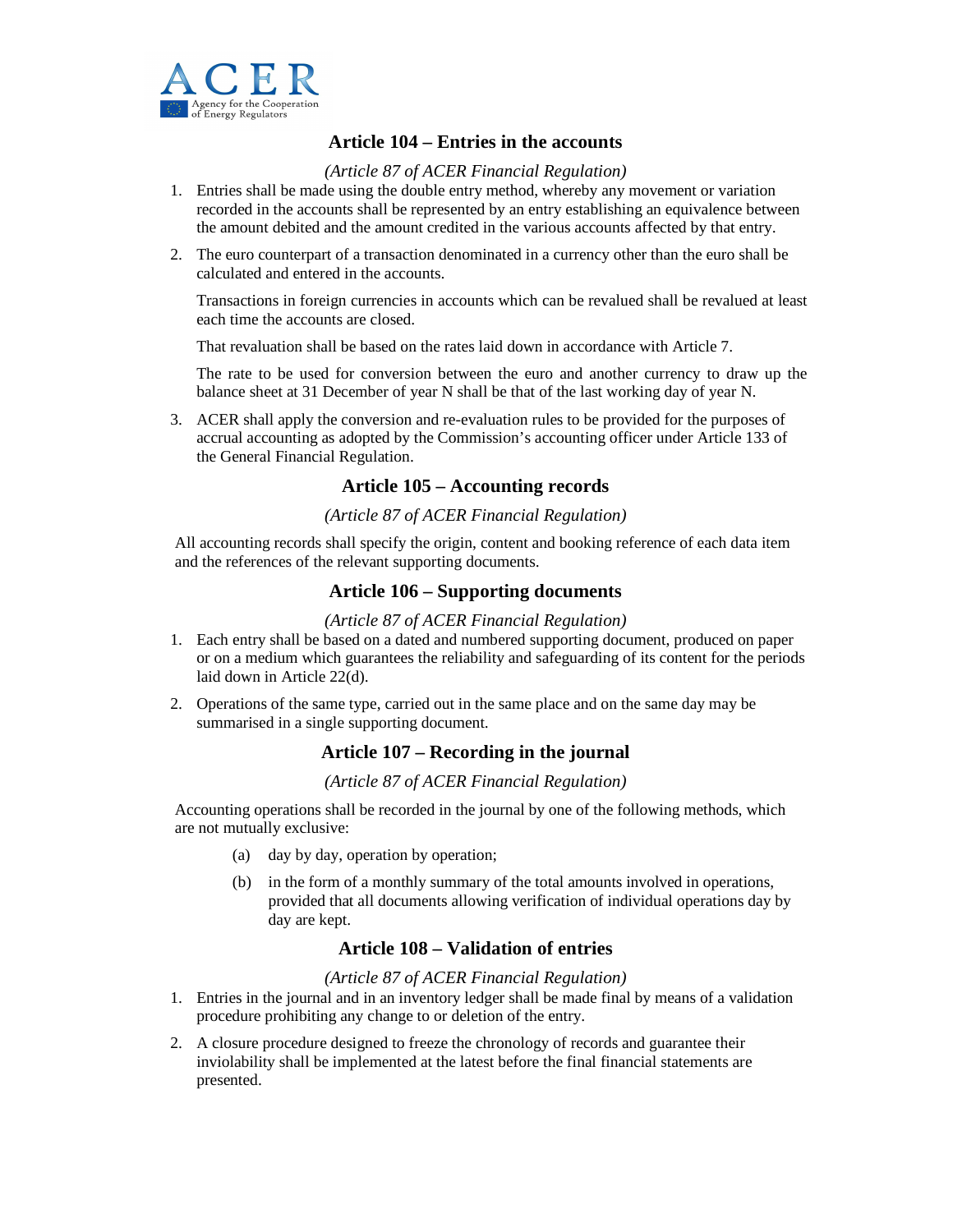## Article 104 – Entries in the accounts

*(Article 87 of ACER Financial Regulation)*

1. Entries shall be made using the double entry method, whereby any movement or variation recorded in the accounts shall be represented by an entry establishing an equivalence between the amount debited and the amount credited in the various accounts affected by that entry.

2. The euro counterpart of a transaction denominated in a currency other than the euro shall be calculated and entered in the accounts.

   Transactions in foreign currencies in accounts which can be revalued shall be revalued at least each time the accounts are closed.

   That revaluation shall be based on the rates laid down in accordance with Article 7.

   The rate to be used for conversion between the euro and another currency to draw up the balance sheet at 31 December of year N shall be that of the last working day of year N.

3. ACER shall apply the conversion and re-evaluation rules to be provided for the purposes of accrual accounting as adopted by the Commission's accounting officer under Article 133 of the General Financial Regulation.

## Article 105 – Accounting records

*(Article 87 of ACER Financial Regulation)*

All accounting records shall specify the origin, content and booking reference of each data item and the references of the relevant supporting documents.

## Article 106 – Supporting documents

*(Article 87 of ACER Financial Regulation)*

1. Each entry shall be based on a dated and numbered supporting document, produced on paper or on a medium which guarantees the reliability and safeguarding of its content for the periods laid down in Article 22(d).

2. Operations of the same type, carried out in the same place and on the same day may be summarised in a single supporting document.

## Article 107 – Recording in the journal

*(Article 87 of ACER Financial Regulation)*

Accounting operations shall be recorded in the journal by one of the following methods, which are not mutually exclusive:

(a) day by day, operation by operation;

(b) in the form of a monthly summary of the total amounts involved in operations, provided that all documents allowing verification of individual operations day by day are kept.

## Article 108 – Validation of entries

*(Article 87 of ACER Financial Regulation)*

1. Entries in the journal and in an inventory ledger shall be made final by means of a validation procedure prohibiting any change to or deletion of the entry.

2. A closure procedure designed to freeze the chronology of records and guarantee their inviolability shall be implemented at the latest before the final financial statements are presented.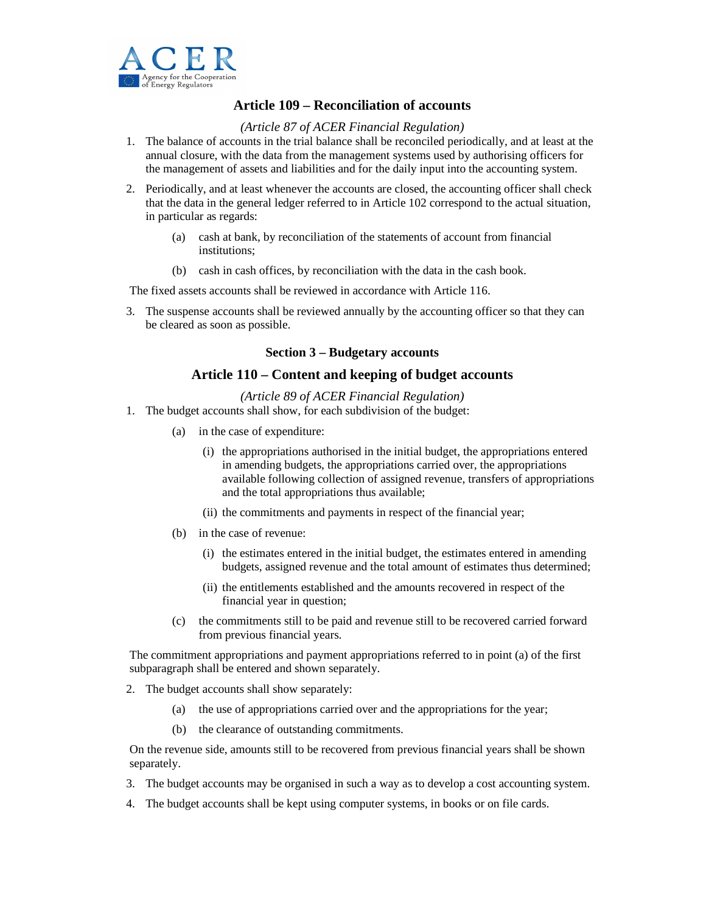## Article 109 – Reconciliation of accounts

*(Article 87 of ACER Financial Regulation)*

1. The balance of accounts in the trial balance shall be reconciled periodically, and at least at the annual closure, with the data from the management systems used by authorising officers for the management of assets and liabilities and for the daily input into the accounting system.

2. Periodically, and at least whenever the accounts are closed, the accounting officer shall check that the data in the general ledger referred to in Article 102 correspond to the actual situation, in particular as regards:

   (a) cash at bank, by reconciliation of the statements of account from financial institutions;

   (b) cash in cash offices, by reconciliation with the data in the cash book.

The fixed assets accounts shall be reviewed in accordance with Article 116.

3. The suspense accounts shall be reviewed annually by the accounting officer so that they can be cleared as soon as possible.

### Section 3 – Budgetary accounts

## Article 110 – Content and keeping of budget accounts

*(Article 89 of ACER Financial Regulation)*

1. The budget accounts shall show, for each subdivision of the budget:

   (a) in the case of expenditure:

      (i) the appropriations authorised in the initial budget, the appropriations entered in amending budgets, the appropriations carried over, the appropriations available following collection of assigned revenue, transfers of appropriations and the total appropriations thus available;

      (ii) the commitments and payments in respect of the financial year;

   (b) in the case of revenue:

      (i) the estimates entered in the initial budget, the estimates entered in amending budgets, assigned revenue and the total amount of estimates thus determined;

      (ii) the entitlements established and the amounts recovered in respect of the financial year in question;

   (c) the commitments still to be paid and revenue still to be recovered carried forward from previous financial years.

The commitment appropriations and payment appropriations referred to in point (a) of the first subparagraph shall be entered and shown separately.

2. The budget accounts shall show separately:

   (a) the use of appropriations carried over and the appropriations for the year;

   (b) the clearance of outstanding commitments.

On the revenue side, amounts still to be recovered from previous financial years shall be shown separately.

3. The budget accounts may be organised in such a way as to develop a cost accounting system.

4. The budget accounts shall be kept using computer systems, in books or on file cards.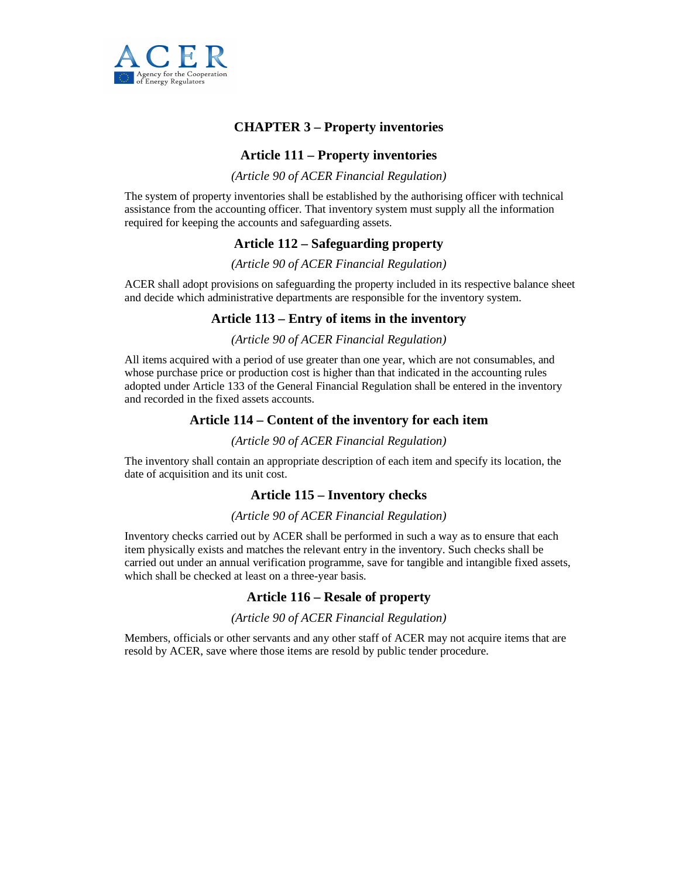## CHAPTER 3 – Property inventories

### Article 111 – Property inventories

*(Article 90 of ACER Financial Regulation)*

The system of property inventories shall be established by the authorising officer with technical assistance from the accounting officer. That inventory system must supply all the information required for keeping the accounts and safeguarding assets.

### Article 112 – Safeguarding property

*(Article 90 of ACER Financial Regulation)*

ACER shall adopt provisions on safeguarding the property included in its respective balance sheet and decide which administrative departments are responsible for the inventory system.

### Article 113 – Entry of items in the inventory

*(Article 90 of ACER Financial Regulation)*

All items acquired with a period of use greater than one year, which are not consumables, and whose purchase price or production cost is higher than that indicated in the accounting rules adopted under Article 133 of the General Financial Regulation shall be entered in the inventory and recorded in the fixed assets accounts.

### Article 114 – Content of the inventory for each item

*(Article 90 of ACER Financial Regulation)*

The inventory shall contain an appropriate description of each item and specify its location, the date of acquisition and its unit cost.

### Article 115 – Inventory checks

*(Article 90 of ACER Financial Regulation)*

Inventory checks carried out by ACER shall be performed in such a way as to ensure that each item physically exists and matches the relevant entry in the inventory. Such checks shall be carried out under an annual verification programme, save for tangible and intangible fixed assets, which shall be checked at least on a three-year basis.

### Article 116 – Resale of property

*(Article 90 of ACER Financial Regulation)*

Members, officials or other servants and any other staff of ACER may not acquire items that are resold by ACER, save where those items are resold by public tender procedure.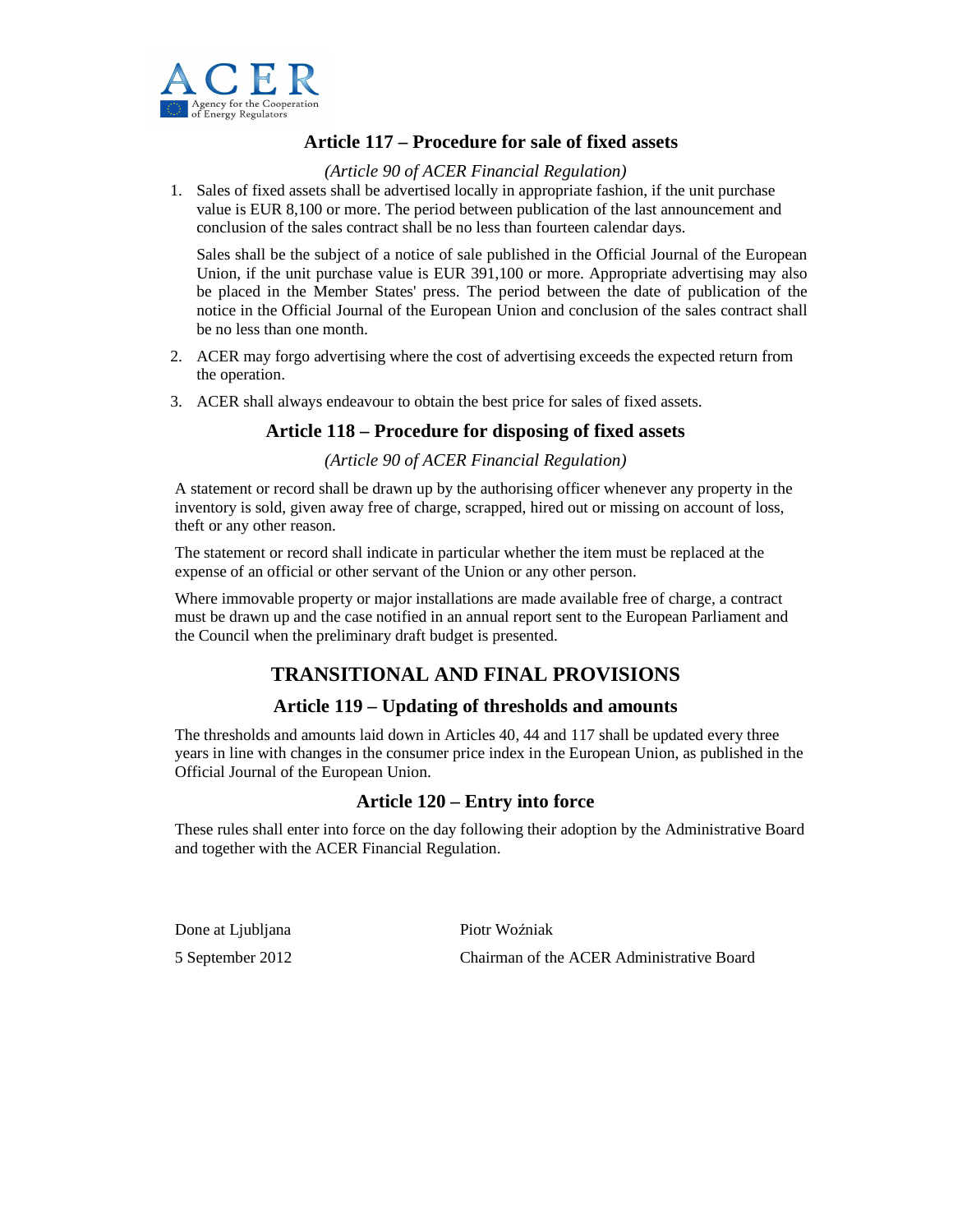## Article 117 – Procedure for sale of fixed assets

*(Article 90 of ACER Financial Regulation)*

1. Sales of fixed assets shall be advertised locally in appropriate fashion, if the unit purchase value is EUR 8,100 or more. The period between publication of the last announcement and conclusion of the sales contract shall be no less than fourteen calendar days.

   Sales shall be the subject of a notice of sale published in the Official Journal of the European Union, if the unit purchase value is EUR 391,100 or more. Appropriate advertising may also be placed in the Member States' press. The period between the date of publication of the notice in the Official Journal of the European Union and conclusion of the sales contract shall be no less than one month.

2. ACER may forgo advertising where the cost of advertising exceeds the expected return from the operation.

3. ACER shall always endeavour to obtain the best price for sales of fixed assets.

## Article 118 – Procedure for disposing of fixed assets

*(Article 90 of ACER Financial Regulation)*

A statement or record shall be drawn up by the authorising officer whenever any property in the inventory is sold, given away free of charge, scrapped, hired out or missing on account of loss, theft or any other reason.

The statement or record shall indicate in particular whether the item must be replaced at the expense of an official or other servant of the Union or any other person.

Where immovable property or major installations are made available free of charge, a contract must be drawn up and the case notified in an annual report sent to the European Parliament and the Council when the preliminary draft budget is presented.

# TRANSITIONAL AND FINAL PROVISIONS

## Article 119 – Updating of thresholds and amounts

The thresholds and amounts laid down in Articles 40, 44 and 117 shall be updated every three years in line with changes in the consumer price index in the European Union, as published in the Official Journal of the European Union.

## Article 120 – Entry into force

These rules shall enter into force on the day following their adoption by the Administrative Board and together with the ACER Financial Regulation.

Done at Ljubljana

5 September 2012

Piotr Woźniak

Chairman of the ACER Administrative Board